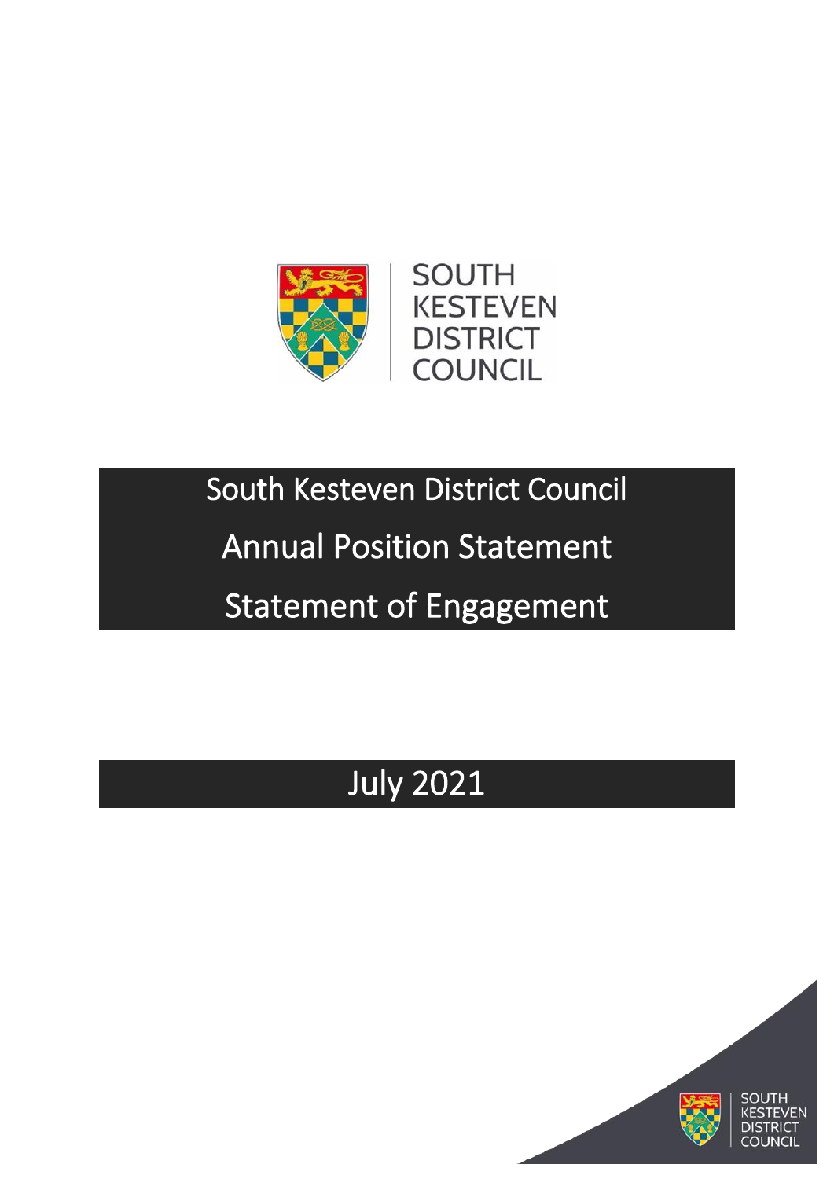# South Kesteven District Council

# Annual Position Statement

# Statement of Engagement

## July 2021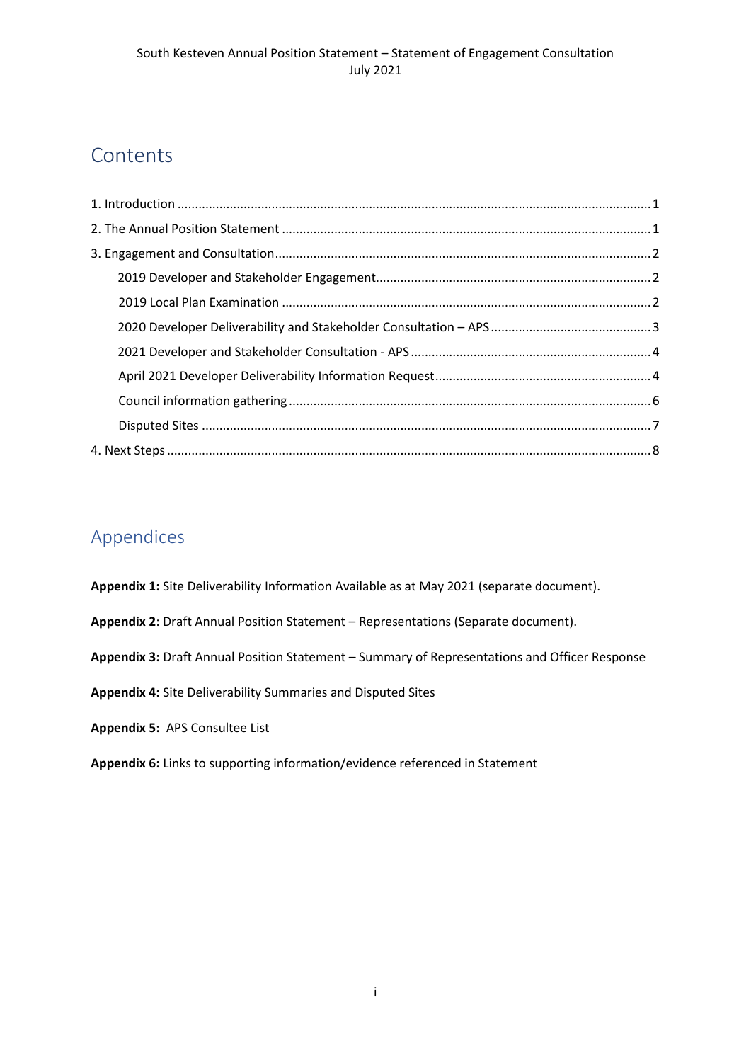# Contents

1. Introduction .......... 1
2. The Annual Position Statement .......... 1
3. Engagement and Consultation .......... 2
    - 2019 Developer and Stakeholder Engagement .......... 2
    - 2019 Local Plan Examination .......... 2
    - 2020 Developer Deliverability and Stakeholder Consultation – APS .......... 3
    - 2021 Developer and Stakeholder Consultation - APS .......... 4
    - April 2021 Developer Deliverability Information Request .......... 4
    - Council information gathering .......... 6
    - Disputed Sites .......... 7
4. Next Steps .......... 8

# Appendices

**Appendix 1:** Site Deliverability Information Available as at May 2021 (separate document).

**Appendix 2**: Draft Annual Position Statement – Representations (Separate document).

**Appendix 3:** Draft Annual Position Statement – Summary of Representations and Officer Response

**Appendix 4:** Site Deliverability Summaries and Disputed Sites

**Appendix 5:** APS Consultee List

**Appendix 6:** Links to supporting information/evidence referenced in Statement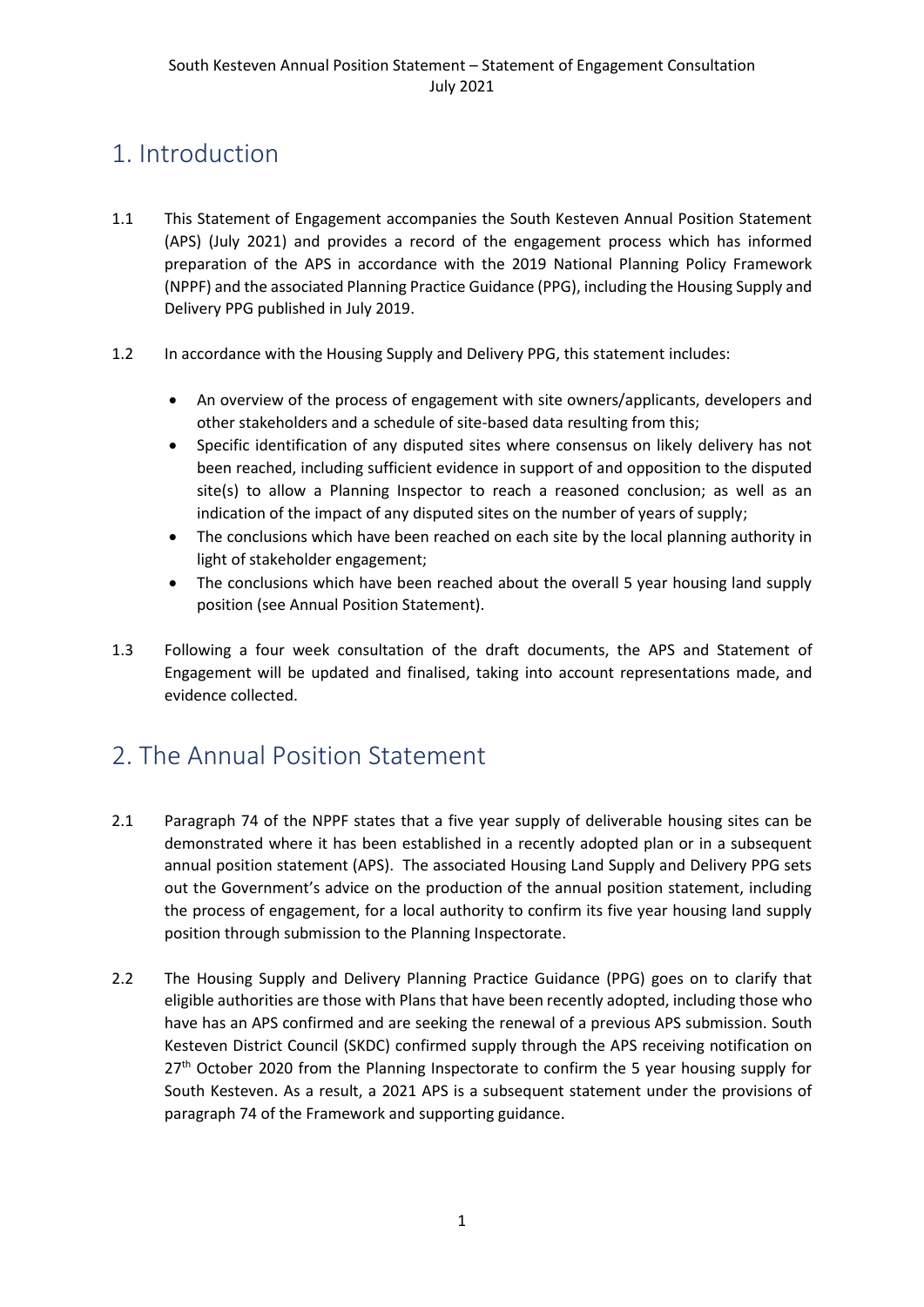# 1. Introduction

1.1 This Statement of Engagement accompanies the South Kesteven Annual Position Statement (APS) (July 2021) and provides a record of the engagement process which has informed preparation of the APS in accordance with the 2019 National Planning Policy Framework (NPPF) and the associated Planning Practice Guidance (PPG), including the Housing Supply and Delivery PPG published in July 2019.

1.2 In accordance with the Housing Supply and Delivery PPG, this statement includes:

- An overview of the process of engagement with site owners/applicants, developers and other stakeholders and a schedule of site-based data resulting from this;
- Specific identification of any disputed sites where consensus on likely delivery has not been reached, including sufficient evidence in support of and opposition to the disputed site(s) to allow a Planning Inspector to reach a reasoned conclusion; as well as an indication of the impact of any disputed sites on the number of years of supply;
- The conclusions which have been reached on each site by the local planning authority in light of stakeholder engagement;
- The conclusions which have been reached about the overall 5 year housing land supply position (see Annual Position Statement).

1.3 Following a four week consultation of the draft documents, the APS and Statement of Engagement will be updated and finalised, taking into account representations made, and evidence collected.

# 2. The Annual Position Statement

2.1 Paragraph 74 of the NPPF states that a five year supply of deliverable housing sites can be demonstrated where it has been established in a recently adopted plan or in a subsequent annual position statement (APS). The associated Housing Land Supply and Delivery PPG sets out the Government's advice on the production of the annual position statement, including the process of engagement, for a local authority to confirm its five year housing land supply position through submission to the Planning Inspectorate.

2.2 The Housing Supply and Delivery Planning Practice Guidance (PPG) goes on to clarify that eligible authorities are those with Plans that have been recently adopted, including those who have has an APS confirmed and are seeking the renewal of a previous APS submission. South Kesteven District Council (SKDC) confirmed supply through the APS receiving notification on 27th October 2020 from the Planning Inspectorate to confirm the 5 year housing supply for South Kesteven. As a result, a 2021 APS is a subsequent statement under the provisions of paragraph 74 of the Framework and supporting guidance.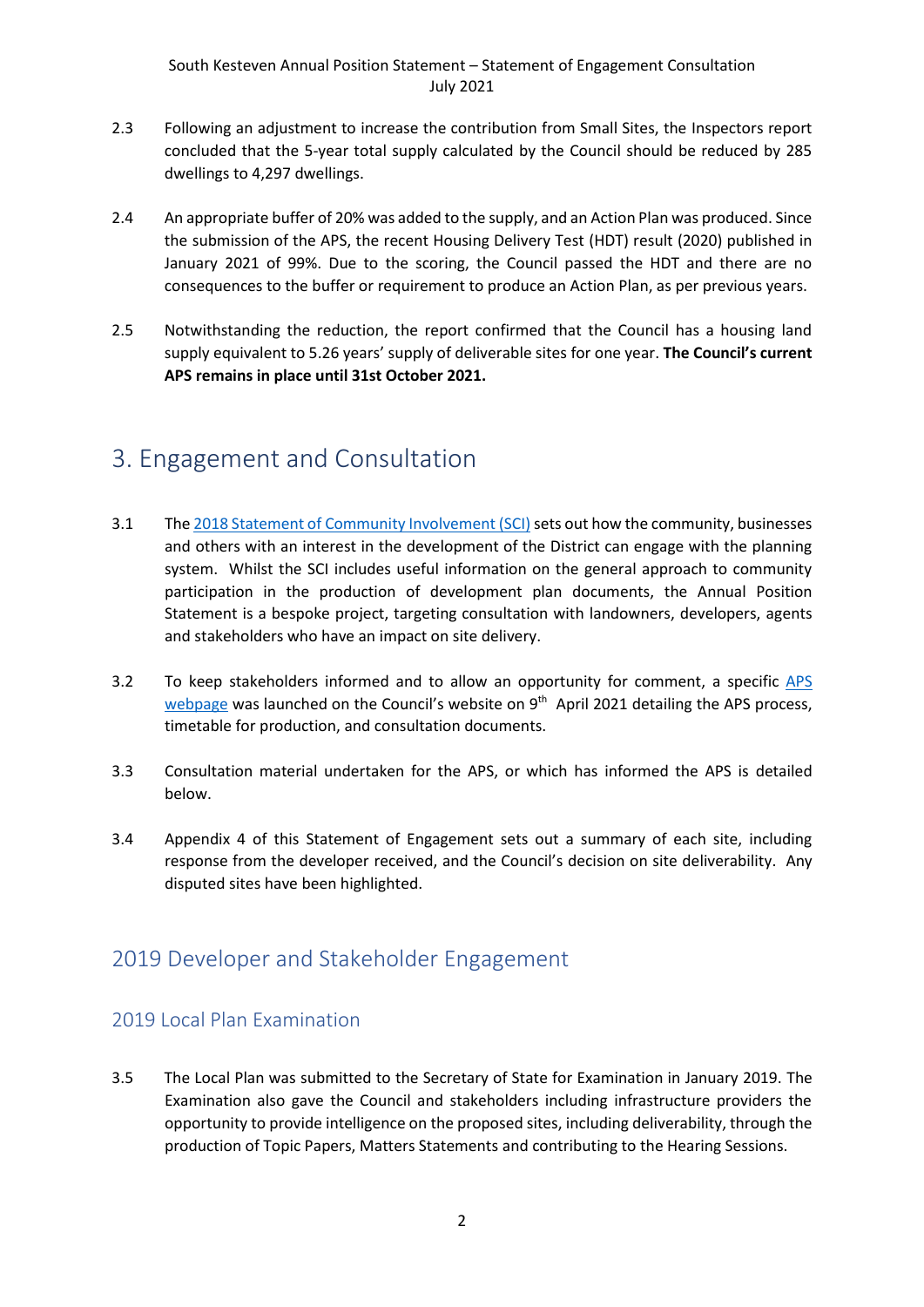2.3 Following an adjustment to increase the contribution from Small Sites, the Inspectors report concluded that the 5-year total supply calculated by the Council should be reduced by 285 dwellings to 4,297 dwellings.

2.4 An appropriate buffer of 20% was added to the supply, and an Action Plan was produced. Since the submission of the APS, the recent Housing Delivery Test (HDT) result (2020) published in January 2021 of 99%. Due to the scoring, the Council passed the HDT and there are no consequences to the buffer or requirement to produce an Action Plan, as per previous years.

2.5 Notwithstanding the reduction, the report confirmed that the Council has a housing land supply equivalent to 5.26 years' supply of deliverable sites for one year. **The Council's current APS remains in place until 31st October 2021.**

# 3. Engagement and Consultation

3.1 The 2018 Statement of Community Involvement (SCI) sets out how the community, businesses and others with an interest in the development of the District can engage with the planning system. Whilst the SCI includes useful information on the general approach to community participation in the production of development plan documents, the Annual Position Statement is a bespoke project, targeting consultation with landowners, developers, agents and stakeholders who have an impact on site delivery.

3.2 To keep stakeholders informed and to allow an opportunity for comment, a specific APS webpage was launched on the Council's website on 9th April 2021 detailing the APS process, timetable for production, and consultation documents.

3.3 Consultation material undertaken for the APS, or which has informed the APS is detailed below.

3.4 Appendix 4 of this Statement of Engagement sets out a summary of each site, including response from the developer received, and the Council's decision on site deliverability. Any disputed sites have been highlighted.

## 2019 Developer and Stakeholder Engagement

### 2019 Local Plan Examination

3.5 The Local Plan was submitted to the Secretary of State for Examination in January 2019. The Examination also gave the Council and stakeholders including infrastructure providers the opportunity to provide intelligence on the proposed sites, including deliverability, through the production of Topic Papers, Matters Statements and contributing to the Hearing Sessions.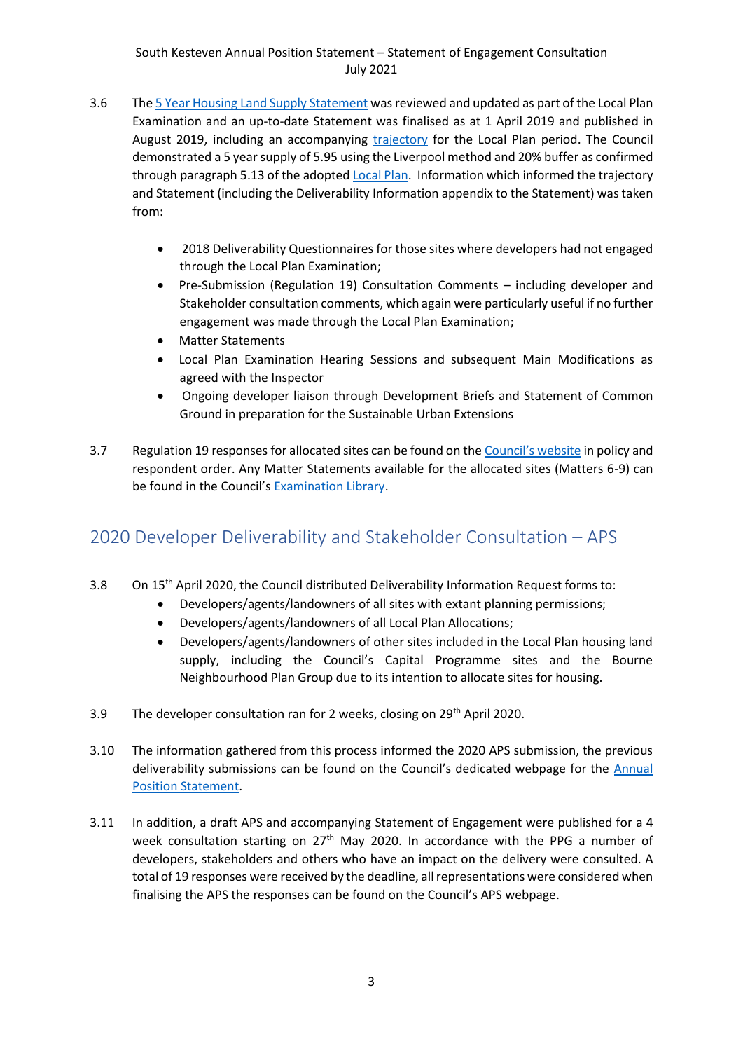3.6 The 5 Year Housing Land Supply Statement was reviewed and updated as part of the Local Plan Examination and an up-to-date Statement was finalised as at 1 April 2019 and published in August 2019, including an accompanying trajectory for the Local Plan period. The Council demonstrated a 5 year supply of 5.95 using the Liverpool method and 20% buffer as confirmed through paragraph 5.13 of the adopted Local Plan. Information which informed the trajectory and Statement (including the Deliverability Information appendix to the Statement) was taken from:

- 2018 Deliverability Questionnaires for those sites where developers had not engaged through the Local Plan Examination;
- Pre-Submission (Regulation 19) Consultation Comments – including developer and Stakeholder consultation comments, which again were particularly useful if no further engagement was made through the Local Plan Examination;
- Matter Statements
- Local Plan Examination Hearing Sessions and subsequent Main Modifications as agreed with the Inspector
- Ongoing developer liaison through Development Briefs and Statement of Common Ground in preparation for the Sustainable Urban Extensions

3.7 Regulation 19 responses for allocated sites can be found on the Council's website in policy and respondent order. Any Matter Statements available for the allocated sites (Matters 6-9) can be found in the Council's Examination Library.

## 2020 Developer Deliverability and Stakeholder Consultation – APS

3.8 On 15th April 2020, the Council distributed Deliverability Information Request forms to:

- Developers/agents/landowners of all sites with extant planning permissions;
- Developers/agents/landowners of all Local Plan Allocations;
- Developers/agents/landowners of other sites included in the Local Plan housing land supply, including the Council's Capital Programme sites and the Bourne Neighbourhood Plan Group due to its intention to allocate sites for housing.

3.9 The developer consultation ran for 2 weeks, closing on 29th April 2020.

3.10 The information gathered from this process informed the 2020 APS submission, the previous deliverability submissions can be found on the Council's dedicated webpage for the Annual Position Statement.

3.11 In addition, a draft APS and accompanying Statement of Engagement were published for a 4 week consultation starting on 27th May 2020. In accordance with the PPG a number of developers, stakeholders and others who have an impact on the delivery were consulted. A total of 19 responses were received by the deadline, all representations were considered when finalising the APS the responses can be found on the Council's APS webpage.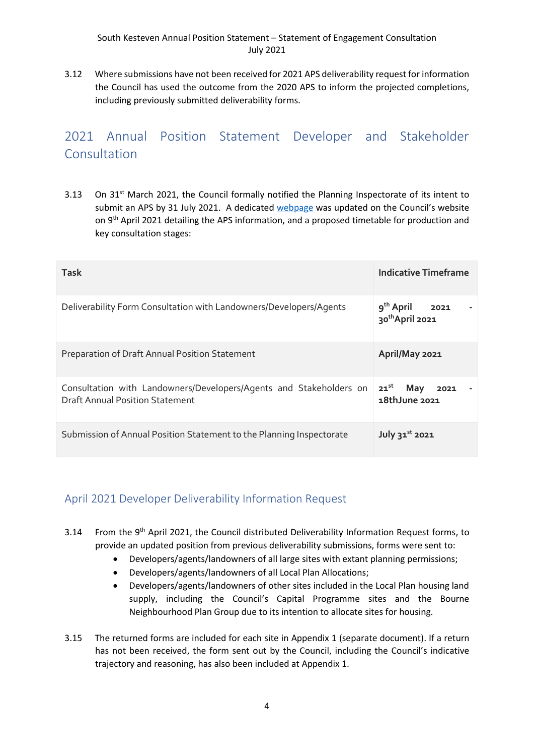3.12 Where submissions have not been received for 2021 APS deliverability request for information the Council has used the outcome from the 2020 APS to inform the projected completions, including previously submitted deliverability forms.

## 2021 Annual Position Statement Developer and Stakeholder Consultation

3.13 On 31st March 2021, the Council formally notified the Planning Inspectorate of its intent to submit an APS by 31 July 2021. A dedicated webpage was updated on the Council's website on 9th April 2021 detailing the APS information, and a proposed timetable for production and key consultation stages:

| Task | Indicative Timeframe |
|---|---|
| Deliverability Form Consultation with Landowners/Developers/Agents | 9th April 2021 - 30th April 2021 |
| Preparation of Draft Annual Position Statement | April/May 2021 |
| Consultation with Landowners/Developers/Agents and Stakeholders on Draft Annual Position Statement | 21st May 2021 - 18thJune 2021 |
| Submission of Annual Position Statement to the Planning Inspectorate | July 31st 2021 |

## April 2021 Developer Deliverability Information Request

3.14 From the 9th April 2021, the Council distributed Deliverability Information Request forms, to provide an updated position from previous deliverability submissions, forms were sent to:

- Developers/agents/landowners of all large sites with extant planning permissions;
- Developers/agents/landowners of all Local Plan Allocations;
- Developers/agents/landowners of other sites included in the Local Plan housing land supply, including the Council's Capital Programme sites and the Bourne Neighbourhood Plan Group due to its intention to allocate sites for housing.

3.15 The returned forms are included for each site in Appendix 1 (separate document). If a return has not been received, the form sent out by the Council, including the Council's indicative trajectory and reasoning, has also been included at Appendix 1.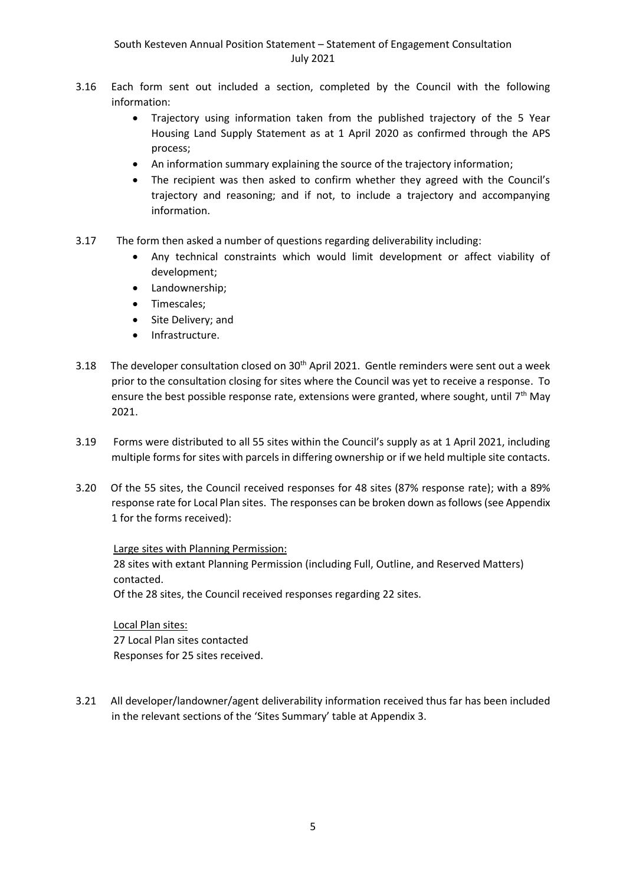3.16 Each form sent out included a section, completed by the Council with the following information:

- Trajectory using information taken from the published trajectory of the 5 Year Housing Land Supply Statement as at 1 April 2020 as confirmed through the APS process;
- An information summary explaining the source of the trajectory information;
- The recipient was then asked to confirm whether they agreed with the Council's trajectory and reasoning; and if not, to include a trajectory and accompanying information.

3.17 The form then asked a number of questions regarding deliverability including:

- Any technical constraints which would limit development or affect viability of development;
- Landownership;
- Timescales;
- Site Delivery; and
- Infrastructure.

3.18 The developer consultation closed on 30th April 2021. Gentle reminders were sent out a week prior to the consultation closing for sites where the Council was yet to receive a response. To ensure the best possible response rate, extensions were granted, where sought, until 7th May 2021.

3.19 Forms were distributed to all 55 sites within the Council's supply as at 1 April 2021, including multiple forms for sites with parcels in differing ownership or if we held multiple site contacts.

3.20 Of the 55 sites, the Council received responses for 48 sites (87% response rate); with a 89% response rate for Local Plan sites. The responses can be broken down as follows (see Appendix 1 for the forms received):

<u>Large sites with Planning Permission:</u>
28 sites with extant Planning Permission (including Full, Outline, and Reserved Matters) contacted.
Of the 28 sites, the Council received responses regarding 22 sites.

<u>Local Plan sites:</u>
27 Local Plan sites contacted
Responses for 25 sites received.

3.21 All developer/landowner/agent deliverability information received thus far has been included in the relevant sections of the 'Sites Summary' table at Appendix 3.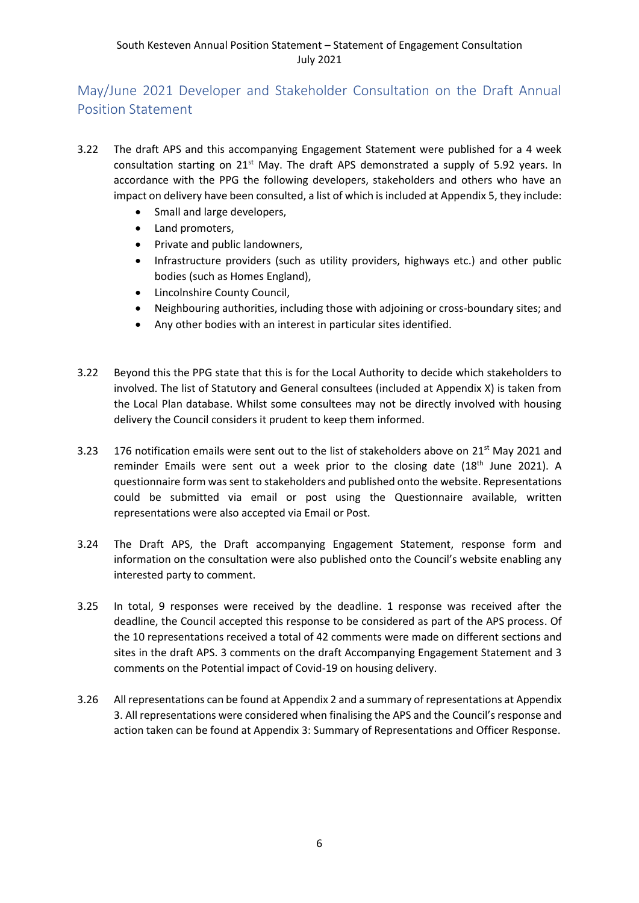## May/June 2021 Developer and Stakeholder Consultation on the Draft Annual Position Statement

3.22 The draft APS and this accompanying Engagement Statement were published for a 4 week consultation starting on 21st May. The draft APS demonstrated a supply of 5.92 years. In accordance with the PPG the following developers, stakeholders and others who have an impact on delivery have been consulted, a list of which is included at Appendix 5, they include:

- Small and large developers,
- Land promoters,
- Private and public landowners,
- Infrastructure providers (such as utility providers, highways etc.) and other public bodies (such as Homes England),
- Lincolnshire County Council,
- Neighbouring authorities, including those with adjoining or cross-boundary sites; and
- Any other bodies with an interest in particular sites identified.

3.22 Beyond this the PPG state that this is for the Local Authority to decide which stakeholders to involved. The list of Statutory and General consultees (included at Appendix X) is taken from the Local Plan database. Whilst some consultees may not be directly involved with housing delivery the Council considers it prudent to keep them informed.

3.23 176 notification emails were sent out to the list of stakeholders above on 21st May 2021 and reminder Emails were sent out a week prior to the closing date (18th June 2021). A questionnaire form was sent to stakeholders and published onto the website. Representations could be submitted via email or post using the Questionnaire available, written representations were also accepted via Email or Post.

3.24 The Draft APS, the Draft accompanying Engagement Statement, response form and information on the consultation were also published onto the Council's website enabling any interested party to comment.

3.25 In total, 9 responses were received by the deadline. 1 response was received after the deadline, the Council accepted this response to be considered as part of the APS process. Of the 10 representations received a total of 42 comments were made on different sections and sites in the draft APS. 3 comments on the draft Accompanying Engagement Statement and 3 comments on the Potential impact of Covid-19 on housing delivery.

3.26 All representations can be found at Appendix 2 and a summary of representations at Appendix 3. All representations were considered when finalising the APS and the Council's response and action taken can be found at Appendix 3: Summary of Representations and Officer Response.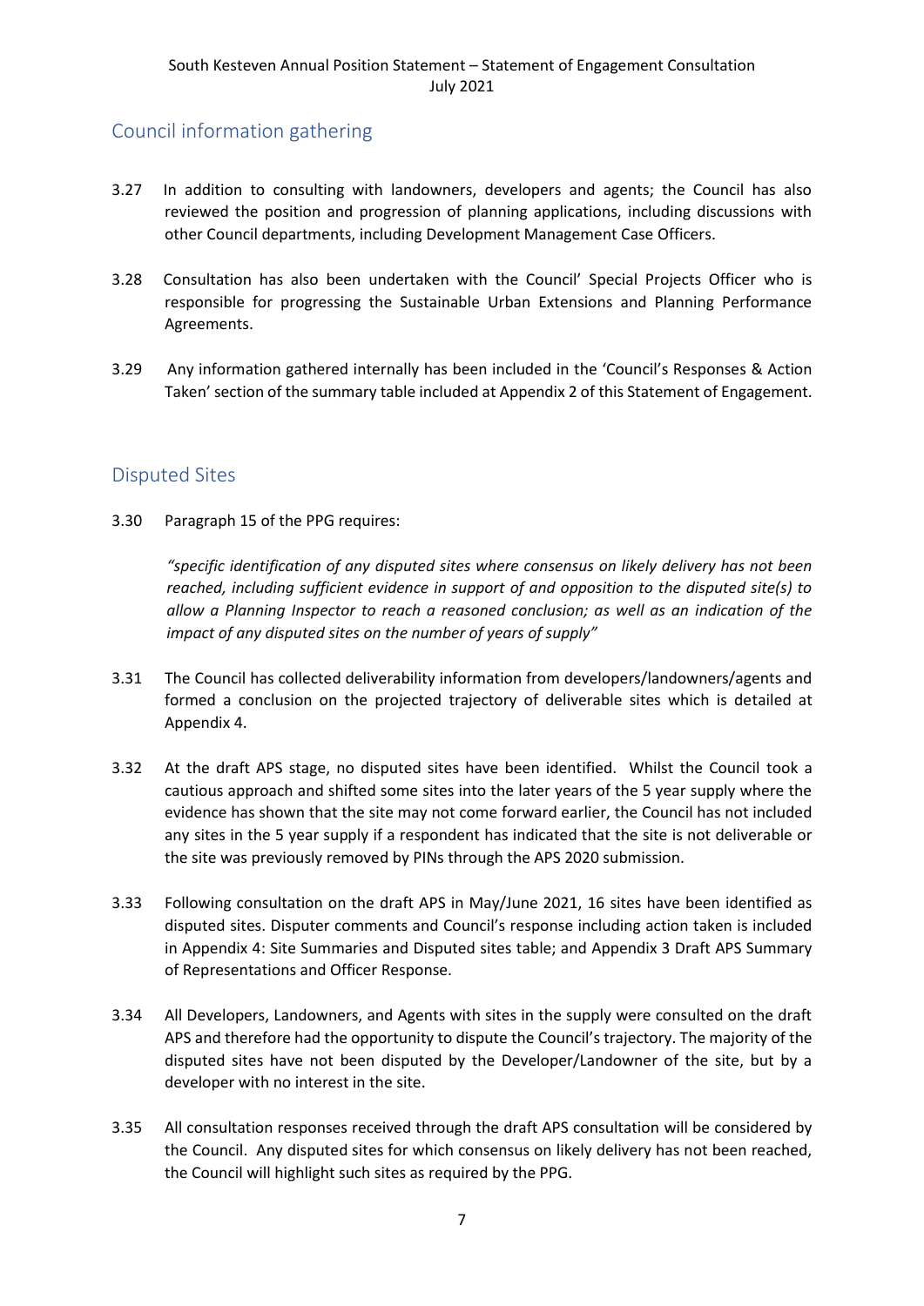## Council information gathering

3.27 In addition to consulting with landowners, developers and agents; the Council has also reviewed the position and progression of planning applications, including discussions with other Council departments, including Development Management Case Officers.

3.28 Consultation has also been undertaken with the Council' Special Projects Officer who is responsible for progressing the Sustainable Urban Extensions and Planning Performance Agreements.

3.29 Any information gathered internally has been included in the 'Council's Responses & Action Taken' section of the summary table included at Appendix 2 of this Statement of Engagement.

## Disputed Sites

3.30 Paragraph 15 of the PPG requires:

> *"specific identification of any disputed sites where consensus on likely delivery has not been reached, including sufficient evidence in support of and opposition to the disputed site(s) to allow a Planning Inspector to reach a reasoned conclusion; as well as an indication of the impact of any disputed sites on the number of years of supply"*

3.31 The Council has collected deliverability information from developers/landowners/agents and formed a conclusion on the projected trajectory of deliverable sites which is detailed at Appendix 4.

3.32 At the draft APS stage, no disputed sites have been identified. Whilst the Council took a cautious approach and shifted some sites into the later years of the 5 year supply where the evidence has shown that the site may not come forward earlier, the Council has not included any sites in the 5 year supply if a respondent has indicated that the site is not deliverable or the site was previously removed by PINs through the APS 2020 submission.

3.33 Following consultation on the draft APS in May/June 2021, 16 sites have been identified as disputed sites. Disputer comments and Council's response including action taken is included in Appendix 4: Site Summaries and Disputed sites table; and Appendix 3 Draft APS Summary of Representations and Officer Response.

3.34 All Developers, Landowners, and Agents with sites in the supply were consulted on the draft APS and therefore had the opportunity to dispute the Council's trajectory. The majority of the disputed sites have not been disputed by the Developer/Landowner of the site, but by a developer with no interest in the site.

3.35 All consultation responses received through the draft APS consultation will be considered by the Council. Any disputed sites for which consensus on likely delivery has not been reached, the Council will highlight such sites as required by the PPG.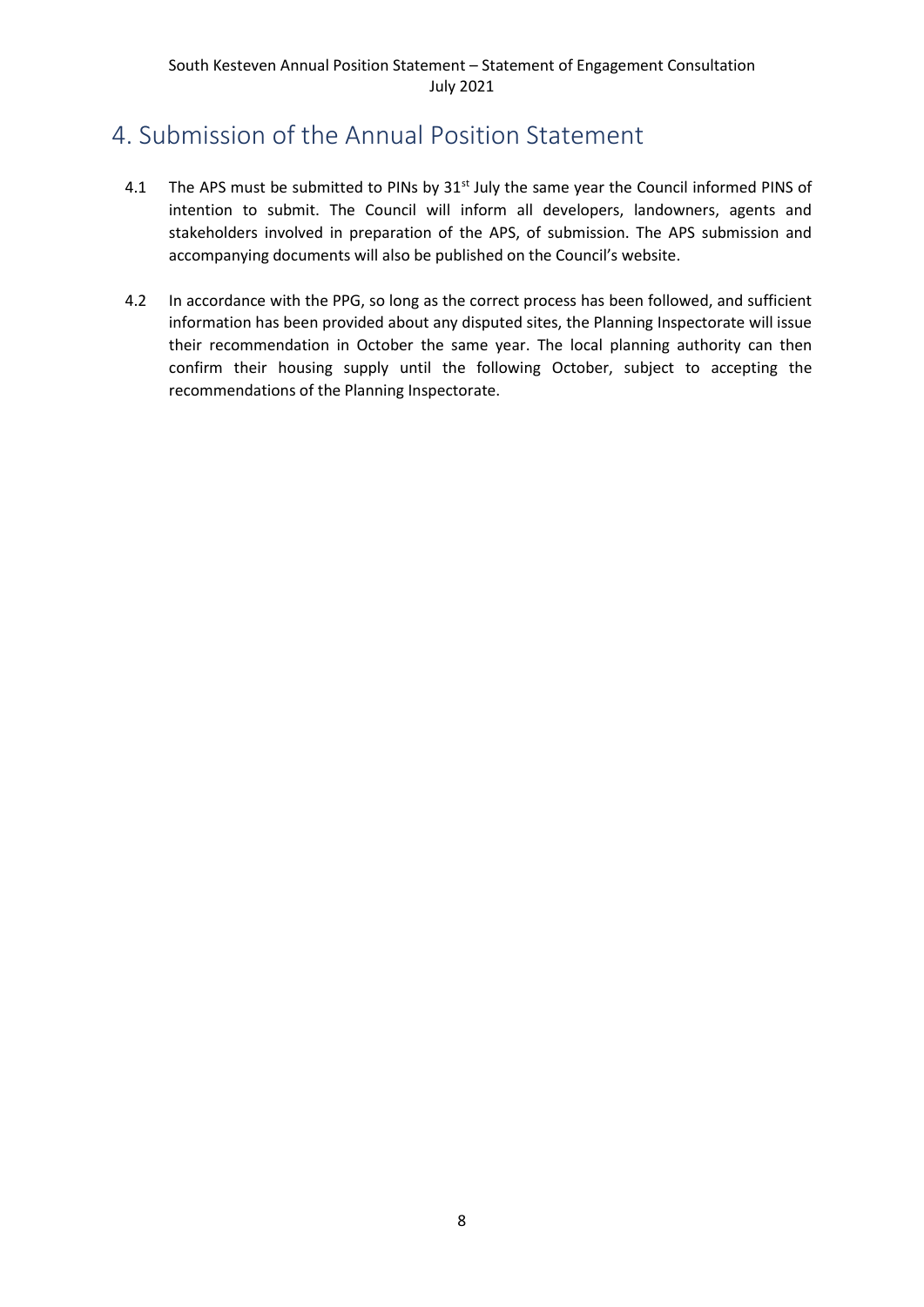# 4. Submission of the Annual Position Statement

4.1 The APS must be submitted to PINs by 31st July the same year the Council informed PINS of intention to submit. The Council will inform all developers, landowners, agents and stakeholders involved in preparation of the APS, of submission. The APS submission and accompanying documents will also be published on the Council's website.

4.2 In accordance with the PPG, so long as the correct process has been followed, and sufficient information has been provided about any disputed sites, the Planning Inspectorate will issue their recommendation in October the same year. The local planning authority can then confirm their housing supply until the following October, subject to accepting the recommendations of the Planning Inspectorate.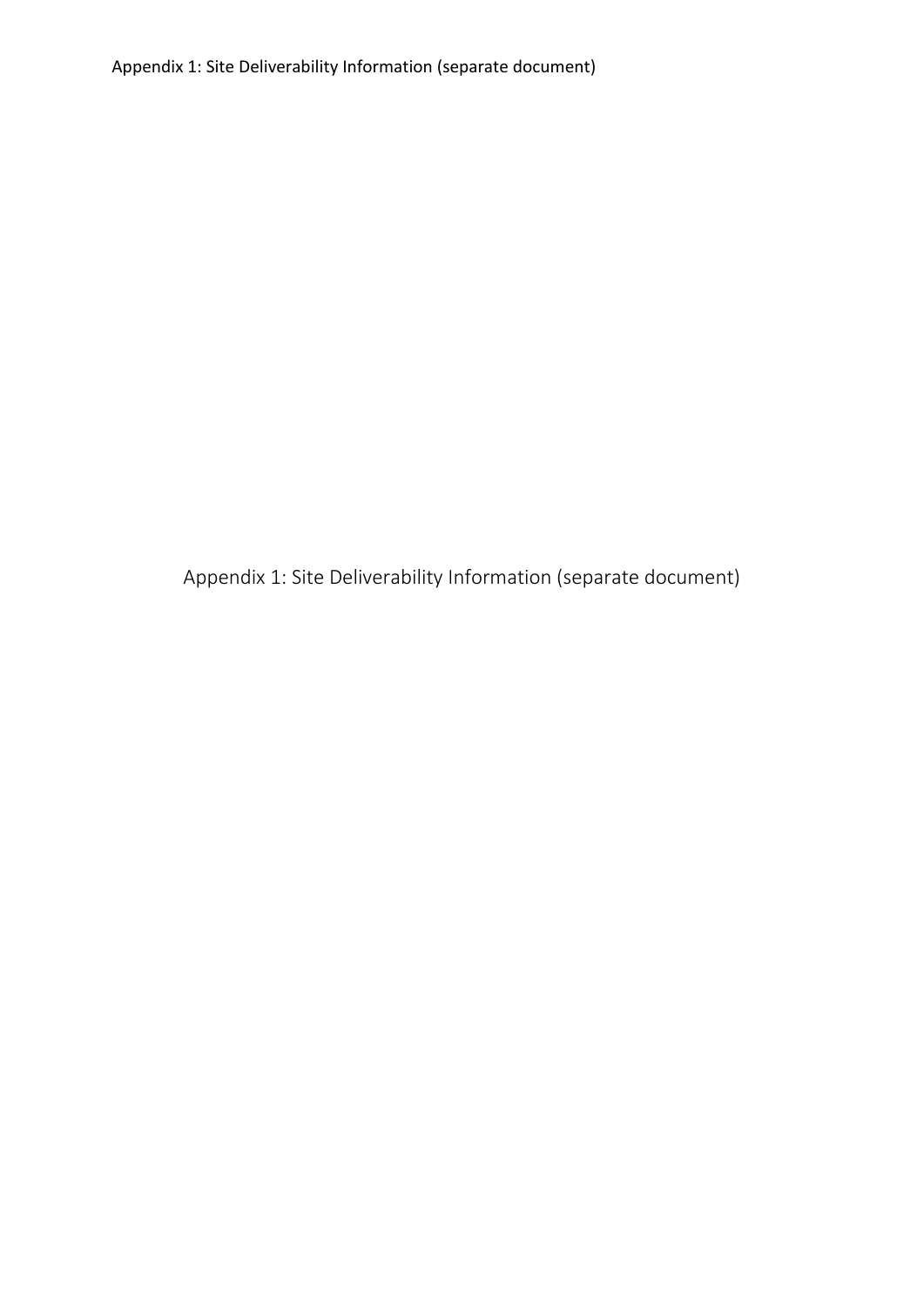# Appendix 1: Site Deliverability Information (separate document)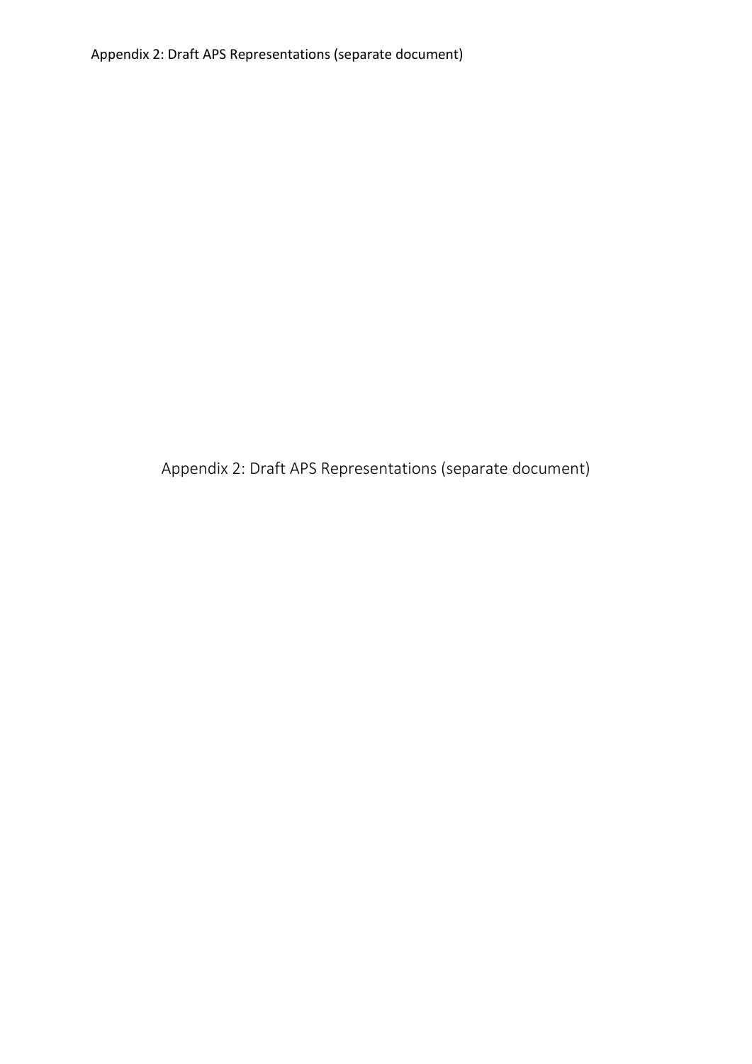Appendix 2: Draft APS Representations (separate document)

Appendix 2: Draft APS Representations (separate document)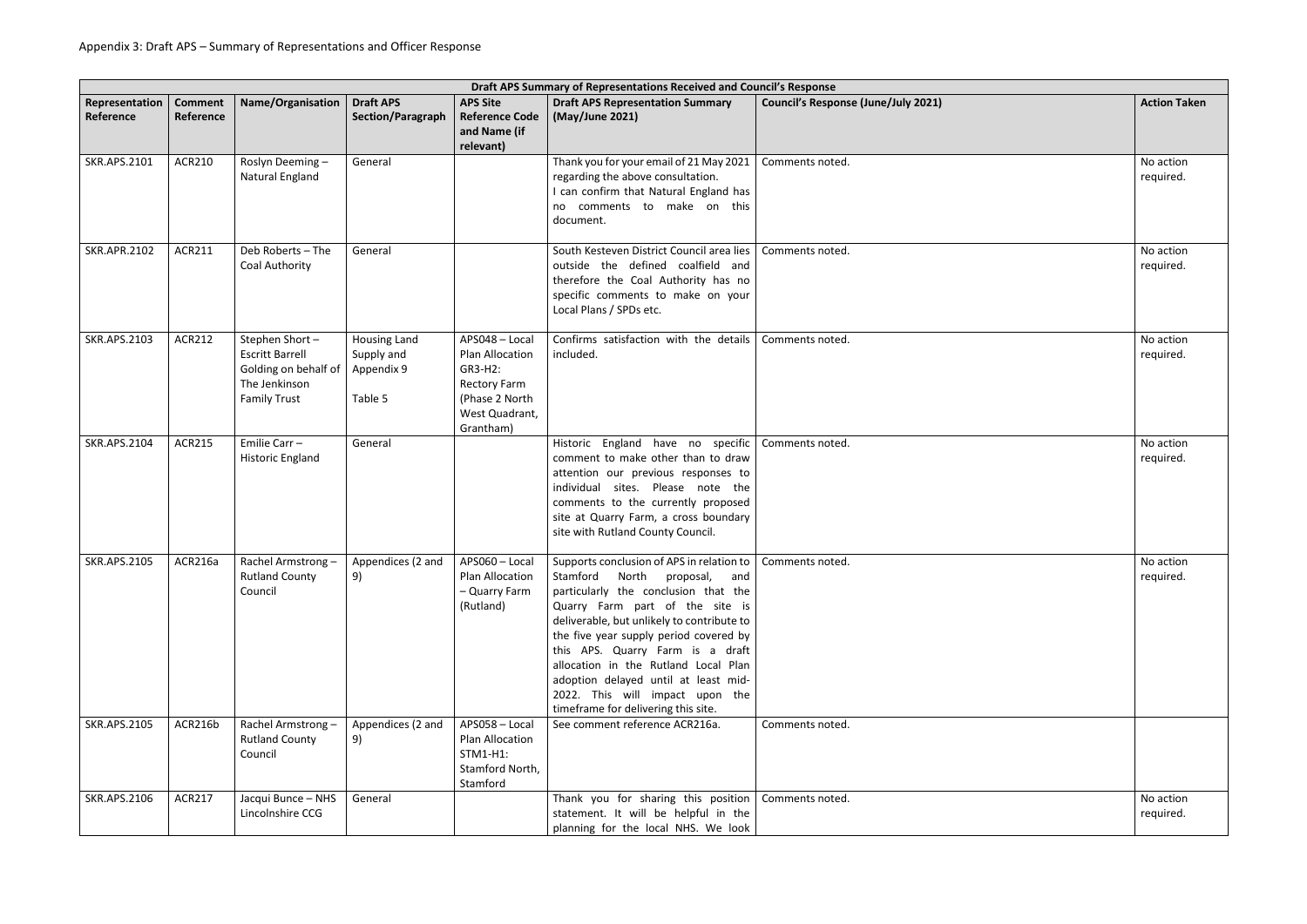Appendix 3: Draft APS – Summary of Representations and Officer Response

| Draft APS Summary of Representations Received and Council's Response | | | | | | | |
|---|---|---|---|---|---|---|---|
| **Representation Reference** | **Comment Reference** | **Name/Organisation** | **Draft APS Section/Paragraph** | **APS Site Reference Code and Name (if relevant)** | **Draft APS Representation Summary (May/June 2021)** | **Council's Response (June/July 2021)** | **Action Taken** |
| SKR.APS.2101 | ACR210 | Roslyn Deeming – Natural England | General | | Thank you for your email of 21 May 2021 regarding the above consultation. I can confirm that Natural England has no comments to make on this document. | Comments noted. | No action required. |
| SKR.APR.2102 | ACR211 | Deb Roberts – The Coal Authority | General | | South Kesteven District Council area lies outside the defined coalfield and therefore the Coal Authority has no specific comments to make on your Local Plans / SPDs etc. | Comments noted. | No action required. |
| SKR.APS.2103 | ACR212 | Stephen Short – Escritt Barrell Golding on behalf of The Jenkinson Family Trust | Housing Land Supply and Appendix 9 Table 5 | APS048 – Local Plan Allocation GR3-H2: Rectory Farm (Phase 2 North West Quadrant, Grantham) | Confirms satisfaction with the details included. | Comments noted. | No action required. |
| SKR.APS.2104 | ACR215 | Emilie Carr – Historic England | General | | Historic England have no specific comment to make other than to draw attention our previous responses to individual sites. Please note the comments to the currently proposed site at Quarry Farm, a cross boundary site with Rutland County Council. | Comments noted. | No action required. |
| SKR.APS.2105 | ACR216a | Rachel Armstrong – Rutland County Council | Appendices (2 and 9) | APS060 – Local Plan Allocation – Quarry Farm (Rutland) | Supports conclusion of APS in relation to Stamford North proposal, and particularly the conclusion that the Quarry Farm part of the site is deliverable, but unlikely to contribute to the five year supply period covered by this APS. Quarry Farm is a draft allocation in the Rutland Local Plan adoption delayed until at least mid-2022. This will impact upon the timeframe for delivering this site. | Comments noted. | No action required. |
| SKR.APS.2105 | ACR216b | Rachel Armstrong – Rutland County Council | Appendices (2 and 9) | APS058 – Local Plan Allocation STM1-H1: Stamford North, Stamford | See comment reference ACR216a. | Comments noted. | |
| SKR.APS.2106 | ACR217 | Jacqui Bunce – NHS Lincolnshire CCG | General | | Thank you for sharing this position statement. It will be helpful in the planning for the local NHS. We look | Comments noted. | No action required. |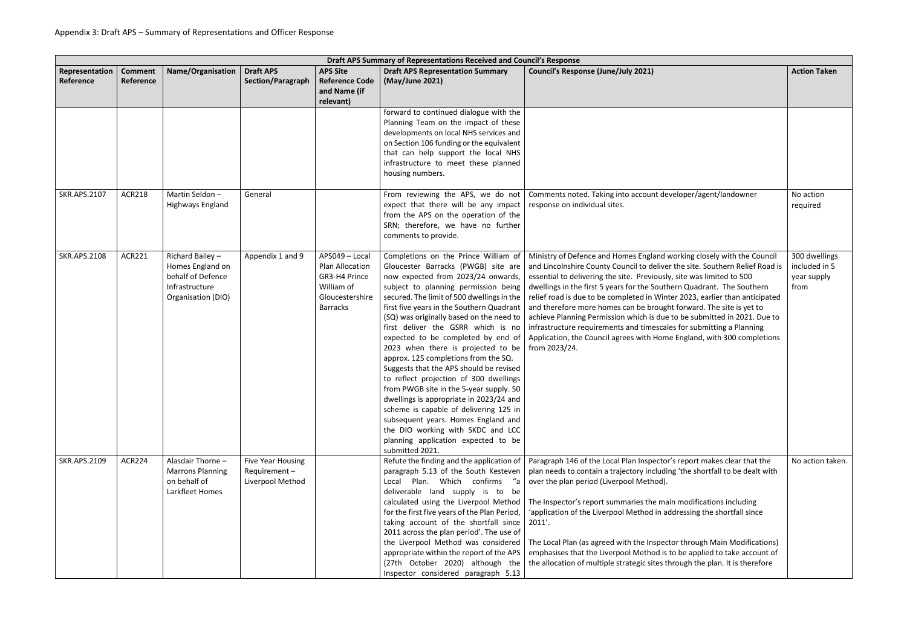Appendix 3: Draft APS – Summary of Representations and Officer Response

| Draft APS Summary of Representations Received and Council's Response | | | | | | | |
|---|---|---|---|---|---|---|---|
| Representation Reference | Comment Reference | Name/Organisation | Draft APS Section/Paragraph | APS Site Reference Code and Name (if relevant) | Draft APS Representation Summary (May/June 2021) | Council's Response (June/July 2021) | Action Taken |
| | | | | | forward to continued dialogue with the Planning Team on the impact of these developments on local NHS services and on Section 106 funding or the equivalent that can help support the local NHS infrastructure to meet these planned housing numbers. | | |
| SKR.APS.2107 | ACR218 | Martin Seldon – Highways England | General | | From reviewing the APS, we do not expect that there will be any impact from the APS on the operation of the SRN; therefore, we have no further comments to provide. | Comments noted. Taking into account developer/agent/landowner response on individual sites. | No action required |
| SKR.APS.2108 | ACR221 | Richard Bailey – Homes England on behalf of Defence Infrastructure Organisation (DIO) | Appendix 1 and 9 | APS049 – Local Plan Allocation GR3-H4 Prince William of Gloucestershire Barracks | Completions on the Prince William of Gloucester Barracks (PWGB) site are now expected from 2023/24 onwards, subject to planning permission being secured. The limit of 500 dwellings in the first five years in the Southern Quadrant (SQ) was originally based on the need to first deliver the GSRR which is no expected to be completed by end of 2023 when there is projected to be approx. 125 completions from the SQ. Suggests that the APS should be revised to reflect projection of 300 dwellings from PWGB site in the 5-year supply. 50 dwellings is appropriate in 2023/24 and scheme is capable of delivering 125 in subsequent years. Homes England and the DIO working with SKDC and LCC planning application expected to be submitted 2021. | Ministry of Defence and Homes England working closely with the Council and Lincolnshire County Council to deliver the site. Southern Relief Road is essential to delivering the site. Previously, site was limited to 500 dwellings in the first 5 years for the Southern Quadrant. The Southern relief road is due to be completed in Winter 2023, earlier than anticipated and therefore more homes can be brought forward. The site is yet to achieve Planning Permission which is due to be submitted in 2021. Due to infrastructure requirements and timescales for submitting a Planning Application, the Council agrees with Home England, with 300 completions from 2023/24. | 300 dwellings included in 5 year supply from |
| SKR.APS.2109 | ACR224 | Alasdair Thorne – Marrons Planning on behalf of Larkfleet Homes | Five Year Housing Requirement – Liverpool Method | | Refute the finding and the application of paragraph 5.13 of the South Kesteven Local Plan. Which confirms "a deliverable land supply is to be calculated using the Liverpool Method for the first five years of the Plan Period, taking account of the shortfall since 2011 across the plan period'. The use of the Liverpool Method was considered appropriate within the report of the APS (27th October 2020) although the Inspector considered paragraph 5.13 | Paragraph 146 of the Local Plan Inspector's report makes clear that the plan needs to contain a trajectory including 'the shortfall to be dealt with over the plan period (Liverpool Method).<br><br>The Inspector's report summaries the main modifications including 'application of the Liverpool Method in addressing the shortfall since 2011'.<br><br>The Local Plan (as agreed with the Inspector through Main Modifications) emphasises that the Liverpool Method is to be applied to take account of the allocation of multiple strategic sites through the plan. It is therefore | No action taken. |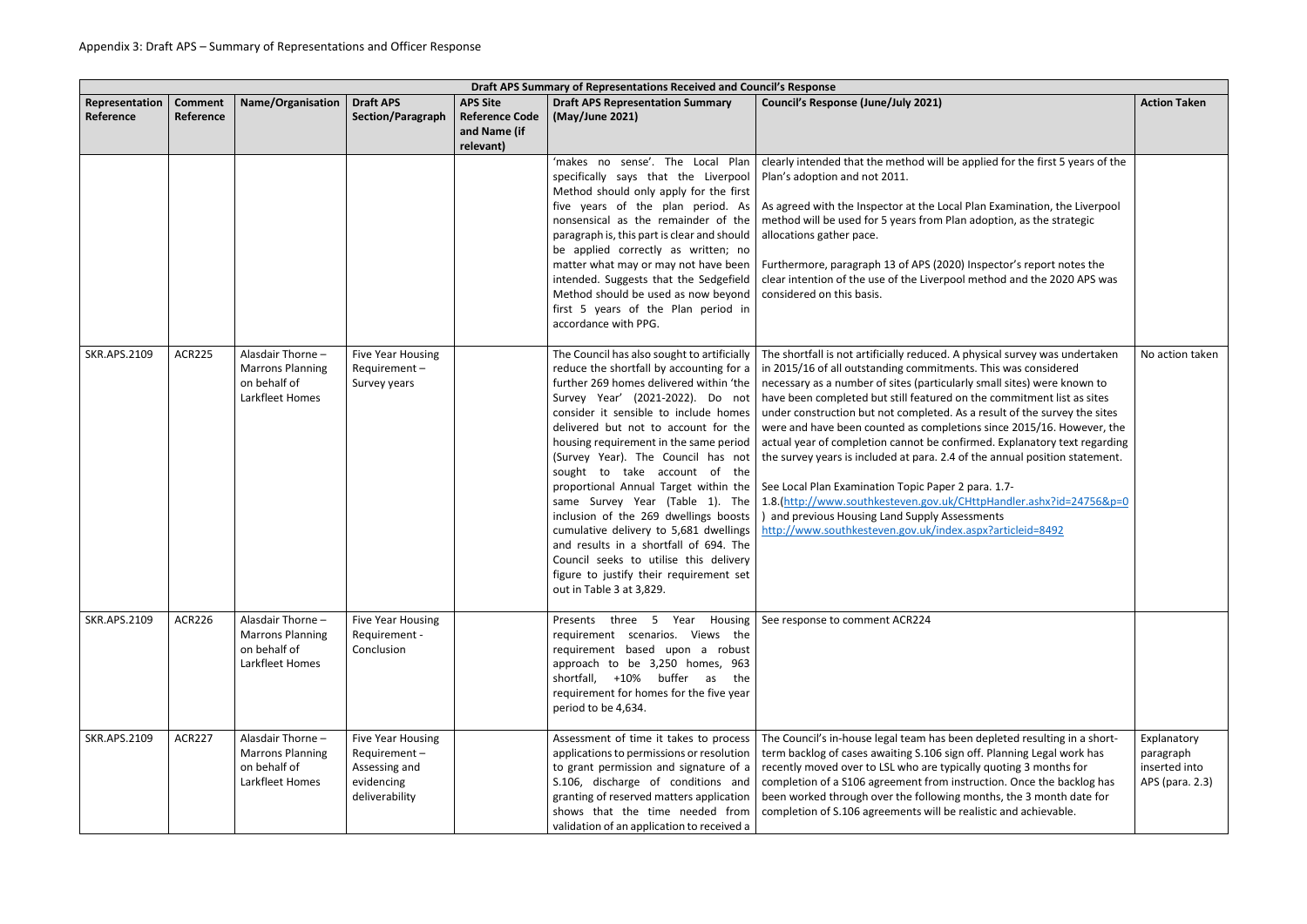Appendix 3: Draft APS – Summary of Representations and Officer Response

| Draft APS Summary of Representations Received and Council's Response | | | | | | | |
|---|---|---|---|---|---|---|---|
| Representation Reference | Comment Reference | Name/Organisation | Draft APS Section/Paragraph | APS Site Reference Code and Name (if relevant) | Draft APS Representation Summary (May/June 2021) | Council's Response (June/July 2021) | Action Taken |
| | | | | | 'makes no sense'. The Local Plan specifically says that the Liverpool Method should only apply for the first five years of the plan period. As nonsensical as the remainder of the paragraph is, this part is clear and should be applied correctly as written; no matter what may or may not have been intended. Suggests that the Sedgefield Method should be used as now beyond first 5 years of the Plan period in accordance with PPG. | clearly intended that the method will be applied for the first 5 years of the Plan's adoption and not 2011.<br><br>As agreed with the Inspector at the Local Plan Examination, the Liverpool method will be used for 5 years from Plan adoption, as the strategic allocations gather pace.<br><br>Furthermore, paragraph 13 of APS (2020) Inspector's report notes the clear intention of the use of the Liverpool method and the 2020 APS was considered on this basis. | |
| SKR.APS.2109 | ACR225 | Alasdair Thorne – Marrons Planning on behalf of Larkfleet Homes | Five Year Housing Requirement – Survey years | | The Council has also sought to artificially reduce the shortfall by accounting for a further 269 homes delivered within 'the Survey Year' (2021-2022). Do not consider it sensible to include homes delivered but not to account for the housing requirement in the same period (Survey Year). The Council has not sought to take account of the proportional Annual Target within the same Survey Year (Table 1). The inclusion of the 269 dwellings boosts cumulative delivery to 5,681 dwellings and results in a shortfall of 694. The Council seeks to utilise this delivery figure to justify their requirement set out in Table 3 at 3,829. | The shortfall is not artificially reduced. A physical survey was undertaken in 2015/16 of all outstanding commitments. This was considered necessary as a number of sites (particularly small sites) were known to have been completed but still featured on the commitment list as sites under construction but not completed. As a result of the survey the sites were and have been counted as completions since 2015/16. However, the actual year of completion cannot be confirmed. Explanatory text regarding the survey years is included at para. 2.4 of the annual position statement.<br><br>See Local Plan Examination Topic Paper 2 para. 1.7-1.8.(http://www.southkesteven.gov.uk/CHttpHandler.ashx?id=24756&p=0 ) and previous Housing Land Supply Assessments http://www.southkesteven.gov.uk/index.aspx?articleid=8492 | No action taken |
| SKR.APS.2109 | ACR226 | Alasdair Thorne – Marrons Planning on behalf of Larkfleet Homes | Five Year Housing Requirement - Conclusion | | Presents three 5 Year Housing requirement scenarios. Views the requirement based upon a robust approach to be 3,250 homes, 963 shortfall, +10% buffer as the requirement for homes for the five year period to be 4,634. | See response to comment ACR224 | |
| SKR.APS.2109 | ACR227 | Alasdair Thorne – Marrons Planning on behalf of Larkfleet Homes | Five Year Housing Requirement – Assessing and evidencing deliverability | | Assessment of time it takes to process applications to permissions or resolution to grant permission and signature of a S.106, discharge of conditions and granting of reserved matters application shows that the time needed from validation of an application to received a | The Council's in-house legal team has been depleted resulting in a short-term backlog of cases awaiting S.106 sign off. Planning Legal work has recently moved over to LSL who are typically quoting 3 months for completion of a S106 agreement from instruction. Once the backlog has been worked through over the following months, the 3 month date for completion of S.106 agreements will be realistic and achievable. | Explanatory paragraph inserted into APS (para. 2.3) |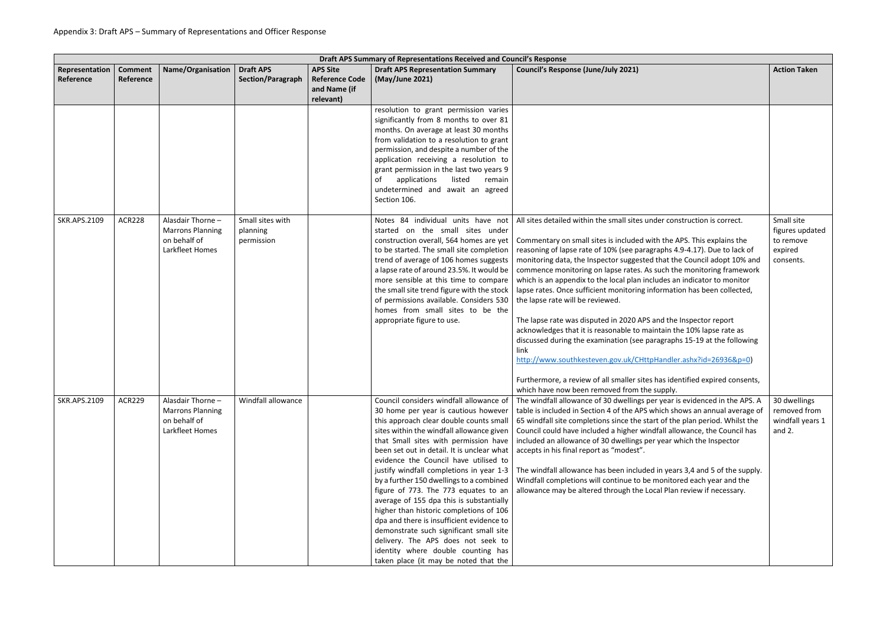Appendix 3: Draft APS – Summary of Representations and Officer Response

| Draft APS Summary of Representations Received and Council's Response | | | | | | | |
|---|---|---|---|---|---|---|---|
| **Representation Reference** | **Comment Reference** | **Name/Organisation** | **Draft APS Section/Paragraph** | **APS Site Reference Code and Name (if relevant)** | **Draft APS Representation Summary (May/June 2021)** | **Council's Response (June/July 2021)** | **Action Taken** |
| | | | | | resolution to grant permission varies significantly from 8 months to over 81 months. On average at least 30 months from validation to a resolution to grant permission, and despite a number of the application receiving a resolution to grant permission in the last two years 9 of applications listed remain undetermined and await an agreed Section 106. | | |
| SKR.APS.2109 | ACR228 | Alasdair Thorne – Marrons Planning on behalf of Larkfleet Homes | Small sites with planning permission | | Notes 84 individual units have not started on the small sites under construction overall, 564 homes are yet to be started. The small site completion trend of average of 106 homes suggests a lapse rate of around 23.5%. It would be more sensible at this time to compare the small site trend figure with the stock of permissions available. Considers 530 homes from small sites to be the appropriate figure to use. | All sites detailed within the small sites under construction is correct.<br><br>Commentary on small sites is included with the APS. This explains the reasoning of lapse rate of 10% (see paragraphs 4.9-4.17). Due to lack of monitoring data, the Inspector suggested that the Council adopt 10% and commence monitoring on lapse rates. As such the monitoring framework which is an appendix to the local plan includes an indicator to monitor lapse rates. Once sufficient monitoring information has been collected, the lapse rate will be reviewed.<br><br>The lapse rate was disputed in 2020 APS and the Inspector report acknowledges that it is reasonable to maintain the 10% lapse rate as discussed during the examination (see paragraphs 15-19 at the following link http://www.southkesteven.gov.uk/CHttpHandler.ashx?id=26936&p=0)<br><br>Furthermore, a review of all smaller sites has identified expired consents, which have now been removed from the supply. | Small site figures updated to remove expired consents. |
| SKR.APS.2109 | ACR229 | Alasdair Thorne – Marrons Planning on behalf of Larkfleet Homes | Windfall allowance | | Council considers windfall allowance of 30 home per year is cautious however this approach clear double counts small sites within the windfall allowance given that Small sites with permission have been set out in detail. It is unclear what evidence the Council have utilised to justify windfall completions in year 1-3 by a further 150 dwellings to a combined figure of 773. The 773 equates to an average of 155 dpa this is substantially higher than historic completions of 106 dpa and there is insufficient evidence to demonstrate such significant small site delivery. The APS does not seek to identity where double counting has taken place (it may be noted that the | The windfall allowance of 30 dwellings per year is evidenced in the APS. A table is included in Section 4 of the APS which shows an annual average of 65 windfall site completions since the start of the plan period. Whilst the Council could have included a higher windfall allowance, the Council has included an allowance of 30 dwellings per year which the Inspector accepts in his final report as "modest".<br><br>The windfall allowance has been included in years 3,4 and 5 of the supply. Windfall completions will continue to be monitored each year and the allowance may be altered through the Local Plan review if necessary. | 30 dwellings removed from windfall years 1 and 2. |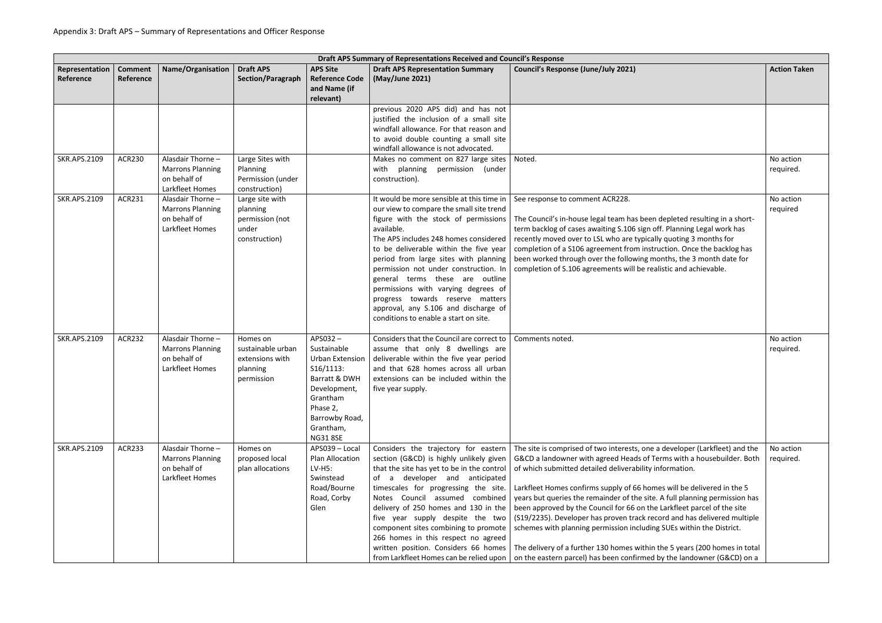Appendix 3: Draft APS – Summary of Representations and Officer Response

| Draft APS Summary of Representations Received and Council's Response | | | | | | | |
|---|---|---|---|---|---|---|---|
| Representation Reference | Comment Reference | Name/Organisation | Draft APS Section/Paragraph | APS Site Reference Code and Name (if relevant) | Draft APS Representation Summary (May/June 2021) | Council's Response (June/July 2021) | Action Taken |
| | | | | | previous 2020 APS did) and has not justified the inclusion of a small site windfall allowance. For that reason and to avoid double counting a small site windfall allowance is not advocated. | | |
| SKR.APS.2109 | ACR230 | Alasdair Thorne – Marrons Planning on behalf of Larkfleet Homes | Large Sites with Planning Permission (under construction) | | Makes no comment on 827 large sites with planning permission (under construction). | Noted. | No action required. |
| SKR.APS.2109 | ACR231 | Alasdair Thorne – Marrons Planning on behalf of Larkfleet Homes | Large site with planning permission (not under construction) | | It would be more sensible at this time in our view to compare the small site trend figure with the stock of permissions available.<br>The APS includes 248 homes considered to be deliverable within the five year period from large sites with planning permission not under construction. In general terms these are outline permissions with varying degrees of progress towards reserve matters approval, any S.106 and discharge of conditions to enable a start on site. | See response to comment ACR228.<br><br>The Council's in-house legal team has been depleted resulting in a short-term backlog of cases awaiting S.106 sign off. Planning Legal work has recently moved over to LSL who are typically quoting 3 months for completion of a S106 agreement from instruction. Once the backlog has been worked through over the following months, the 3 month date for completion of S.106 agreements will be realistic and achievable. | No action required |
| SKR.APS.2109 | ACR232 | Alasdair Thorne – Marrons Planning on behalf of Larkfleet Homes | Homes on sustainable urban extensions with planning permission | APS032 – Sustainable Urban Extension S16/1113: Barratt & DWH Development, Grantham Phase 2, Barrowby Road, Grantham, NG31 8SE | Considers that the Council are correct to assume that only 8 dwellings are deliverable within the five year period and that 628 homes across all urban extensions can be included within the five year supply. | Comments noted. | No action required. |
| SKR.APS.2109 | ACR233 | Alasdair Thorne – Marrons Planning on behalf of Larkfleet Homes | Homes on proposed local plan allocations | APS039 – Local Plan Allocation LV-H5: Swinstead Road/Bourne Road, Corby Glen | Considers the trajectory for eastern section (G&CD) is highly unlikely given that the site has yet to be in the control of a developer and anticipated timescales for progressing the site. Notes Council assumed combined delivery of 250 homes and 130 in the five year supply despite the two component sites combining to promote 266 homes in this respect no agreed written position. Considers 66 homes from Larkfleet Homes can be relied upon | The site is comprised of two interests, one a developer (Larkfleet) and the G&CD a landowner with agreed Heads of Terms with a housebuilder. Both of which submitted detailed deliverability information.<br><br>Larkfleet Homes confirms supply of 66 homes will be delivered in the 5 years but queries the remainder of the site. A full planning permission has been approved by the Council for 66 on the Larkfleet parcel of the site (S19/2235). Developer has proven track record and has delivered multiple schemes with planning permission including SUEs within the District.<br><br>The delivery of a further 130 homes within the 5 years (200 homes in total on the eastern parcel) has been confirmed by the landowner (G&CD) on a | No action required. |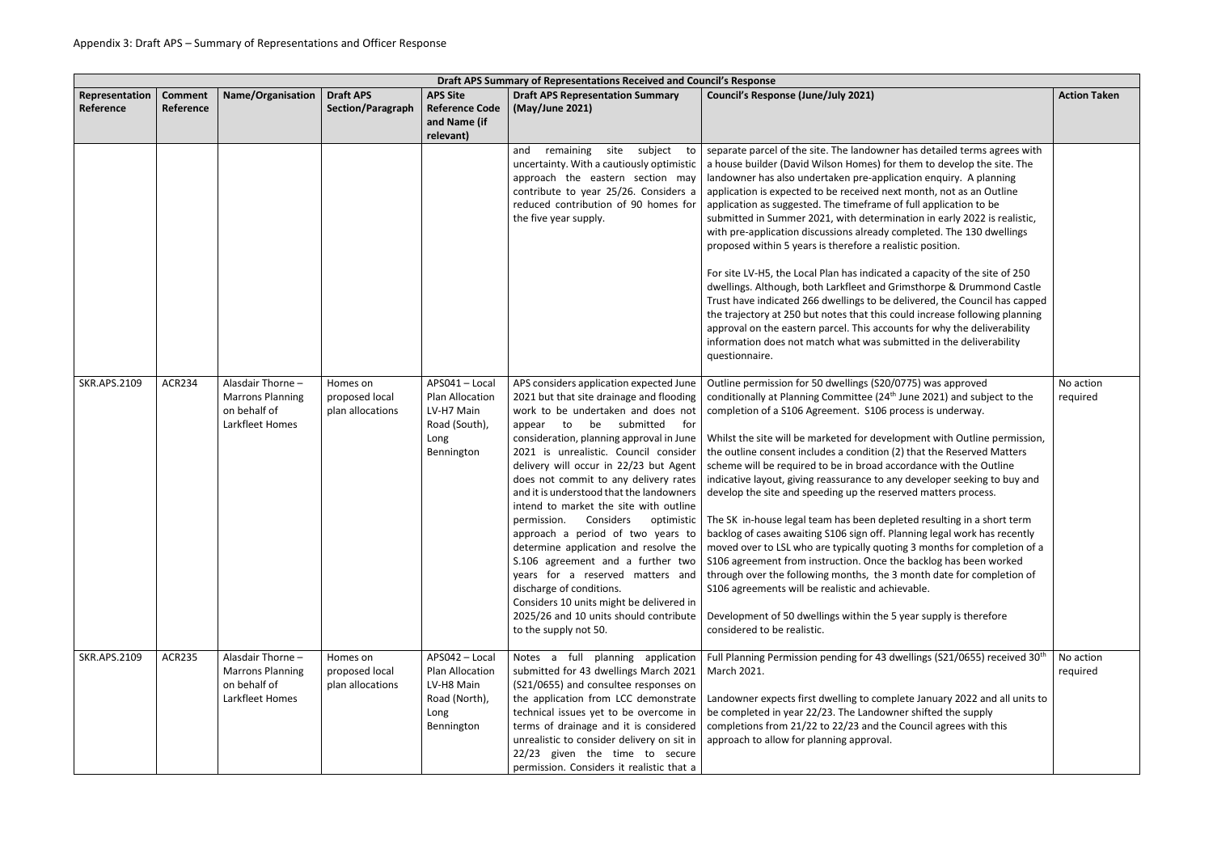Appendix 3: Draft APS – Summary of Representations and Officer Response

| Draft APS Summary of Representations Received and Council's Response | | | | | | | |
|---|---|---|---|---|---|---|---|
| **Representation Reference** | **Comment Reference** | **Name/Organisation** | **Draft APS Section/Paragraph** | **APS Site Reference Code and Name (if relevant)** | **Draft APS Representation Summary (May/June 2021)** | **Council's Response (June/July 2021)** | **Action Taken** |
| | | | | | and remaining site subject to uncertainty. With a cautiously optimistic approach the eastern section may contribute to year 25/26. Considers a reduced contribution of 90 homes for the five year supply. | separate parcel of the site. The landowner has detailed terms agrees with a house builder (David Wilson Homes) for them to develop the site. The landowner has also undertaken pre-application enquiry. A planning application is expected to be received next month, not as an Outline application as suggested. The timeframe of full application to be submitted in Summer 2021, with determination in early 2022 is realistic, with pre-application discussions already completed. The 130 dwellings proposed within 5 years is therefore a realistic position.<br><br>For site LV-H5, the Local Plan has indicated a capacity of the site of 250 dwellings. Although, both Larkfleet and Grimsthorpe & Drummond Castle Trust have indicated 266 dwellings to be delivered, the Council has capped the trajectory at 250 but notes that this could increase following planning approval on the eastern parcel. This accounts for why the deliverability information does not match what was submitted in the deliverability questionnaire. | |
| SKR.APS.2109 | ACR234 | Alasdair Thorne – Marrons Planning on behalf of Larkfleet Homes | Homes on proposed local plan allocations | APS041 – Local Plan Allocation LV-H7 Main Road (South), Long Bennington | APS considers application expected June 2021 but that site drainage and flooding work to be undertaken and does not appear to be submitted for consideration, planning approval in June 2021 is unrealistic. Council consider delivery will occur in 22/23 but Agent does not commit to any delivery rates and it is understood that the landowners intend to market the site with outline permission. Considers optimistic approach a period of two years to determine application and resolve the S.106 agreement and a further two years for a reserved matters and discharge of conditions.<br>Considers 10 units might be delivered in 2025/26 and 10 units should contribute to the supply not 50. | Outline permission for 50 dwellings (S20/0775) was approved conditionally at Planning Committee (24th June 2021) and subject to the completion of a S106 Agreement. S106 process is underway.<br><br>Whilst the site will be marketed for development with Outline permission, the outline consent includes a condition (2) that the Reserved Matters scheme will be required to be in broad accordance with the Outline indicative layout, giving reassurance to any developer seeking to buy and develop the site and speeding up the reserved matters process.<br><br>The SK in-house legal team has been depleted resulting in a short term backlog of cases awaiting S106 sign off. Planning legal work has recently moved over to LSL who are typically quoting 3 months for completion of a S106 agreement from instruction. Once the backlog has been worked through over the following months, the 3 month date for completion of S106 agreements will be realistic and achievable.<br><br>Development of 50 dwellings within the 5 year supply is therefore considered to be realistic. | No action required |
| SKR.APS.2109 | ACR235 | Alasdair Thorne – Marrons Planning on behalf of Larkfleet Homes | Homes on proposed local plan allocations | APS042 – Local Plan Allocation LV-H8 Main Road (North), Long Bennington | Notes a full planning application submitted for 43 dwellings March 2021 (S21/0655) and consultee responses on the application from LCC demonstrate technical issues yet to be overcome in terms of drainage and it is considered unrealistic to consider delivery on sit in 22/23 given the time to secure permission. Considers it realistic that a | Full Planning Permission pending for 43 dwellings (S21/0655) received 30th March 2021.<br><br>Landowner expects first dwelling to complete January 2022 and all units to be completed in year 22/23. The Landowner shifted the supply completions from 21/22 to 22/23 and the Council agrees with this approach to allow for planning approval. | No action required |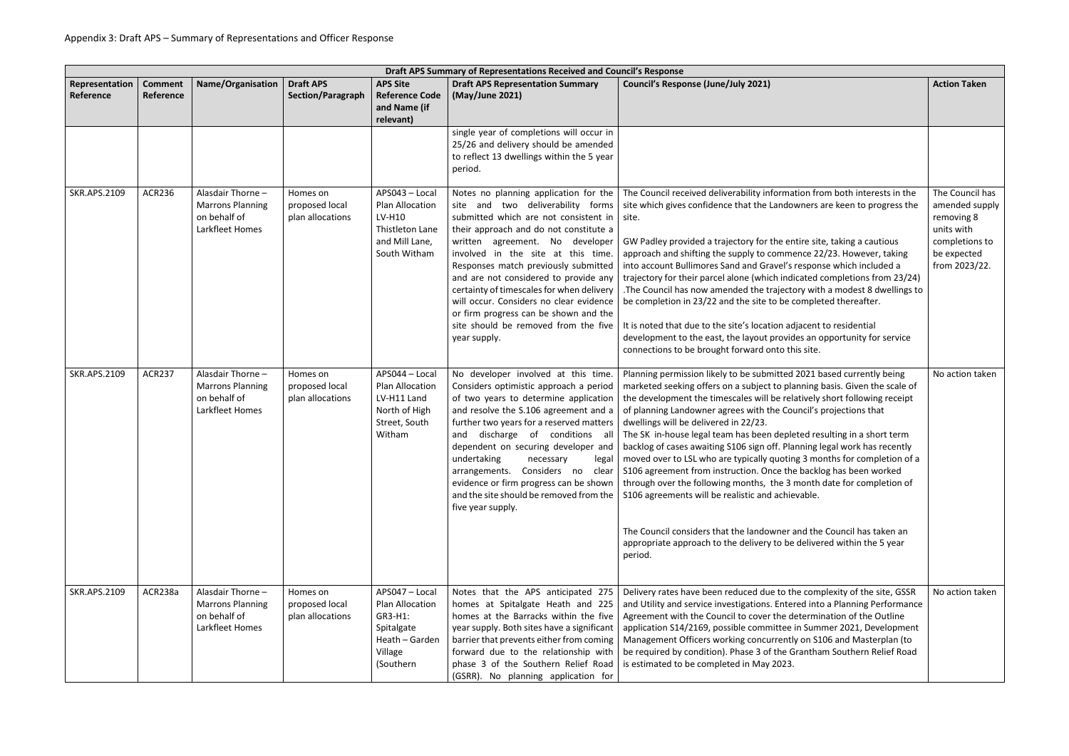Appendix 3: Draft APS – Summary of Representations and Officer Response

| Draft APS Summary of Representations Received and Council's Response | | | | | | | |
|---|---|---|---|---|---|---|---|
| **Representation Reference** | **Comment Reference** | **Name/Organisation** | **Draft APS Section/Paragraph** | **APS Site Reference Code and Name (if relevant)** | **Draft APS Representation Summary (May/June 2021)** | **Council's Response (June/July 2021)** | **Action Taken** |
| | | | | | single year of completions will occur in 25/26 and delivery should be amended to reflect 13 dwellings within the 5 year period. | | |
| SKR.APS.2109 | ACR236 | Alasdair Thorne – Marrons Planning on behalf of Larkfleet Homes | Homes on proposed local plan allocations | APS043 – Local Plan Allocation LV-H10 Thistleton Lane and Mill Lane, South Witham | Notes no planning application for the site and two deliverability forms submitted which are not consistent in their approach and do not constitute a written agreement. No developer involved in the site at this time. Responses match previously submitted and are not considered to provide any certainty of timescales for when delivery will occur. Considers no clear evidence or firm progress can be shown and the site should be removed from the five year supply. | The Council received deliverability information from both interests in the site which gives confidence that the Landowners are keen to progress the site.<br><br>GW Padley provided a trajectory for the entire site, taking a cautious approach and shifting the supply to commence 22/23. However, taking into account Bullimores Sand and Gravel's response which included a trajectory for their parcel alone (which indicated completions from 23/24) .The Council has now amended the trajectory with a modest 8 dwellings to be completion in 23/22 and the site to be completed thereafter.<br><br>It is noted that due to the site's location adjacent to residential development to the east, the layout provides an opportunity for service connections to be brought forward onto this site. | The Council has amended supply removing 8 units with completions to be expected from 2023/22. |
| SKR.APS.2109 | ACR237 | Alasdair Thorne – Marrons Planning on behalf of Larkfleet Homes | Homes on proposed local plan allocations | APS044 – Local Plan Allocation LV-H11 Land North of High Street, South Witham | No developer involved at this time. Considers optimistic approach a period of two years to determine application and resolve the S.106 agreement and a further two years for a reserved matters and discharge of conditions all dependent on securing developer and undertaking necessary legal arrangements. Considers no clear evidence or firm progress can be shown and the site should be removed from the five year supply. | Planning permission likely to be submitted 2021 based currently being marketed seeking offers on a subject to planning basis. Given the scale of the development the timescales will be relatively short following receipt of planning Landowner agrees with the Council's projections that dwellings will be delivered in 22/23.<br>The SK in-house legal team has been depleted resulting in a short term backlog of cases awaiting S106 sign off. Planning legal work has recently moved over to LSL who are typically quoting 3 months for completion of a S106 agreement from instruction. Once the backlog has been worked through over the following months, the 3 month date for completion of S106 agreements will be realistic and achievable.<br><br>The Council considers that the landowner and the Council has taken an appropriate approach to the delivery to be delivered within the 5 year period. | No action taken |
| SKR.APS.2109 | ACR238a | Alasdair Thorne – Marrons Planning on behalf of Larkfleet Homes | Homes on proposed local plan allocations | APS047 – Local Plan Allocation GR3-H1: Spitalgate Heath – Garden Village (Southern | Notes that the APS anticipated 275 homes at Spitalgate Heath and 225 homes at the Barracks within the five year supply. Both sites have a significant barrier that prevents either from coming forward due to the relationship with phase 3 of the Southern Relief Road (GSRR). No planning application for | Delivery rates have been reduced due to the complexity of the site, GSSR and Utility and service investigations. Entered into a Planning Performance Agreement with the Council to cover the determination of the Outline application S14/2169, possible committee in Summer 2021, Development Management Officers working concurrently on S106 and Masterplan (to be required by condition). Phase 3 of the Grantham Southern Relief Road is estimated to be completed in May 2023. | No action taken |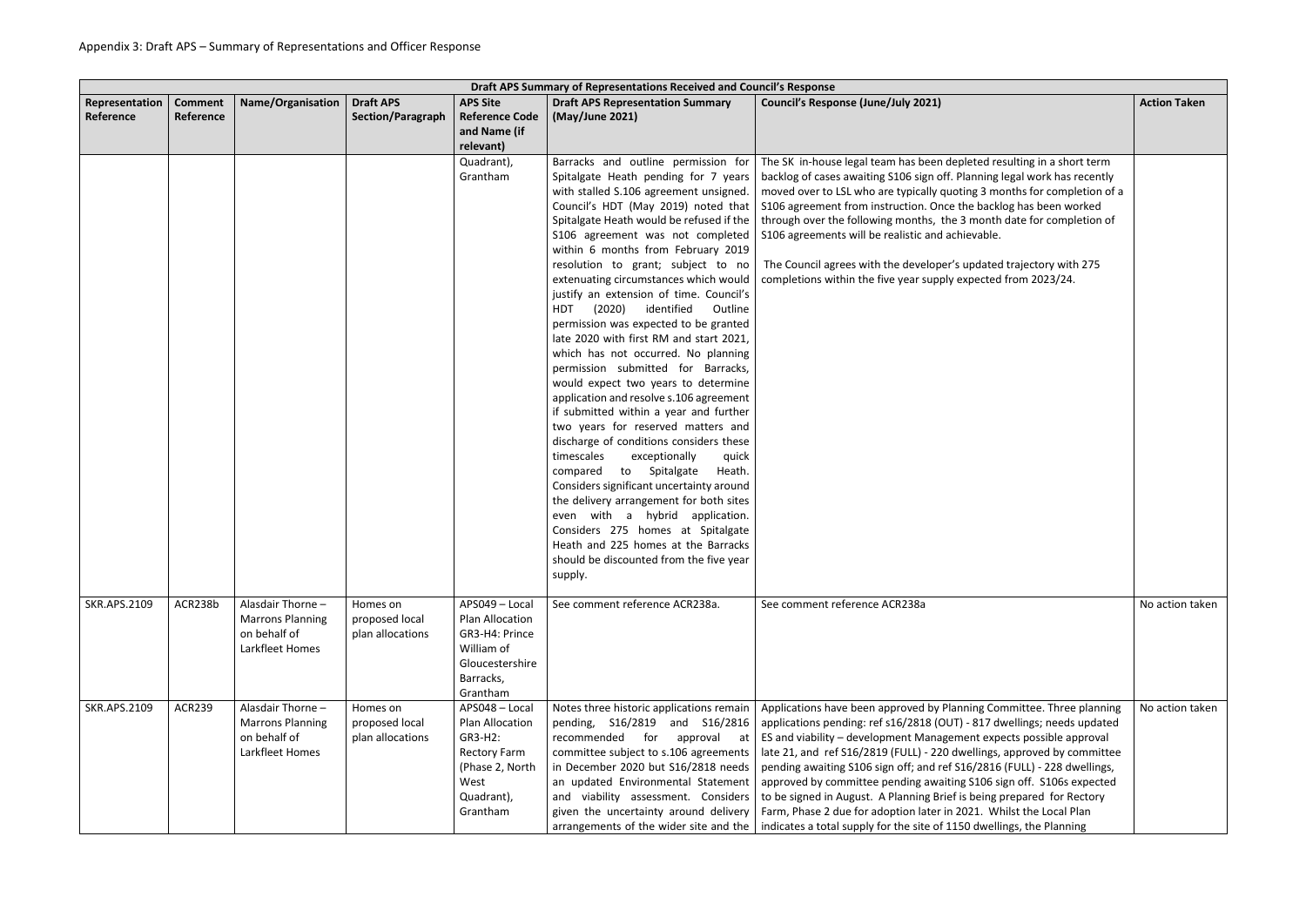Appendix 3: Draft APS – Summary of Representations and Officer Response

| Draft APS Summary of Representations Received and Council's Response | | | | | | | |
|---|---|---|---|---|---|---|---|
| **Representation Reference** | **Comment Reference** | **Name/Organisation** | **Draft APS Section/Paragraph** | **APS Site Reference Code and Name (if relevant)** | **Draft APS Representation Summary (May/June 2021)** | **Council's Response (June/July 2021)** | **Action Taken** |
| | | | | Quadrant), Grantham | Barracks and outline permission for Spitalgate Heath pending for 7 years with stalled S.106 agreement unsigned. Council's HDT (May 2019) noted that Spitalgate Heath would be refused if the S106 agreement was not completed within 6 months from February 2019 resolution to grant; subject to no extenuating circumstances which would justify an extension of time. Council's HDT (2020) identified Outline permission was expected to be granted late 2020 with first RM and start 2021, which has not occurred. No planning permission submitted for Barracks, would expect two years to determine application and resolve s.106 agreement if submitted within a year and further two years for reserved matters and discharge of conditions considers these timescales exceptionally quick compared to Spitalgate Heath. Considers significant uncertainty around the delivery arrangement for both sites even with a hybrid application. Considers 275 homes at Spitalgate Heath and 225 homes at the Barracks should be discounted from the five year supply. | The SK in-house legal team has been depleted resulting in a short term backlog of cases awaiting S106 sign off. Planning legal work has recently moved over to LSL who are typically quoting 3 months for completion of a S106 agreement from instruction. Once the backlog has been worked through over the following months, the 3 month date for completion of S106 agreements will be realistic and achievable.<br><br>The Council agrees with the developer's updated trajectory with 275 completions within the five year supply expected from 2023/24. | |
| SKR.APS.2109 | ACR238b | Alasdair Thorne – Marrons Planning on behalf of Larkfleet Homes | Homes on proposed local plan allocations | APS049 – Local Plan Allocation GR3-H4: Prince William of Gloucestershire Barracks, Grantham | See comment reference ACR238a. | See comment reference ACR238a | No action taken |
| SKR.APS.2109 | ACR239 | Alasdair Thorne – Marrons Planning on behalf of Larkfleet Homes | Homes on proposed local plan allocations | APS048 – Local Plan Allocation GR3-H2: Rectory Farm (Phase 2, North West Quadrant), Grantham | Notes three historic applications remain pending, S16/2819 and S16/2816 recommended for approval at committee subject to s.106 agreements in December 2020 but S16/2818 needs an updated Environmental Statement and viability assessment. Considers given the uncertainty around delivery arrangements of the wider site and the | Applications have been approved by Planning Committee. Three planning applications pending: ref s16/2818 (OUT) - 817 dwellings; needs updated ES and viability – development Management expects possible approval late 21, and ref S16/2819 (FULL) - 220 dwellings, approved by committee pending awaiting S106 sign off; and ref S16/2816 (FULL) - 228 dwellings, approved by committee pending awaiting S106 sign off. S106s expected to be signed in August. A Planning Brief is being prepared for Rectory Farm, Phase 2 due for adoption later in 2021. Whilst the Local Plan indicates a total supply for the site of 1150 dwellings, the Planning | No action taken |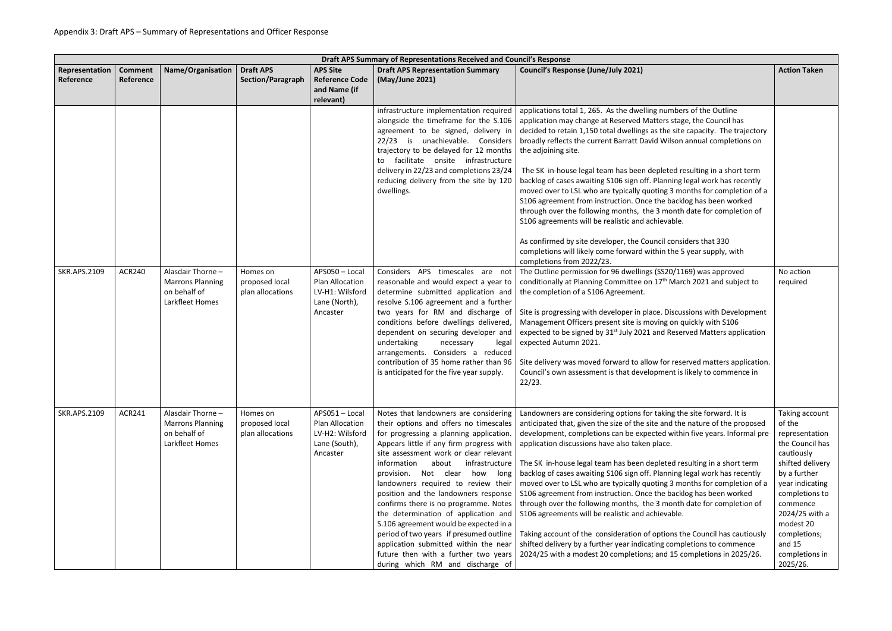Appendix 3: Draft APS – Summary of Representations and Officer Response

| Draft APS Summary of Representations Received and Council's Response | | | | | | | |
|---|---|---|---|---|---|---|---|
| **Representation Reference** | **Comment Reference** | **Name/Organisation** | **Draft APS Section/Paragraph** | **APS Site Reference Code and Name (if relevant)** | **Draft APS Representation Summary (May/June 2021)** | **Council's Response (June/July 2021)** | **Action Taken** |
| | | | | | infrastructure implementation required alongside the timeframe for the S.106 agreement to be signed, delivery in 22/23 is unachievable. Considers trajectory to be delayed for 12 months to facilitate onsite infrastructure delivery in 22/23 and completions 23/24 reducing delivery from the site by 120 dwellings. | applications total 1, 265. As the dwelling numbers of the Outline application may change at Reserved Matters stage, the Council has decided to retain 1,150 total dwellings as the site capacity. The trajectory broadly reflects the current Barratt David Wilson annual completions on the adjoining site.<br><br>The SK in-house legal team has been depleted resulting in a short term backlog of cases awaiting S106 sign off. Planning legal work has recently moved over to LSL who are typically quoting 3 months for completion of a S106 agreement from instruction. Once the backlog has been worked through over the following months, the 3 month date for completion of S106 agreements will be realistic and achievable.<br><br>As confirmed by site developer, the Council considers that 330 completions will likely come forward within the 5 year supply, with completions from 2022/23. | |
| SKR.APS.2109 | ACR240 | Alasdair Thorne – Marrons Planning on behalf of Larkfleet Homes | Homes on proposed local plan allocations | APS050 – Local Plan Allocation LV-H1: Wilsford Lane (North), Ancaster | Considers APS timescales are not reasonable and would expect a year to determine submitted application and resolve S.106 agreement and a further two years for RM and discharge of conditions before dwellings delivered, dependent on securing developer and undertaking necessary legal arrangements. Considers a reduced contribution of 35 home rather than 96 is anticipated for the five year supply. | The Outline permission for 96 dwellings (SS20/1169) was approved conditionally at Planning Committee on 17th March 2021 and subject to the completion of a S106 Agreement.<br><br>Site is progressing with developer in place. Discussions with Development Management Officers present site is moving on quickly with S106 expected to be signed by 31st July 2021 and Reserved Matters application expected Autumn 2021.<br><br>Site delivery was moved forward to allow for reserved matters application. Council's own assessment is that development is likely to commence in 22/23. | No action required |
| SKR.APS.2109 | ACR241 | Alasdair Thorne – Marrons Planning on behalf of Larkfleet Homes | Homes on proposed local plan allocations | APS051 – Local Plan Allocation LV-H2: Wilsford Lane (South), Ancaster | Notes that landowners are considering their options and offers no timescales for progressing a planning application. Appears little if any firm progress with site assessment work or clear relevant information about infrastructure provision. Not clear how long landowners required to review their position and the landowners response confirms there is no programme. Notes the determination of application and S.106 agreement would be expected in a period of two years if presumed outline application submitted within the near future then with a further two years during which RM and discharge of | Landowners are considering options for taking the site forward. It is anticipated that, given the size of the site and the nature of the proposed development, completions can be expected within five years. Informal pre application discussions have also taken place.<br><br>The SK in-house legal team has been depleted resulting in a short term backlog of cases awaiting S106 sign off. Planning legal work has recently moved over to LSL who are typically quoting 3 months for completion of a S106 agreement from instruction. Once the backlog has been worked through over the following months, the 3 month date for completion of S106 agreements will be realistic and achievable.<br><br>Taking account of the consideration of options the Council has cautiously shifted delivery by a further year indicating completions to commence 2024/25 with a modest 20 completions; and 15 completions in 2025/26. | Taking account of the representation the Council has cautiously shifted delivery by a further year indicating completions to commence 2024/25 with a modest 20 completions; and 15 completions in 2025/26. |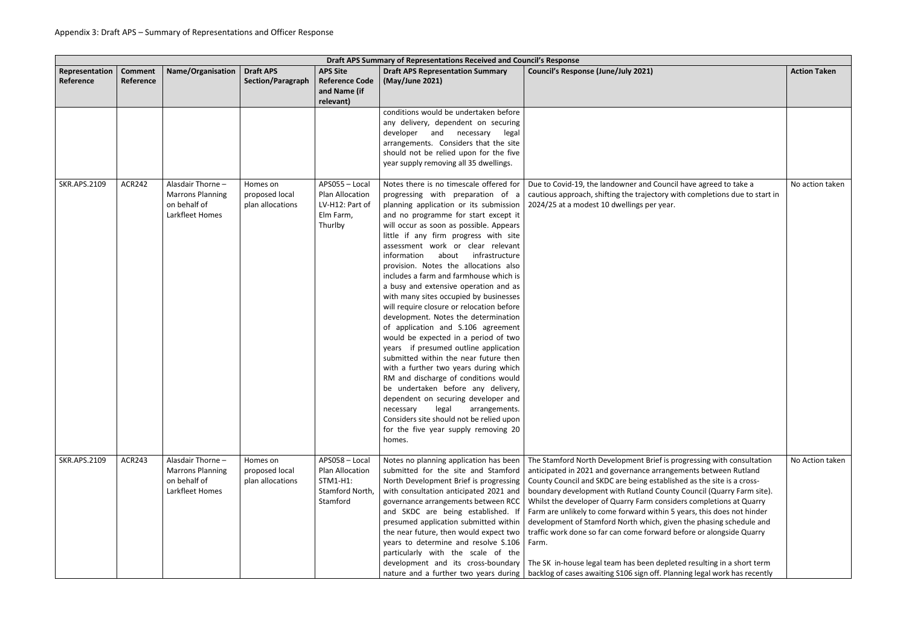Appendix 3: Draft APS – Summary of Representations and Officer Response

| Draft APS Summary of Representations Received and Council's Response | | | | | | | |
|---|---|---|---|---|---|---|---|
| **Representation Reference** | **Comment Reference** | **Name/Organisation** | **Draft APS Section/Paragraph** | **APS Site Reference Code and Name (if relevant)** | **Draft APS Representation Summary (May/June 2021)** | **Council's Response (June/July 2021)** | **Action Taken** |
| | | | | | conditions would be undertaken before any delivery, dependent on securing developer and necessary legal arrangements. Considers that the site should not be relied upon for the five year supply removing all 35 dwellings. | | |
| SKR.APS.2109 | ACR242 | Alasdair Thorne – Marrons Planning on behalf of Larkfleet Homes | Homes on proposed local plan allocations | APS055 – Local Plan Allocation LV-H12: Part of Elm Farm, Thurlby | Notes there is no timescale offered for progressing with preparation of a planning application or its submission and no programme for start except it will occur as soon as possible. Appears little if any firm progress with site assessment work or clear relevant information about infrastructure provision. Notes the allocations also includes a farm and farmhouse which is a busy and extensive operation and as with many sites occupied by businesses will require closure or relocation before development. Notes the determination of application and S.106 agreement would be expected in a period of two years if presumed outline application submitted within the near future then with a further two years during which RM and discharge of conditions would be undertaken before any delivery, dependent on securing developer and necessary legal arrangements. Considers site should not be relied upon for the five year supply removing 20 homes. | Due to Covid-19, the landowner and Council have agreed to take a cautious approach, shifting the trajectory with completions due to start in 2024/25 at a modest 10 dwellings per year. | No action taken |
| SKR.APS.2109 | ACR243 | Alasdair Thorne – Marrons Planning on behalf of Larkfleet Homes | Homes on proposed local plan allocations | APS058 – Local Plan Allocation STM1-H1: Stamford North, Stamford | Notes no planning application has been submitted for the site and Stamford North Development Brief is progressing with consultation anticipated 2021 and governance arrangements between RCC and SKDC are being established. If presumed application submitted within the near future, then would expect two years to determine and resolve S.106 particularly with the scale of the development and its cross-boundary nature and a further two years during | The Stamford North Development Brief is progressing with consultation anticipated in 2021 and governance arrangements between Rutland County Council and SKDC are being established as the site is a cross-boundary development with Rutland County Council (Quarry Farm site). Whilst the developer of Quarry Farm considers completions at Quarry Farm are unlikely to come forward within 5 years, this does not hinder development of Stamford North which, given the phasing schedule and traffic work done so far can come forward before or alongside Quarry Farm.<br><br>The SK in-house legal team has been depleted resulting in a short term backlog of cases awaiting S106 sign off. Planning legal work has recently | No Action taken |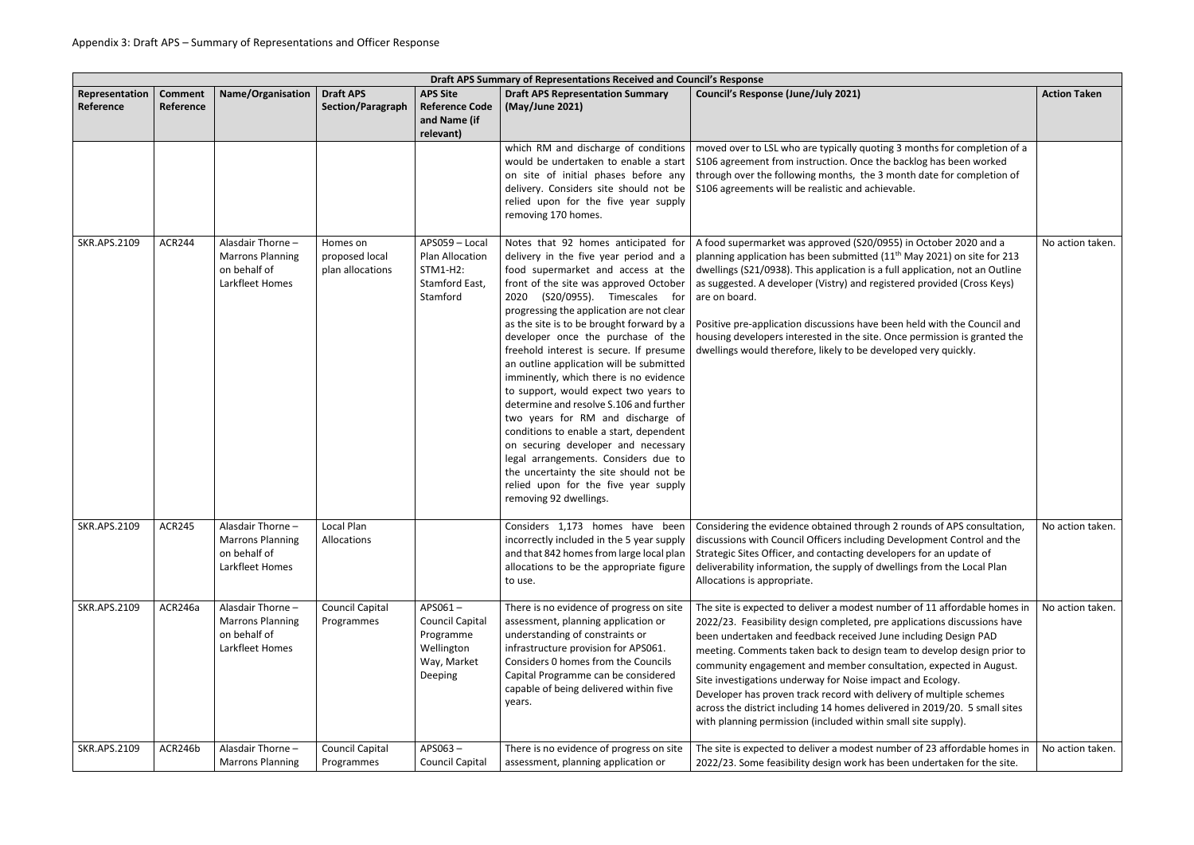Appendix 3: Draft APS – Summary of Representations and Officer Response

| Draft APS Summary of Representations Received and Council's Response | | | | | | | |
|---|---|---|---|---|---|---|---|
| **Representation Reference** | **Comment Reference** | **Name/Organisation** | **Draft APS Section/Paragraph** | **APS Site Reference Code and Name (if relevant)** | **Draft APS Representation Summary (May/June 2021)** | **Council's Response (June/July 2021)** | **Action Taken** |
| | | | | | which RM and discharge of conditions would be undertaken to enable a start on site of initial phases before any delivery. Considers site should not be relied upon for the five year supply removing 170 homes. | moved over to LSL who are typically quoting 3 months for completion of a S106 agreement from instruction. Once the backlog has been worked through over the following months, the 3 month date for completion of S106 agreements will be realistic and achievable. | |
| SKR.APS.2109 | ACR244 | Alasdair Thorne – Marrons Planning on behalf of Larkfleet Homes | Homes on proposed local plan allocations | APS059 – Local Plan Allocation STM1-H2: Stamford East, Stamford | Notes that 92 homes anticipated for delivery in the five year period and a food supermarket and access at the front of the site was approved October 2020 (S20/0955). Timescales for progressing the application are not clear as the site is to be brought forward by a developer once the purchase of the freehold interest is secure. If presume an outline application will be submitted imminently, which there is no evidence to support, would expect two years to determine and resolve S.106 and further two years for RM and discharge of conditions to enable a start, dependent on securing developer and necessary legal arrangements. Considers due to the uncertainty the site should not be relied upon for the five year supply removing 92 dwellings. | A food supermarket was approved (S20/0955) in October 2020 and a planning application has been submitted (11th May 2021) on site for 213 dwellings (S21/0938). This application is a full application, not an Outline as suggested. A developer (Vistry) and registered provided (Cross Keys) are on board.<br><br>Positive pre-application discussions have been held with the Council and housing developers interested in the site. Once permission is granted the dwellings would therefore, likely to be developed very quickly. | No action taken. |
| SKR.APS.2109 | ACR245 | Alasdair Thorne – Marrons Planning on behalf of Larkfleet Homes | Local Plan Allocations | | Considers 1,173 homes have been incorrectly included in the 5 year supply and that 842 homes from large local plan allocations to be the appropriate figure to use. | Considering the evidence obtained through 2 rounds of APS consultation, discussions with Council Officers including Development Control and the Strategic Sites Officer, and contacting developers for an update of deliverability information, the supply of dwellings from the Local Plan Allocations is appropriate. | No action taken. |
| SKR.APS.2109 | ACR246a | Alasdair Thorne – Marrons Planning on behalf of Larkfleet Homes | Council Capital Programmes | APS061 – Council Capital Programme Wellington Way, Market Deeping | There is no evidence of progress on site assessment, planning application or understanding of constraints or infrastructure provision for APS061. Considers 0 homes from the Councils Capital Programme can be considered capable of being delivered within five years. | The site is expected to deliver a modest number of 11 affordable homes in 2022/23. Feasibility design completed, pre applications discussions have been undertaken and feedback received June including Design PAD meeting. Comments taken back to design team to develop design prior to community engagement and member consultation, expected in August. Site investigations underway for Noise impact and Ecology. Developer has proven track record with delivery of multiple schemes across the district including 14 homes delivered in 2019/20. 5 small sites with planning permission (included within small site supply). | No action taken. |
| SKR.APS.2109 | ACR246b | Alasdair Thorne – Marrons Planning | Council Capital Programmes | APS063 – Council Capital | There is no evidence of progress on site assessment, planning application or | The site is expected to deliver a modest number of 23 affordable homes in 2022/23. Some feasibility design work has been undertaken for the site. | No action taken. |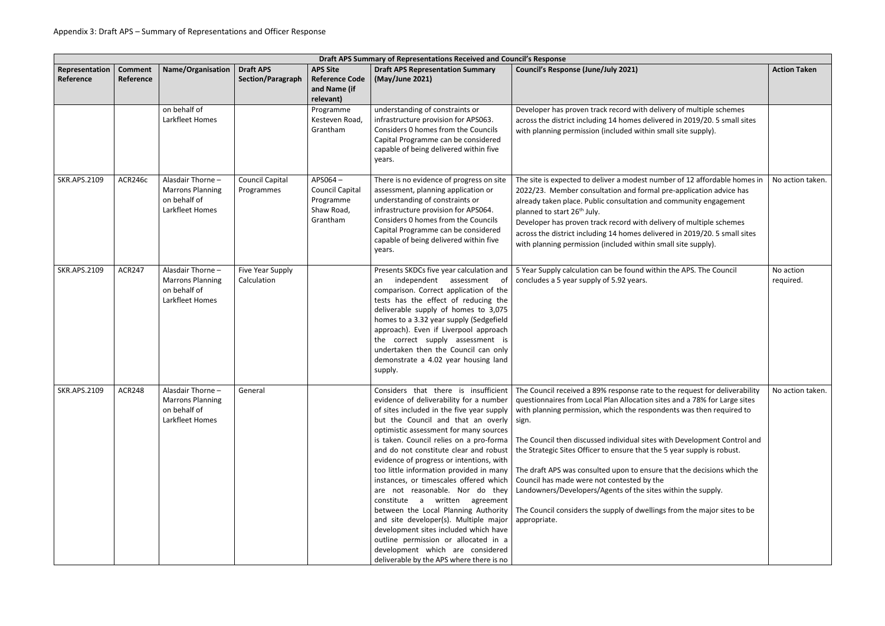Appendix 3: Draft APS – Summary of Representations and Officer Response

| Draft APS Summary of Representations Received and Council's Response | | | | | | | |
|---|---|---|---|---|---|---|---|
| **Representation Reference** | **Comment Reference** | **Name/Organisation** | **Draft APS Section/Paragraph** | **APS Site Reference Code and Name (if relevant)** | **Draft APS Representation Summary (May/June 2021)** | **Council's Response (June/July 2021)** | **Action Taken** |
| | | on behalf of Larkfleet Homes | | Programme Kesteven Road, Grantham | understanding of constraints or infrastructure provision for APS063. Considers 0 homes from the Councils Capital Programme can be considered capable of being delivered within five years. | Developer has proven track record with delivery of multiple schemes across the district including 14 homes delivered in 2019/20. 5 small sites with planning permission (included within small site supply). | |
| SKR.APS.2109 | ACR246c | Alasdair Thorne – Marrons Planning on behalf of Larkfleet Homes | Council Capital Programmes | APS064 – Council Capital Programme Shaw Road, Grantham | There is no evidence of progress on site assessment, planning application or understanding of constraints or infrastructure provision for APS064. Considers 0 homes from the Councils Capital Programme can be considered capable of being delivered within five years. | The site is expected to deliver a modest number of 12 affordable homes in 2022/23. Member consultation and formal pre-application advice has already taken place. Public consultation and community engagement planned to start 26th July.<br>Developer has proven track record with delivery of multiple schemes across the district including 14 homes delivered in 2019/20. 5 small sites with planning permission (included within small site supply). | No action taken. |
| SKR.APS.2109 | ACR247 | Alasdair Thorne – Marrons Planning on behalf of Larkfleet Homes | Five Year Supply Calculation | | Presents SKDCs five year calculation and an independent assessment of comparison. Correct application of the tests has the effect of reducing the deliverable supply of homes to 3,075 homes to a 3.32 year supply (Sedgefield approach). Even if Liverpool approach the correct supply assessment is undertaken then the Council can only demonstrate a 4.02 year housing land supply. | 5 Year Supply calculation can be found within the APS. The Council concludes a 5 year supply of 5.92 years. | No action required. |
| SKR.APS.2109 | ACR248 | Alasdair Thorne – Marrons Planning on behalf of Larkfleet Homes | General | | Considers that there is insufficient evidence of deliverability for a number of sites included in the five year supply but the Council and that an overly optimistic assessment for many sources is taken. Council relies on a pro-forma and do not constitute clear and robust evidence of progress or intentions, with too little information provided in many instances, or timescales offered which are not reasonable. Nor do they constitute a written agreement between the Local Planning Authority and site developer(s). Multiple major development sites included which have outline permission or allocated in a development which are considered deliverable by the APS where there is no | The Council received a 89% response rate to the request for deliverability questionnaires from Local Plan Allocation sites and a 78% for Large sites with planning permission, which the respondents was then required to sign.<br><br>The Council then discussed individual sites with Development Control and the Strategic Sites Officer to ensure that the 5 year supply is robust.<br><br>The draft APS was consulted upon to ensure that the decisions which the Council has made were not contested by the Landowners/Developers/Agents of the sites within the supply.<br><br>The Council considers the supply of dwellings from the major sites to be appropriate. | No action taken. |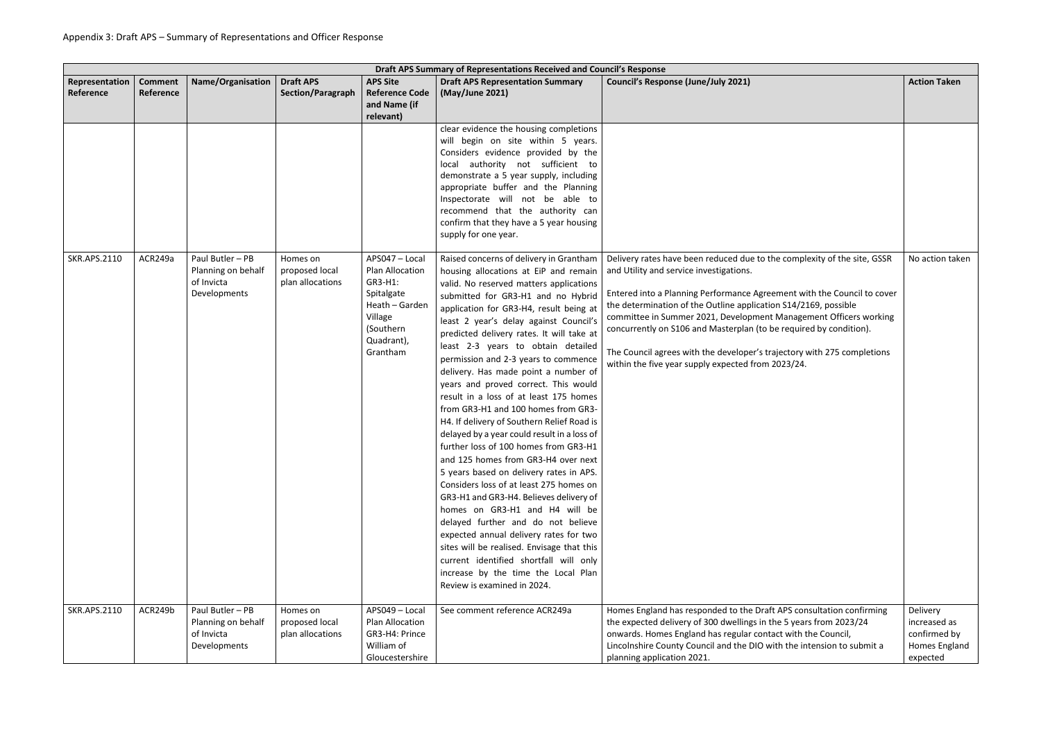Appendix 3: Draft APS – Summary of Representations and Officer Response

| Draft APS Summary of Representations Received and Council's Response | | | | | | | |
|---|---|---|---|---|---|---|---|
| **Representation Reference** | **Comment Reference** | **Name/Organisation** | **Draft APS Section/Paragraph** | **APS Site Reference Code and Name (if relevant)** | **Draft APS Representation Summary (May/June 2021)** | **Council's Response (June/July 2021)** | **Action Taken** |
| | | | | | clear evidence the housing completions will begin on site within 5 years. Considers evidence provided by the local authority not sufficient to demonstrate a 5 year supply, including appropriate buffer and the Planning Inspectorate will not be able to recommend that the authority can confirm that they have a 5 year housing supply for one year. | | |
| SKR.APS.2110 | ACR249a | Paul Butler – PB Planning on behalf of Invicta Developments | Homes on proposed local plan allocations | APS047 – Local Plan Allocation GR3-H1: Spitalgate Heath – Garden Village (Southern Quadrant), Grantham | Raised concerns of delivery in Grantham housing allocations at EiP and remain valid. No reserved matters applications submitted for GR3-H1 and no Hybrid application for GR3-H4, result being at least 2 year's delay against Council's predicted delivery rates. It will take at least 2-3 years to obtain detailed permission and 2-3 years to commence delivery. Has made point a number of years and proved correct. This would result in a loss of at least 175 homes from GR3-H1 and 100 homes from GR3-H4. If delivery of Southern Relief Road is delayed by a year could result in a loss of further loss of 100 homes from GR3-H1 and 125 homes from GR3-H4 over next 5 years based on delivery rates in APS. Considers loss of at least 275 homes on GR3-H1 and GR3-H4. Believes delivery of homes on GR3-H1 and H4 will be delayed further and do not believe expected annual delivery rates for two sites will be realised. Envisage that this current identified shortfall will only increase by the time the Local Plan Review is examined in 2024. | Delivery rates have been reduced due to the complexity of the site, GSSR and Utility and service investigations.<br><br>Entered into a Planning Performance Agreement with the Council to cover the determination of the Outline application S14/2169, possible committee in Summer 2021, Development Management Officers working concurrently on S106 and Masterplan (to be required by condition).<br><br>The Council agrees with the developer's trajectory with 275 completions within the five year supply expected from 2023/24. | No action taken |
| SKR.APS.2110 | ACR249b | Paul Butler – PB Planning on behalf of Invicta Developments | Homes on proposed local plan allocations | APS049 – Local Plan Allocation GR3-H4: Prince William of Gloucestershire | See comment reference ACR249a | Homes England has responded to the Draft APS consultation confirming the expected delivery of 300 dwellings in the 5 years from 2023/24 onwards. Homes England has regular contact with the Council, Lincolnshire County Council and the DIO with the intension to submit a planning application 2021. | Delivery increased as confirmed by Homes England expected |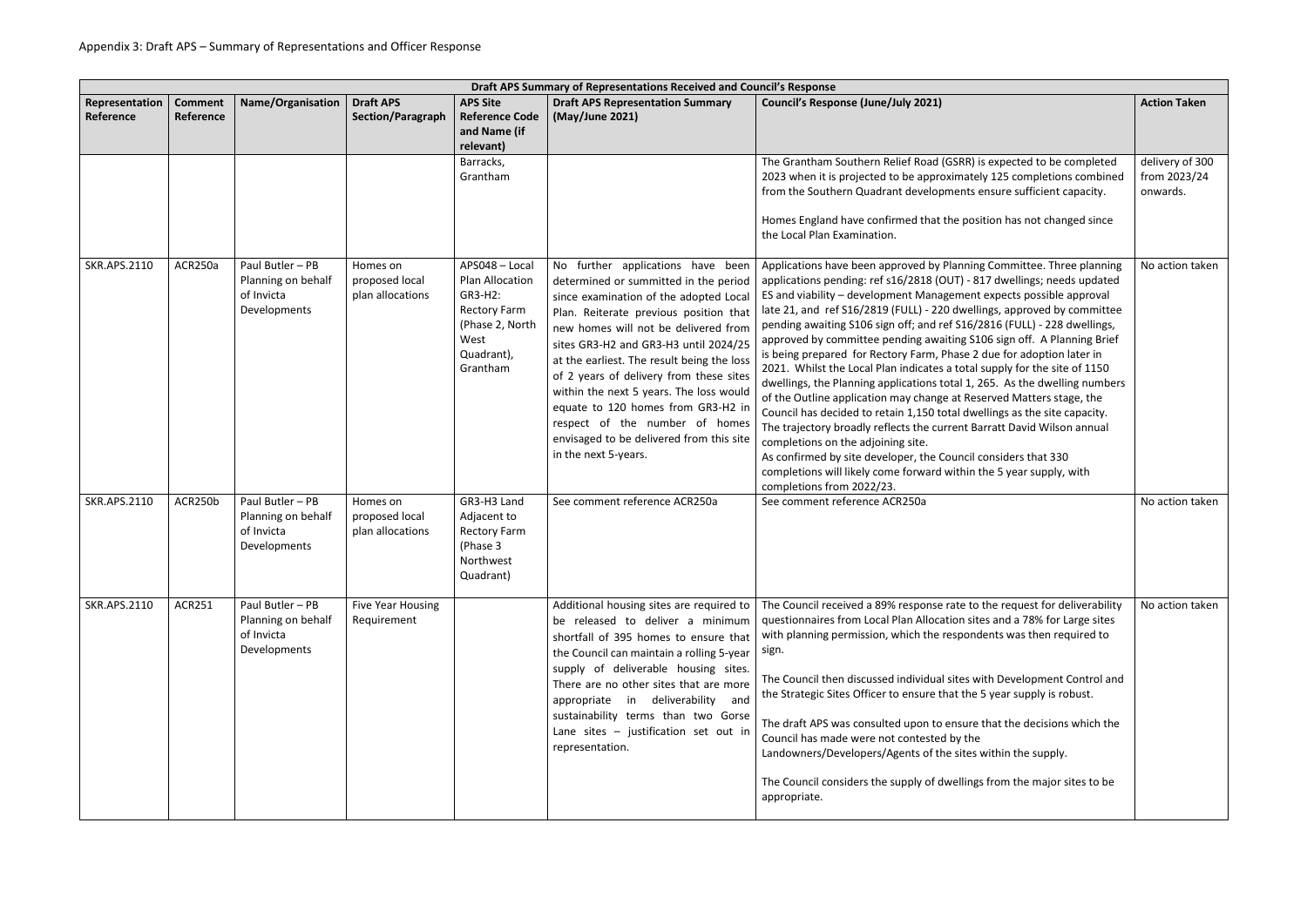Appendix 3: Draft APS – Summary of Representations and Officer Response

| Draft APS Summary of Representations Received and Council's Response | | | | | | | |
|---|---|---|---|---|---|---|---|
| **Representation Reference** | **Comment Reference** | **Name/Organisation** | **Draft APS Section/Paragraph** | **APS Site Reference Code and Name (if relevant)** | **Draft APS Representation Summary (May/June 2021)** | **Council's Response (June/July 2021)** | **Action Taken** |
| | | | | Barracks, Grantham | | The Grantham Southern Relief Road (GSRR) is expected to be completed 2023 when it is projected to be approximately 125 completions combined from the Southern Quadrant developments ensure sufficient capacity.<br><br>Homes England have confirmed that the position has not changed since the Local Plan Examination. | delivery of 300 from 2023/24 onwards. |
| SKR.APS.2110 | ACR250a | Paul Butler – PB Planning on behalf of Invicta Developments | Homes on proposed local plan allocations | APS048 – Local Plan Allocation GR3-H2: Rectory Farm (Phase 2, North West Quadrant), Grantham | No further applications have been determined or summitted in the period since examination of the adopted Local Plan. Reiterate previous position that new homes will not be delivered from sites GR3-H2 and GR3-H3 until 2024/25 at the earliest. The result being the loss of 2 years of delivery from these sites within the next 5 years. The loss would equate to 120 homes from GR3-H2 in respect of the number of homes envisaged to be delivered from this site in the next 5-years. | Applications have been approved by Planning Committee. Three planning applications pending: ref s16/2818 (OUT) - 817 dwellings; needs updated ES and viability – development Management expects possible approval late 21, and ref S16/2819 (FULL) - 220 dwellings, approved by committee pending awaiting S106 sign off; and ref S16/2816 (FULL) - 228 dwellings, approved by committee pending awaiting S106 sign off. A Planning Brief is being prepared for Rectory Farm, Phase 2 due for adoption later in 2021. Whilst the Local Plan indicates a total supply for the site of 1150 dwellings, the Planning applications total 1, 265. As the dwelling numbers of the Outline application may change at Reserved Matters stage, the Council has decided to retain 1,150 total dwellings as the site capacity. The trajectory broadly reflects the current Barratt David Wilson annual completions on the adjoining site.<br>As confirmed by site developer, the Council considers that 330 completions will likely come forward within the 5 year supply, with completions from 2022/23. | No action taken |
| SKR.APS.2110 | ACR250b | Paul Butler – PB Planning on behalf of Invicta Developments | Homes on proposed local plan allocations | GR3-H3 Land Adjacent to Rectory Farm (Phase 3 Northwest Quadrant) | See comment reference ACR250a | See comment reference ACR250a | No action taken |
| SKR.APS.2110 | ACR251 | Paul Butler – PB Planning on behalf of Invicta Developments | Five Year Housing Requirement | | Additional housing sites are required to be released to deliver a minimum shortfall of 395 homes to ensure that the Council can maintain a rolling 5-year supply of deliverable housing sites. There are no other sites that are more appropriate in deliverability and sustainability terms than two Gorse Lane sites – justification set out in representation. | The Council received a 89% response rate to the request for deliverability questionnaires from Local Plan Allocation sites and a 78% for Large sites with planning permission, which the respondents was then required to sign.<br><br>The Council then discussed individual sites with Development Control and the Strategic Sites Officer to ensure that the 5 year supply is robust.<br><br>The draft APS was consulted upon to ensure that the decisions which the Council has made were not contested by the Landowners/Developers/Agents of the sites within the supply.<br><br>The Council considers the supply of dwellings from the major sites to be appropriate. | No action taken |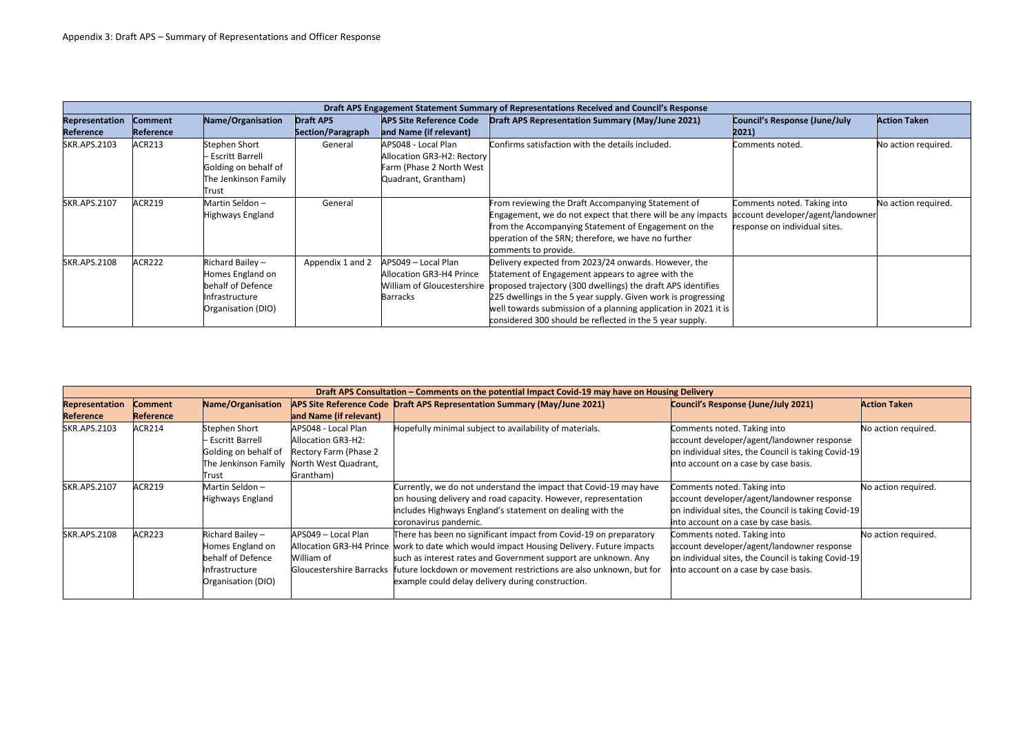Appendix 3: Draft APS – Summary of Representations and Officer Response

| Draft APS Engagement Statement Summary of Representations Received and Council's Response | | | | | | | |
|---|---|---|---|---|---|---|---|
| **Representation Reference** | **Comment Reference** | **Name/Organisation** | **Draft APS Section/Paragraph** | **APS Site Reference Code and Name (if relevant)** | **Draft APS Representation Summary (May/June 2021)** | **Council's Response (June/July 2021)** | **Action Taken** |
| SKR.APS.2103 | ACR213 | Stephen Short – Escritt Barrell Golding on behalf of The Jenkinson Family Trust | General | APS048 - Local Plan Allocation GR3-H2: Rectory Farm (Phase 2 North West Quadrant, Grantham) | Confirms satisfaction with the details included. | Comments noted. | No action required. |
| SKR.APS.2107 | ACR219 | Martin Seldon – Highways England | General | | From reviewing the Draft Accompanying Statement of Engagement, we do not expect that there will be any impacts from the Accompanying Statement of Engagement on the operation of the SRN; therefore, we have no further comments to provide. | Comments noted. Taking into account developer/agent/landowner response on individual sites. | No action required. |
| SKR.APS.2108 | ACR222 | Richard Bailey – Homes England on behalf of Defence Infrastructure Organisation (DIO) | Appendix 1 and 2 | APS049 – Local Plan Allocation GR3-H4 Prince William of Gloucestershire Barracks | Delivery expected from 2023/24 onwards. However, the Statement of Engagement appears to agree with the proposed trajectory (300 dwellings) the draft APS identifies 225 dwellings in the 5 year supply. Given work is progressing well towards submission of a planning application in 2021 it is considered 300 should be reflected in the 5 year supply. | | |

| Draft APS Consultation – Comments on the potential Impact Covid-19 may have on Housing Delivery | | | | | | |
|---|---|---|---|---|---|---|
| **Representation Reference** | **Comment Reference** | **Name/Organisation** | **APS Site Reference Code and Name (if relevant)** | **Draft APS Representation Summary (May/June 2021)** | **Council's Response (June/July 2021)** | **Action Taken** |
| SKR.APS.2103 | ACR214 | Stephen Short – Escritt Barrell Golding on behalf of The Jenkinson Family Trust | APS048 - Local Plan Allocation GR3-H2: Rectory Farm (Phase 2 North West Quadrant, Grantham) | Hopefully minimal subject to availability of materials. | Comments noted. Taking into account developer/agent/landowner response on individual sites, the Council is taking Covid-19 into account on a case by case basis. | No action required. |
| SKR.APS.2107 | ACR219 | Martin Seldon – Highways England | | Currently, we do not understand the impact that Covid-19 may have on housing delivery and road capacity. However, representation includes Highways England's statement on dealing with the coronavirus pandemic. | Comments noted. Taking into account developer/agent/landowner response on individual sites, the Council is taking Covid-19 into account on a case by case basis. | No action required. |
| SKR.APS.2108 | ACR223 | Richard Bailey – Homes England on behalf of Defence Infrastructure Organisation (DIO) | APS049 – Local Plan Allocation GR3-H4 Prince William of Gloucestershire Barracks | There has been no significant impact from Covid-19 on preparatory work to date which would impact Housing Delivery. Future impacts such as interest rates and Government support are unknown. Any future lockdown or movement restrictions are also unknown, but for example could delay delivery during construction. | Comments noted. Taking into account developer/agent/landowner response on individual sites, the Council is taking Covid-19 into account on a case by case basis. | No action required. |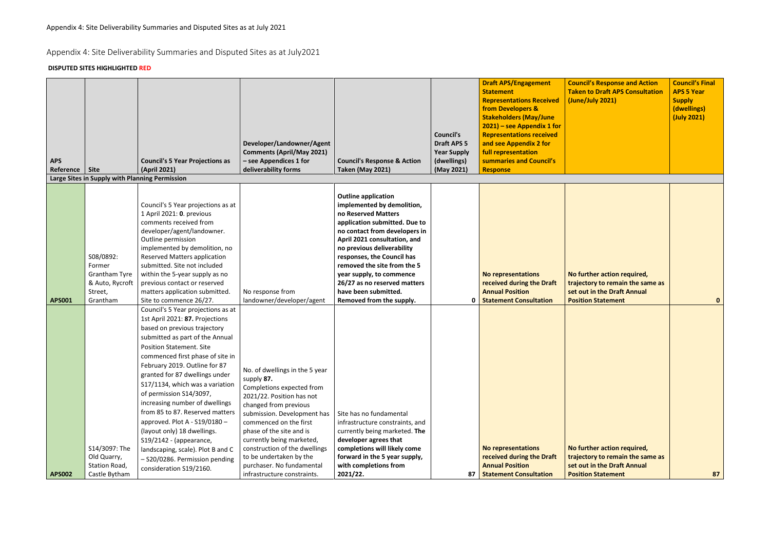Appendix 4: Site Deliverability Summaries and Disputed Sites as at July2021

**DISPUTED SITES HIGHLIGHTED RED**

| APS Reference | Site | Council's 5 Year Projections as (April 2021) | Developer/Landowner/Agent Comments (April/May 2021) – see Appendices 1 for deliverability forms | Council's Response & Action Taken (May 2021) | Council's Draft APS 5 Year Supply (dwellings) (May 2021) | Draft APS/Engagement Statement Representations Received from Developers & Stakeholders (May/June 2021) – see Appendix 1 for Representations received and see Appendix 2 for full representation summaries and Council's Response | Council's Response and Action Taken to Draft APS Consultation (June/July 2021) | Council's Final APS 5 Year Supply (dwellings) (July 2021) |
|---|---|---|---|---|---|---|---|---|
| **Large Sites in Supply with Planning Permission** | | | | | | | | |
| APS001 | S08/0892: Former Grantham Tyre & Auto, Rycroft Street, Grantham | Council's 5 Year projections as at 1 April 2021: **0**. previous comments received from developer/agent/landowner. Outline permission implemented by demolition, no Reserved Matters application submitted. Site not included within the 5-year supply as no previous contact or reserved matters application submitted. Site to commence 26/27. | No response from landowner/developer/agent | **Outline application implemented by demolition, no Reserved Matters application submitted. Due to no contact from developers in April 2021 consultation, and no previous deliverability responses, the Council has removed the site from the 5 year supply, to commence 26/27 as no reserved matters have been submitted. Removed from the supply.** | 0 | **No representations received during the Draft Annual Position Statement Consultation** | **No further action required, trajectory to remain the same as set out in the Draft Annual Position Statement** | **0** |
| APS002 | S14/3097: The Old Quarry, Station Road, Castle Bytham | Council's 5 Year projections as at 1st April 2021: **87.** Projections based on previous trajectory submitted as part of the Annual Position Statement. Site commenced first phase of site in February 2019. Outline for 87 granted for 87 dwellings under S17/1134, which was a variation of permission S14/3097, increasing number of dwellings from 85 to 87. Reserved matters approved. Plot A - S19/0180 – (layout only) 18 dwellings. S19/2142 - (appearance, landscaping, scale). Plot B and C – S20/0286. Permission pending consideration S19/2160. | No. of dwellings in the 5 year supply **87.** Completions expected from 2021/22. Position has not changed from previous submission. Development has commenced on the first phase of the site and is currently being marketed, construction of the dwellings to be undertaken by the purchaser. No fundamental infrastructure constraints. | Site has no fundamental infrastructure constraints, and currently being marketed. **The developer agrees that completions will likely come forward in the 5 year supply, with completions from 2021/22.** | 87 | **No representations received during the Draft Annual Position Statement Consultation** | **No further action required, trajectory to remain the same as set out in the Draft Annual Position Statement** | **87** |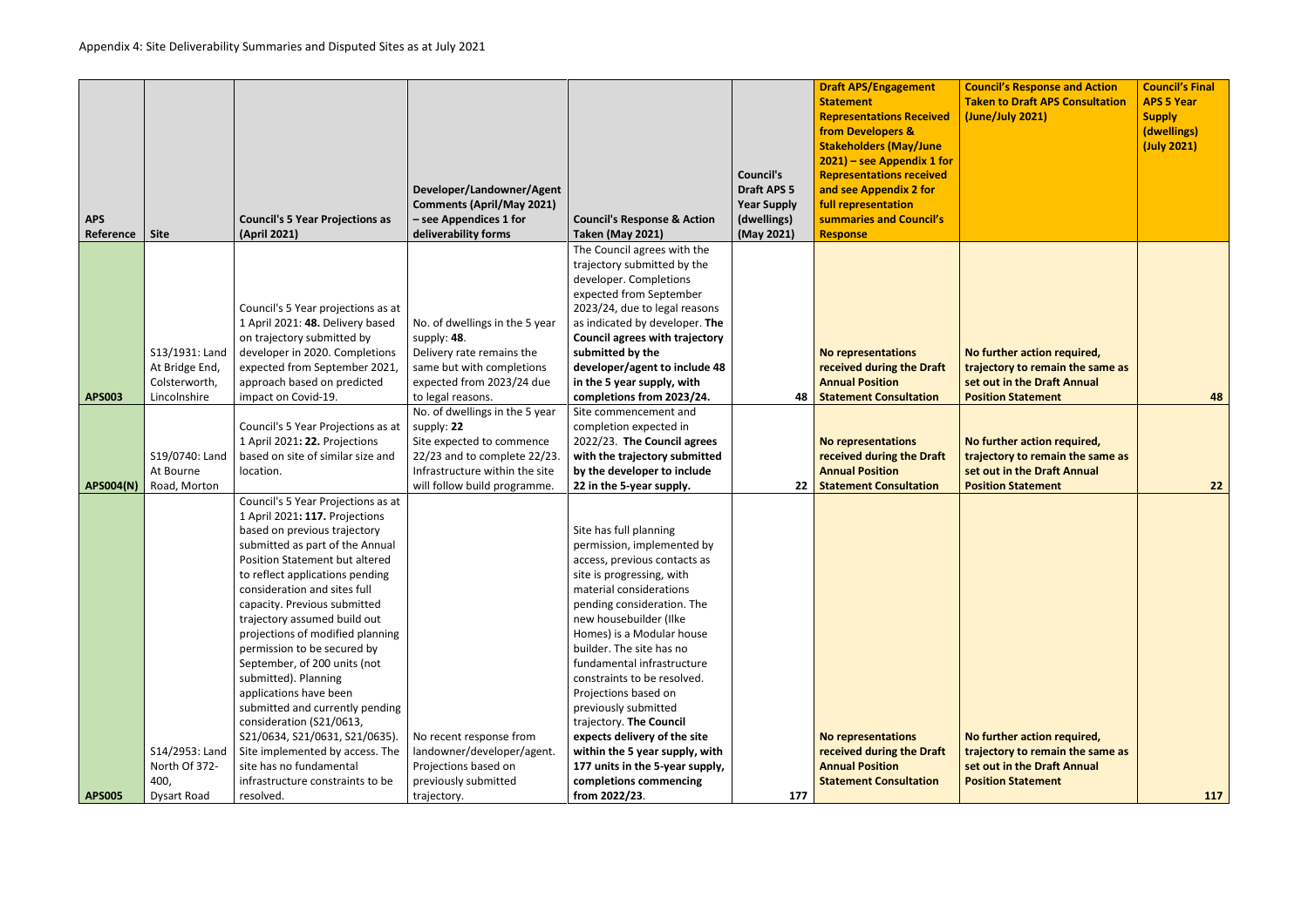Appendix 4: Site Deliverability Summaries and Disputed Sites as at July 2021

| APS Reference | Site | Council's 5 Year Projections as (April 2021) | Developer/Landowner/Agent Comments (April/May 2021) – see Appendices 1 for deliverability forms | Council's Response & Action Taken (May 2021) | Council's Draft APS 5 Year Supply (dwellings) (May 2021) | Draft APS/Engagement Statement Representations Received from Developers & Stakeholders (May/June 2021) – see Appendix 1 for Representations received and see Appendix 2 for full representation summaries and Council's Response | Council's Response and Action Taken to Draft APS Consultation (June/July 2021) | Council's Final APS 5 Year Supply (dwellings) (July 2021) |
|---|---|---|---|---|---|---|---|---|
| APS003 | S13/1931: Land At Bridge End, Colsterworth, Lincolnshire | Council's 5 Year projections as at 1 April 2021: **48.** Delivery based on trajectory submitted by developer in 2020. Completions expected from September 2021, approach based on predicted impact on Covid-19. | No. of dwellings in the 5 year supply: **48**. Delivery rate remains the same but with completions expected from 2023/24 due to legal reasons. | The Council agrees with the trajectory submitted by the developer. Completions expected from September 2023/24, due to legal reasons as indicated by developer. **The Council agrees with trajectory submitted by the developer/agent to include 48 in the 5 year supply, with completions from 2023/24.** | 48 | **No representations received during the Draft Annual Position Statement Consultation** | **No further action required, trajectory to remain the same as set out in the Draft Annual Position Statement** | 48 |
| APS004(N) | S19/0740: Land At Bourne Road, Morton | Council's 5 Year Projections as at 1 April 2021**: 22.** Projections based on site of similar size and location. | No. of dwellings in the 5 year supply: **22** Site expected to commence 22/23 and to complete 22/23. Infrastructure within the site will follow build programme. | Site commencement and completion expected in 2022/23. **The Council agrees with the trajectory submitted by the developer to include 22 in the 5-year supply.** | 22 | **No representations received during the Draft Annual Position Statement Consultation** | **No further action required, trajectory to remain the same as set out in the Draft Annual Position Statement** | 22 |
| APS005 | S14/2953: Land North Of 372-400, Dysart Road | Council's 5 Year Projections as at 1 April 2021**: 117.** Projections based on previous trajectory submitted as part of the Annual Position Statement but altered to reflect applications pending consideration and sites full capacity. Previous submitted trajectory assumed build out projections of modified planning permission to be secured by September, of 200 units (not submitted). Planning applications have been submitted and currently pending consideration (S21/0613, S21/0634, S21/0631, S21/0635). Site implemented by access. The site has no fundamental infrastructure constraints to be resolved. | No recent response from landowner/developer/agent. Projections based on previously submitted trajectory. | Site has full planning permission, implemented by access, previous contacts as site is progressing, with material considerations pending consideration. The new housebuilder (Ilke Homes) is a Modular house builder. The site has no fundamental infrastructure constraints to be resolved. Projections based on previously submitted trajectory. **The Council expects delivery of the site within the 5 year supply, with 177 units in the 5-year supply, completions commencing from 2022/23**. | 177 | **No representations received during the Draft Annual Position Statement Consultation** | **No further action required, trajectory to remain the same as set out in the Draft Annual Position Statement** | 117 |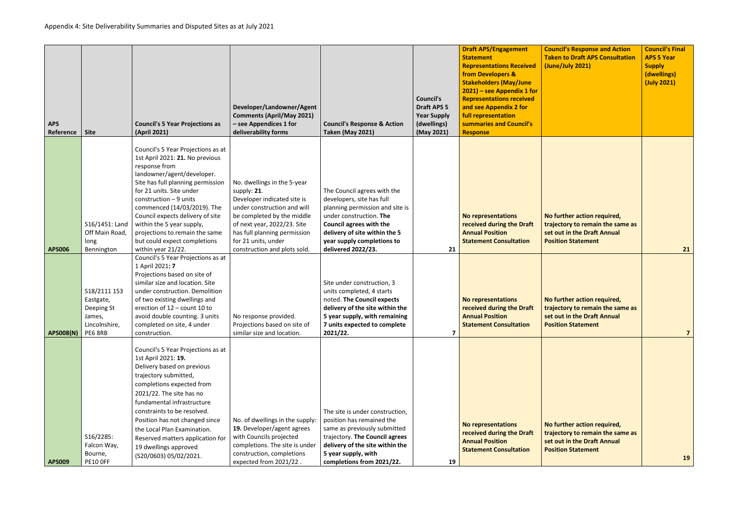Appendix 4: Site Deliverability Summaries and Disputed Sites as at July 2021

| APS Reference | Site | Council's 5 Year Projections as (April 2021) | Developer/Landowner/Agent Comments (April/May 2021) – see Appendices 1 for deliverability forms | Council's Response & Action Taken (May 2021) | Council's Draft APS 5 Year Supply (dwellings) (May 2021) | Draft APS/Engagement Statement Representations Received from Developers & Stakeholders (May/June 2021) – see Appendix 1 for Representations received and see Appendix 2 for full representation summaries and Council's Response | Council's Response and Action Taken to Draft APS Consultation (June/July 2021) | Council's Final APS 5 Year Supply (dwellings) (July 2021) |
|---|---|---|---|---|---|---|---|---|
| APS006 | S16/1451: Land Off Main Road, long Bennington | Council's 5 Year Projections as at 1st April 2021: **21.** No previous response from landowner/agent/developer. Site has full planning permission for 21 units. Site under construction – 9 units commenced (14/03/2019). The Council expects delivery of site within the 5 year supply, projections to remain the same but could expect completions within year 21/22. | No. dwellings in the 5-year supply: **21**. Developer indicated site is under construction and will be completed by the middle of next year, 2022/23. Site has full planning permission for 21 units, under construction and plots sold. | The Council agrees with the developers, site has full planning permission and site is under construction. **The Council agrees with the delivery of site within the 5 year supply completions to delivered 2022/23.** | 21 | **No representations received during the Draft Annual Position Statement Consultation** | **No further action required, trajectory to remain the same as set out in the Draft Annual Position Statement** | **21** |
| APS008(N) | S18/2111 153 Eastgate, Deeping St James, Lincolnshire, PE6 8RB | Council's 5 Year Projections as at 1 April 2021**: 7** Projections based on site of similar size and location. Site under construction. Demolition of two existing dwellings and erection of 12 – count 10 to avoid double counting. 3 units completed on site, 4 under construction. | No response provided. Projections based on site of similar size and location. | Site under construction, 3 units completed, 4 starts noted. **The Council expects delivery of the site within the 5 year supply, with remaining 7 units expected to complete 2021/22.** | 7 | **No representations received during the Draft Annual Position Statement Consultation** | **No further action required, trajectory to remain the same as set out in the Draft Annual Position Statement** | **7** |
| APS009 | S16/2285: Falcon Way, Bourne, PE10 0FF | Council's 5 Year Projections as at 1st April 2021: **19.** Delivery based on previous trajectory submitted, completions expected from 2021/22. The site has no fundamental infrastructure constraints to be resolved. Position has not changed since the Local Plan Examination. Reserved matters application for 19 dwellings approved (S20/0603) 05/02/2021. | No. of dwellings in the supply: **19.** Developer/agent agrees with Councils projected completions. The site is under construction, completions expected from 2021/22 . | The site is under construction, position has remained the same as previously submitted trajectory. **The Council agrees delivery of the site within the 5 year supply, with completions from 2021/22.** | 19 | **No representations received during the Draft Annual Position Statement Consultation** | **No further action required, trajectory to remain the same as set out in the Draft Annual Position Statement** | **19** |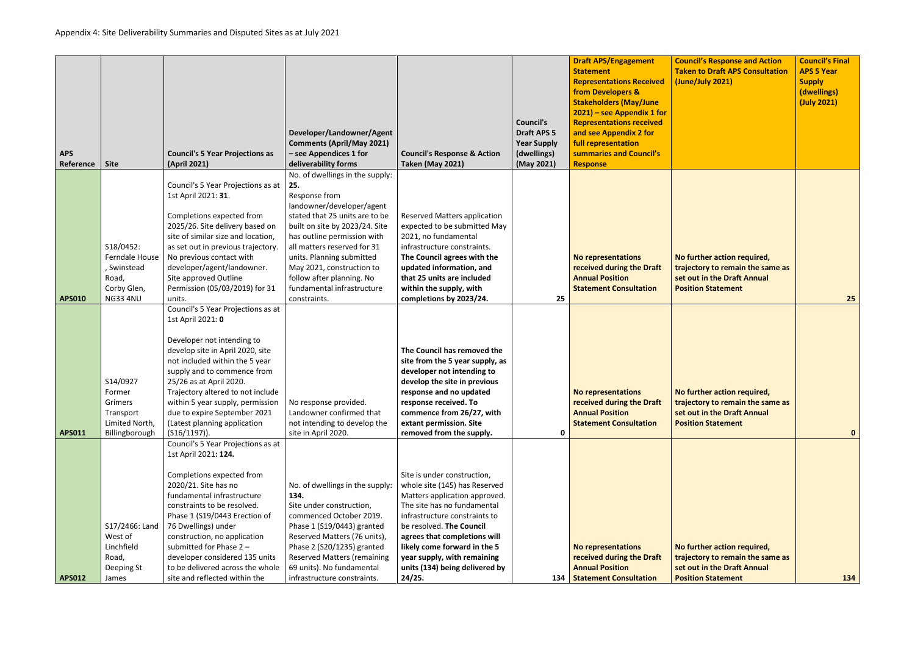Appendix 4: Site Deliverability Summaries and Disputed Sites as at July 2021

| APS Reference | Site | Council's 5 Year Projections as (April 2021) | Developer/Landowner/Agent Comments (April/May 2021) – see Appendices 1 for deliverability forms | Council's Response & Action Taken (May 2021) | Council's Draft APS 5 Year Supply (dwellings) (May 2021) | Draft APS/Engagement Statement Representations Received from Developers & Stakeholders (May/June 2021) – see Appendix 1 for Representations received and see Appendix 2 for full representation summaries and Council's Response | Council's Response and Action Taken to Draft APS Consultation (June/July 2021) | Council's Final APS 5 Year Supply (dwellings) (July 2021) |
|---|---|---|---|---|---|---|---|---|
| APS010 | S18/0452: Ferndale House , Swinstead Road, Corby Glen, NG33 4NU | Council's 5 Year Projections as at 1st April 2021: **31**. Completions expected from 2025/26. Site delivery based on site of similar size and location, as set out in previous trajectory. No previous contact with developer/agent/landowner. Site approved Outline Permission (05/03/2019) for 31 units. | No. of dwellings in the supply: **25.** Response from landowner/developer/agent stated that 25 units are to be built on site by 2023/24. Site has outline permission with all matters reserved for 31 units. Planning submitted May 2021, construction to follow after planning. No fundamental infrastructure constraints. | Reserved Matters application expected to be submitted May 2021, no fundamental infrastructure constraints. **The Council agrees with the updated information, and that 25 units are included within the supply, with completions by 2023/24.** | 25 | **No representations received during the Draft Annual Position Statement Consultation** | **No further action required, trajectory to remain the same as set out in the Draft Annual Position Statement** | 25 |
| APS011 | S14/0927 Former Grimers Transport Limited North, Billingborough | Council's 5 Year Projections as at 1st April 2021: **0** Developer not intending to develop site in April 2020, site not included within the 5 year supply and to commence from 25/26 as at April 2020. Trajectory altered to not include within 5 year supply, permission due to expire September 2021 (Latest planning application (S16/1197)). | No response provided. Landowner confirmed that not intending to develop the site in April 2020. | **The Council has removed the site from the 5 year supply, as developer not intending to develop the site in previous response and no updated response received. To commence from 26/27, with extant permission. Site removed from the supply.** | 0 | **No representations received during the Draft Annual Position Statement Consultation** | **No further action required, trajectory to remain the same as set out in the Draft Annual Position Statement** | 0 |
| APS012 | S17/2466: Land West of Linchfield Road, Deeping St James | Council's 5 Year Projections as at 1st April 2021**: 124.** Completions expected from 2020/21. Site has no fundamental infrastructure constraints to be resolved. Phase 1 (S19/0443 Erection of 76 Dwellings) under construction, no application submitted for Phase 2 – developer considered 135 units to be delivered across the whole site and reflected within the | No. of dwellings in the supply: **134.** Site under construction, commenced October 2019. Phase 1 (S19/0443) granted Reserved Matters (76 units), Phase 2 (S20/1235) granted Reserved Matters (remaining 69 units). No fundamental infrastructure constraints. | Site is under construction, whole site (145) has Reserved Matters application approved. The site has no fundamental infrastructure constraints to be resolved. **The Council agrees that completions will likely come forward in the 5 year supply, with remaining units (134) being delivered by 24/25.** | 134 | **No representations received during the Draft Annual Position Statement Consultation** | **No further action required, trajectory to remain the same as set out in the Draft Annual Position Statement** | 134 |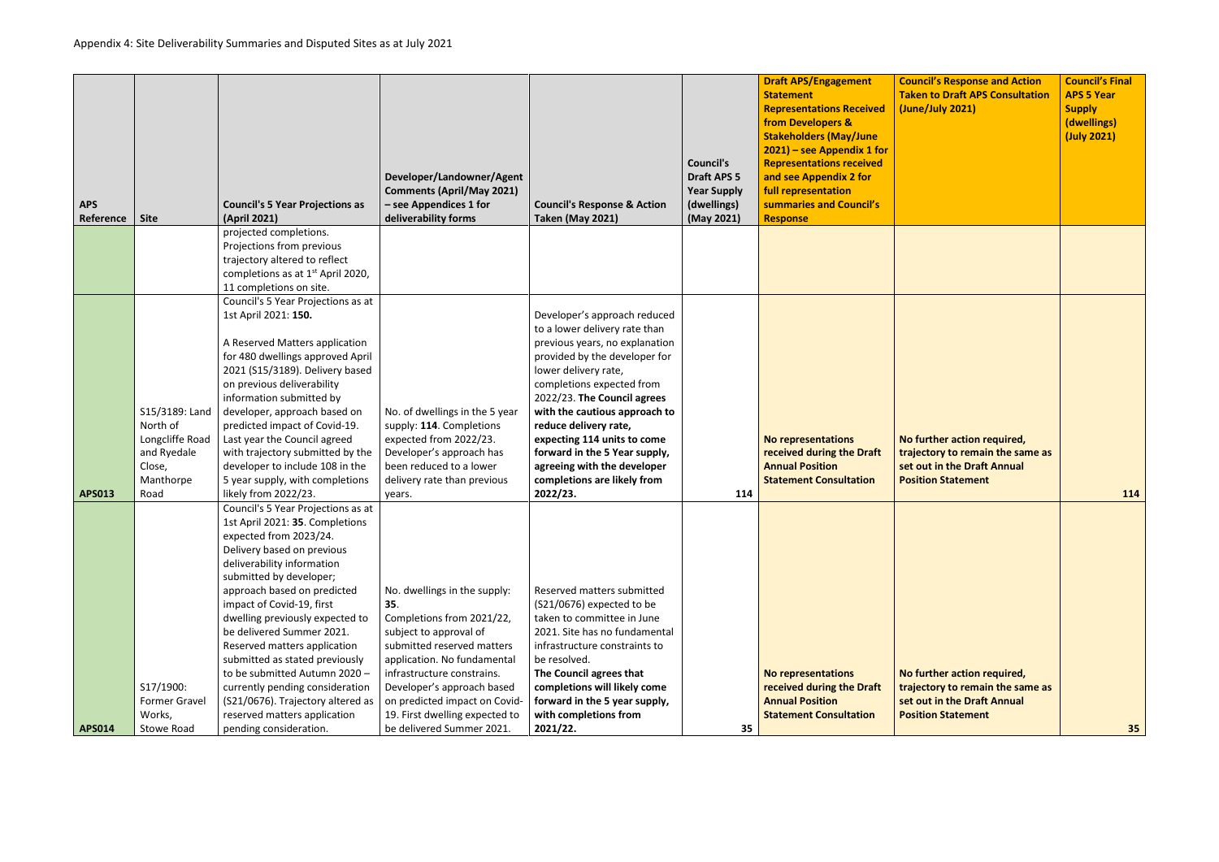Appendix 4: Site Deliverability Summaries and Disputed Sites as at July 2021

| APS Reference | Site | Council's 5 Year Projections as (April 2021) | Developer/Landowner/Agent Comments (April/May 2021) – see Appendices 1 for deliverability forms | Council's Response & Action Taken (May 2021) | Council's Draft APS 5 Year Supply (dwellings) (May 2021) | Draft APS/Engagement Statement Representations Received from Developers & Stakeholders (May/June 2021) – see Appendix 1 for Representations received and Appendix 2 for full representation summaries and Council's Response | Council's Response and Action Taken to Draft APS Consultation (June/July 2021) | Council's Final APS 5 Year Supply (dwellings) (July 2021) |
|---|---|---|---|---|---|---|---|---|
| | | projected completions. Projections from previous trajectory altered to reflect completions as at 1st April 2020, 11 completions on site. | | | | | | |
| APS013 | S15/3189: Land North of Longcliffe Road and Ryedale Close, Manthorpe Road | Council's 5 Year Projections as at 1st April 2021: **150.** A Reserved Matters application for 480 dwellings approved April 2021 (S15/3189). Delivery based on previous deliverability information submitted by developer, approach based on predicted impact of Covid-19. Last year the Council agreed with trajectory submitted by the developer to include 108 in the 5 year supply, with completions likely from 2022/23. | No. of dwellings in the 5 year supply: **114**. Completions expected from 2022/23. Developer's approach has been reduced to a lower delivery rate than previous years. | Developer's approach reduced to a lower delivery rate than previous years, no explanation provided by the developer for lower delivery rate, completions expected from 2022/23. **The Council agrees with the cautious approach to reduce delivery rate, expecting 114 units to come forward in the 5 Year supply, agreeing with the developer completions are likely from 2022/23.** | 114 | **No representations received during the Draft Annual Position Statement Consultation** | **No further action required, trajectory to remain the same as set out in the Draft Annual Position Statement** | 114 |
| APS014 | S17/1900: Former Gravel Works, Stowe Road | Council's 5 Year Projections as at 1st April 2021: **35**. Completions expected from 2023/24. Delivery based on previous deliverability information submitted by developer; approach based on predicted impact of Covid-19, first dwelling previously expected to be delivered Summer 2021. Reserved matters application submitted as stated previously to be submitted Autumn 2020 – currently pending consideration (S21/0676). Trajectory altered as reserved matters application pending consideration. | No. dwellings in the supply: **35**. Completions from 2021/22, subject to approval of submitted reserved matters application. No fundamental infrastructure constrains. Developer's approach based on predicted impact on Covid-19. First dwelling expected to be delivered Summer 2021. | Reserved matters submitted (S21/0676) expected to be taken to committee in June 2021. Site has no fundamental infrastructure constraints to be resolved. **The Council agrees that completions will likely come forward in the 5 year supply, with completions from 2021/22.** | 35 | **No representations received during the Draft Annual Position Statement Consultation** | **No further action required, trajectory to remain the same as set out in the Draft Annual Position Statement** | 35 |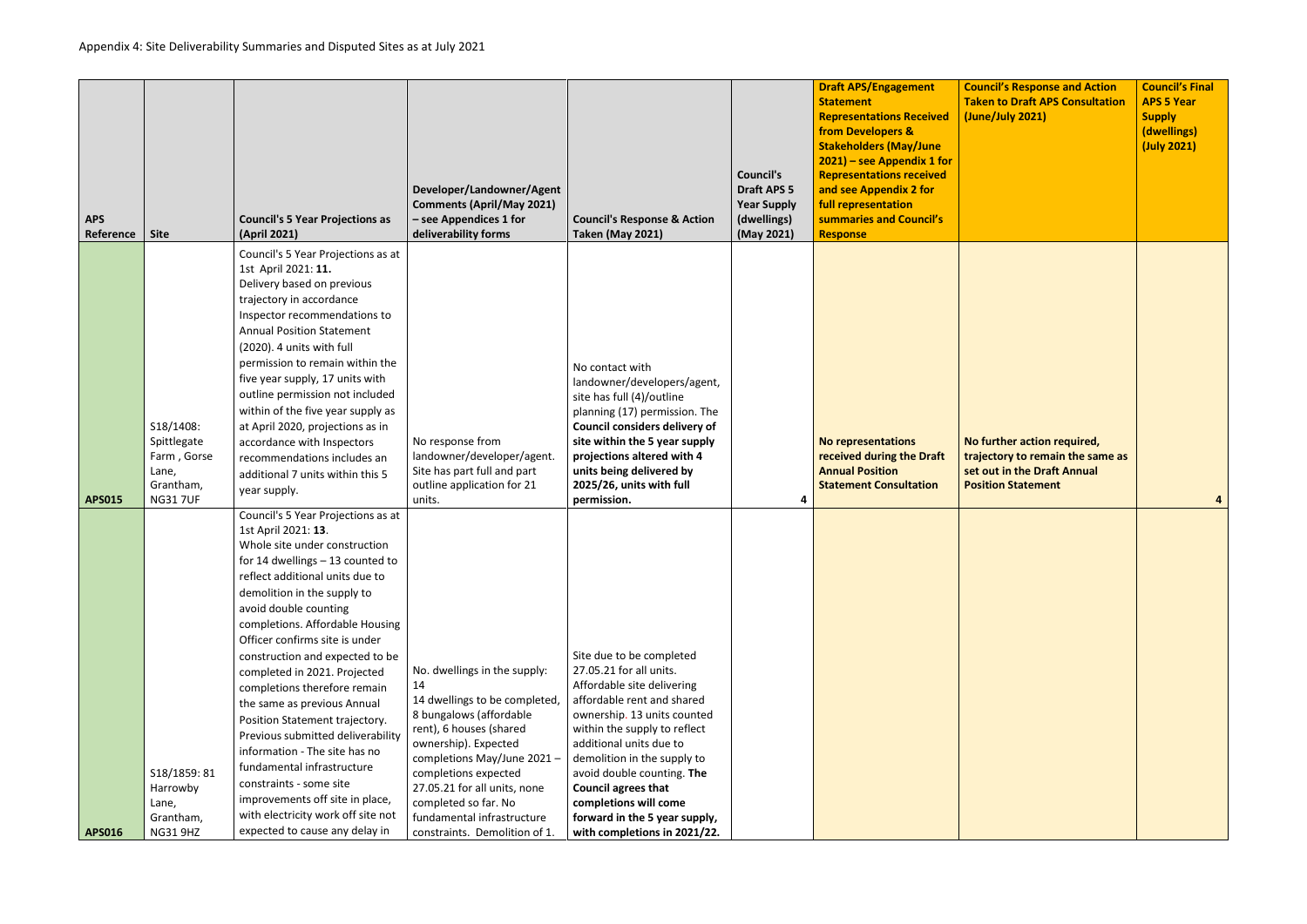Appendix 4: Site Deliverability Summaries and Disputed Sites as at July 2021

| APS Reference | Site | Council's 5 Year Projections as (April 2021) | Developer/Landowner/Agent Comments (April/May 2021) – see Appendices 1 for deliverability forms | Council's Response & Action Taken (May 2021) | Council's Draft APS 5 Year Supply (dwellings) (May 2021) | Draft APS/Engagement Statement Representations Received from Developers & Stakeholders (May/June 2021) – see Appendix 1 for Representations received and see Appendix 2 for full representation summaries and Council's Response | Council's Response and Action Taken to Draft APS Consultation (June/July 2021) | Council's Final APS 5 Year Supply (dwellings) (July 2021) |
|---|---|---|---|---|---|---|---|---|
| APS015 | S18/1408: Spittlegate Farm , Gorse Lane, Grantham, NG31 7UF | Council's 5 Year Projections as at 1st April 2021: **11.** Delivery based on previous trajectory in accordance Inspector recommendations to Annual Position Statement (2020). 4 units with full permission to remain within the five year supply, 17 units with outline permission not included within of the five year supply as at April 2020, projections as in accordance with Inspectors recommendations includes an additional 7 units within this 5 year supply. | No response from landowner/developer/agent. Site has part full and part outline application for 21 units. | No contact with landowner/developers/agent, site has full (4)/outline planning (17) permission. The **Council considers delivery of site within the 5 year supply projections altered with 4 units being delivered by 2025/26, units with full permission.** | 4 | **No representations received during the Draft Annual Position Statement Consultation** | **No further action required, trajectory to remain the same as set out in the Draft Annual Position Statement** | 4 |
| APS016 | S18/1859: 81 Harrowby Lane, Grantham, NG31 9HZ | Council's 5 Year Projections as at 1st April 2021: **13**. Whole site under construction for 14 dwellings – 13 counted to reflect additional units due to demolition in the supply to avoid double counting completions. Affordable Housing Officer confirms site is under construction and expected to be completed in 2021. Projected completions therefore remain the same as previous Annual Position Statement trajectory. Previous submitted deliverability information - The site has no fundamental infrastructure constraints - some site improvements off site in place, with electricity work off site not expected to cause any delay in | No. dwellings in the supply: 14<br>14 dwellings to be completed, 8 bungalows (affordable rent), 6 houses (shared ownership). Expected completions May/June 2021 – completions expected 27.05.21 for all units, none completed so far. No fundamental infrastructure constraints. Demolition of 1. | Site due to be completed 27.05.21 for all units. Affordable site delivering affordable rent and shared ownership. 13 units counted within the supply to reflect additional units due to demolition in the supply to avoid double counting. **The Council agrees that completions will come forward in the 5 year supply, with completions in 2021/22.** | | | | |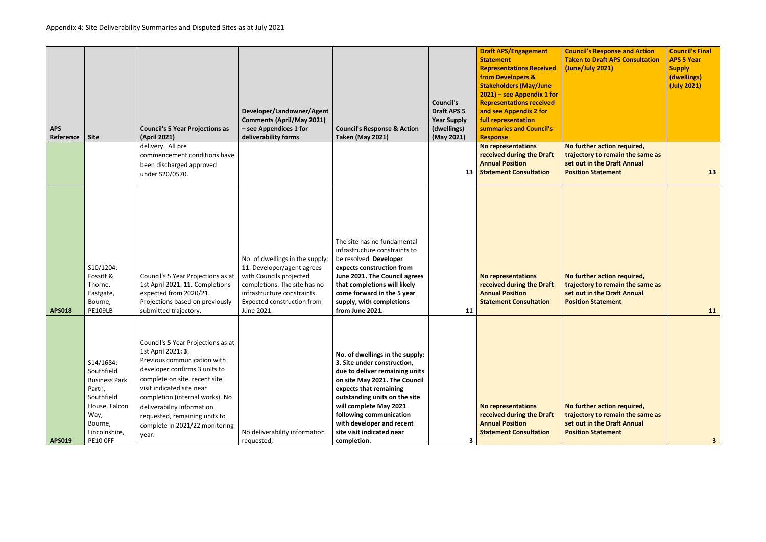Appendix 4: Site Deliverability Summaries and Disputed Sites as at July 2021

| APS Reference | Site | Council's 5 Year Projections as (April 2021) | Developer/Landowner/Agent Comments (April/May 2021) – see Appendices 1 for deliverability forms | Council's Response & Action Taken (May 2021) | Council's Draft APS 5 Year Supply (dwellings) (May 2021) | **Draft APS/Engagement Statement Representations Received from Developers & Stakeholders (May/June 2021) – see Appendix 1 for Representations received and see Appendix 2 for full representation summaries and Council's Response** | **Council's Response and Action Taken to Draft APS Consultation (June/July 2021)** | **Council's Final APS 5 Year Supply (dwellings) (July 2021)** |
|---|---|---|---|---|---|---|---|---|
| | | delivery. All pre commencement conditions have been discharged approved under S20/0570. | | | 13 | **No representations received during the Draft Annual Position Statement Consultation** | **No further action required, trajectory to remain the same as set out in the Draft Annual Position Statement** | **13** |
| **APS018** | S10/1204: Fossitt & Thorne, Eastgate, Bourne, PE109LB | Council's 5 Year Projections as at 1st April 2021: **11. Completions** expected from 2020/21. Projections based on previously submitted trajectory. | No. of dwellings in the supply: **11**. Developer/agent agrees with Councils projected completions. The site has no infrastructure constraints. Expected construction from June 2021. | The site has no fundamental infrastructure constraints to be resolved. **Developer expects construction from June 2021. The Council agrees that completions will likely come forward in the 5 year supply, with completions from June 2021.** | 11 | **No representations received during the Draft Annual Position Statement Consultation** | **No further action required, trajectory to remain the same as set out in the Draft Annual Position Statement** | **11** |
| **APS019** | S14/1684: Southfield Business Park Partn, Southfield House, Falcon Way, Bourne, Lincolnshire, PE10 0FF | Council's 5 Year Projections as at 1st April 2021**: 3**. Previous communication with developer confirms 3 units to complete on site, recent site visit indicated site near completion (internal works). No deliverability information requested, remaining units to complete in 2021/22 monitoring year. | No deliverability information requested, | **No. of dwellings in the supply: 3. Site under construction, due to deliver remaining units on site May 2021. The Council expects that remaining outstanding units on the site will complete May 2021 following communication with developer and recent site visit indicated near completion.** | 3 | **No representations received during the Draft Annual Position Statement Consultation** | **No further action required, trajectory to remain the same as set out in the Draft Annual Position Statement** | **3** |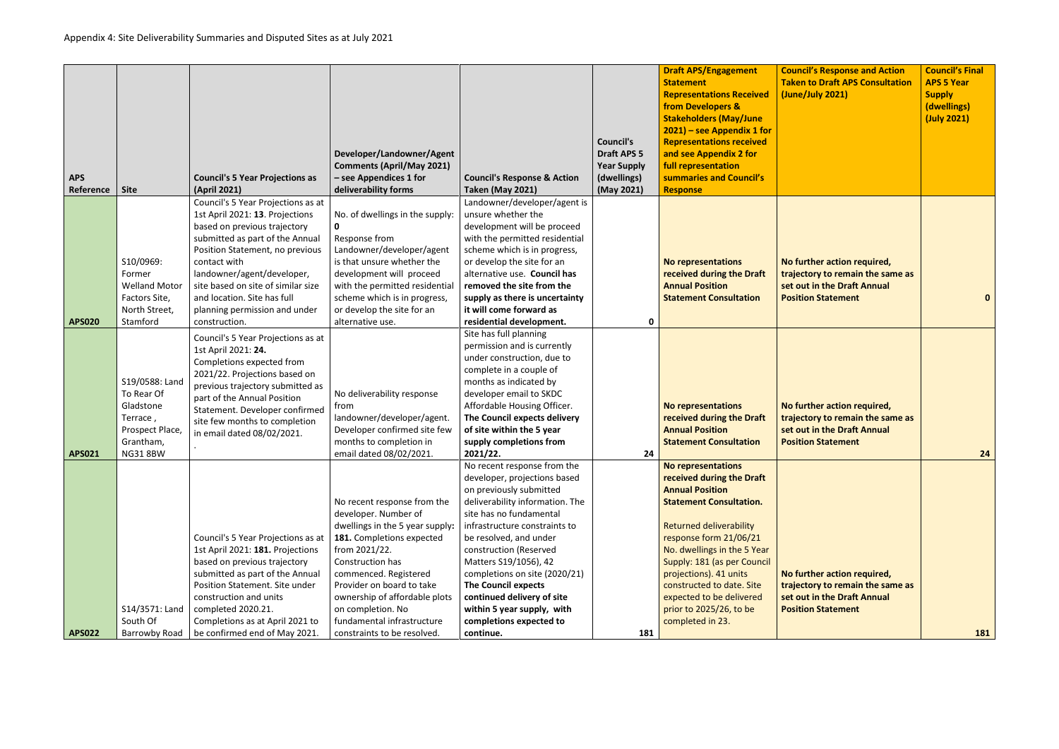Appendix 4: Site Deliverability Summaries and Disputed Sites as at July 2021

| APS Reference | Site | Council's 5 Year Projections as (April 2021) | Developer/Landowner/Agent Comments (April/May 2021) – see Appendices 1 for deliverability forms | Council's Response & Action Taken (May 2021) | Council's Draft APS 5 Year Supply (dwellings) (May 2021) | Draft APS/Engagement Statement Representations Received from Developers & Stakeholders (May/June 2021) – see Appendix 1 for Representations received and see Appendix 2 for full representation summaries and Council's Response | Council's Response and Action Taken to Draft APS Consultation (June/July 2021) | Council's Final APS 5 Year Supply (dwellings) (July 2021) |
|---|---|---|---|---|---|---|---|---|
| APS020 | S10/0969: Former Welland Motor Factors Site, North Street, Stamford | Council's 5 Year Projections as at 1st April 2021: **13**. Projections based on previous trajectory submitted as part of the Annual Position Statement, no previous contact with landowner/agent/developer, site based on site of similar size and location. Site has full planning permission and under construction. | No. of dwellings in the supply: **0**<br>Response from Landowner/developer/agent is that unsure whether the development will proceed with the permitted residential scheme which is in progress, or develop the site for an alternative use. | Landowner/developer/agent is unsure whether the development will be proceed with the permitted residential scheme which is in progress, or develop the site for an alternative use. **Council has removed the site from the supply as there is uncertainty it will come forward as residential development.** | 0 | **No representations received during the Draft Annual Position Statement Consultation** | **No further action required, trajectory to remain the same as set out in the Draft Annual Position Statement** | **0** |
| APS021 | S19/0588: Land To Rear Of Gladstone Terrace , Prospect Place, Grantham, NG31 8BW | Council's 5 Year Projections as at 1st April 2021: **24.** Completions expected from 2021/22. Projections based on previous trajectory submitted as part of the Annual Position Statement. Developer confirmed site few months to completion in email dated 08/02/2021.<br>. | No deliverability response from landowner/developer/agent. Developer confirmed site few months to completion in email dated 08/02/2021. | Site has full planning permission and is currently under construction, due to complete in a couple of months as indicated by developer email to SKDC Affordable Housing Officer. **The Council expects delivery of site within the 5 year supply completions from 2021/22.** | 24 | **No representations received during the Draft Annual Position Statement Consultation** | **No further action required, trajectory to remain the same as set out in the Draft Annual Position Statement** | **24** |
| APS022 | S14/3571: Land South Of Barrowby Road | Council's 5 Year Projections as at 1st April 2021: **181.** Projections based on previous trajectory submitted as part of the Annual Position Statement. Site under construction and units completed 2020.21. Completions as at April 2021 to be confirmed end of May 2021. | No recent response from the developer. Number of dwellings in the 5 year supply: **181.** Completions expected from 2021/22. Construction has commenced. Registered Provider on board to take ownership of affordable plots on completion. No fundamental infrastructure constraints to be resolved. | No recent response from the developer, projections based on previously submitted deliverability information. The site has no fundamental infrastructure constraints to be resolved, and under construction (Reserved Matters S19/1056), 42 completions on site (2020/21) **The Council expects continued delivery of site within 5 year supply, with completions expected to continue.** | 181 | **No representations received during the Draft Annual Position Statement Consultation.**<br><br>Returned deliverability response form 21/06/21 No. dwellings in the 5 Year Supply: 181 (as per Council projections). 41 units constructed to date. Site expected to be delivered prior to 2025/26, to be completed in 23. | **No further action required, trajectory to remain the same as set out in the Draft Annual Position Statement** | **181** |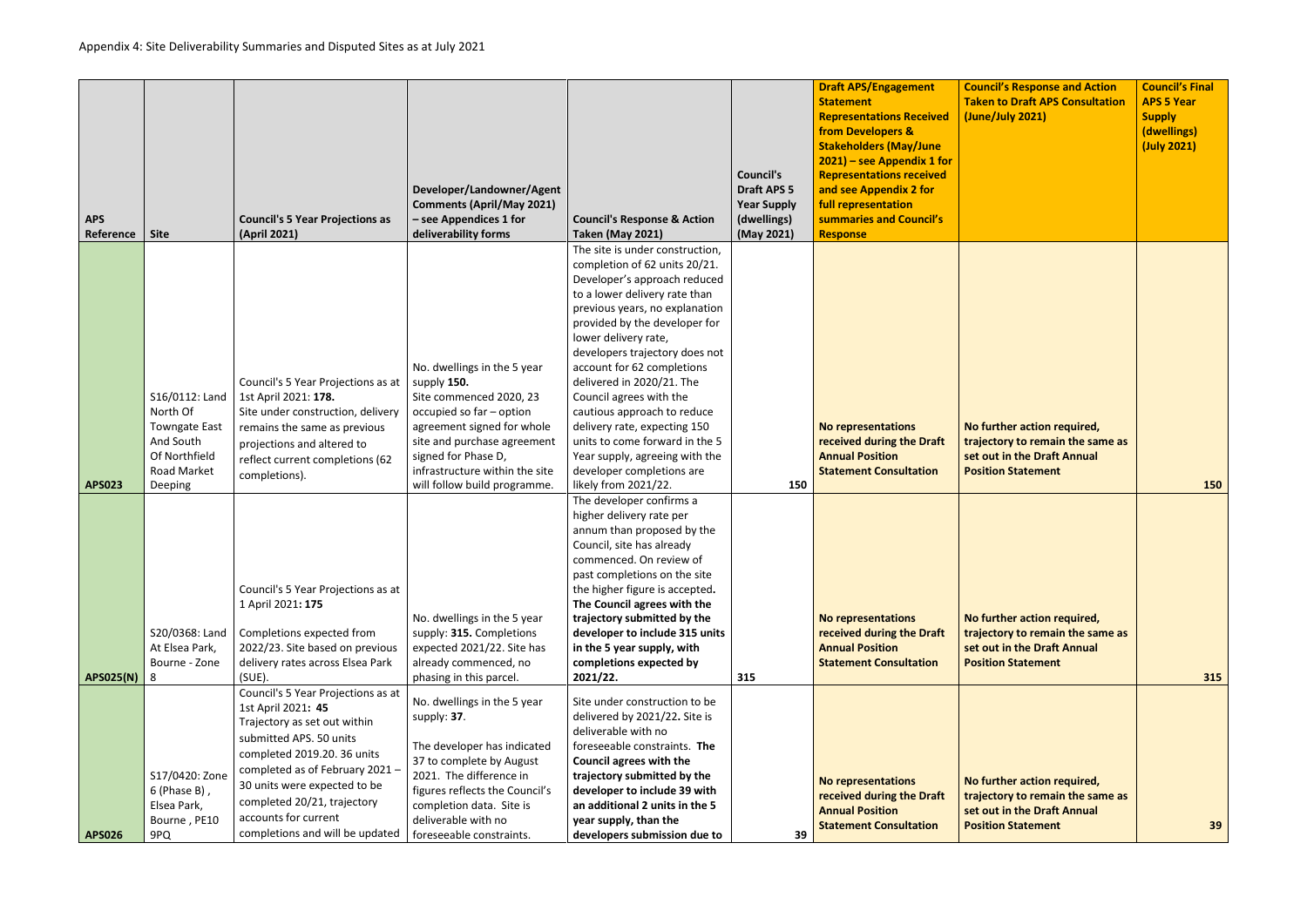Appendix 4: Site Deliverability Summaries and Disputed Sites as at July 2021

| APS Reference | Site | Council's 5 Year Projections as (April 2021) | Developer/Landowner/Agent Comments (April/May 2021) – see Appendices 1 for deliverability forms | Council's Response & Action Taken (May 2021) | Council's Draft APS 5 Year Supply (dwellings) (May 2021) | Draft APS/Engagement Statement Representations Received from Developers & Stakeholders (May/June 2021) – see Appendix 1 for Representations received and see Appendix 2 for full representation summaries and Council's Response | Council's Response and Action Taken to Draft APS Consultation (June/July 2021) | Council's Final APS 5 Year Supply (dwellings) (July 2021) |
|---|---|---|---|---|---|---|---|---|
| APS023 | S16/0112: Land North Of Towngate East And South Of Northfield Road Market Deeping | Council's 5 Year Projections as at 1st April 2021: **178.** Site under construction, delivery remains the same as previous projections and altered to reflect current completions (62 completions). | No. dwellings in the 5 year supply **150.** Site commenced 2020, 23 occupied so far – option agreement signed for whole site and purchase agreement signed for Phase D, infrastructure within the site will follow build programme. | The site is under construction, completion of 62 units 20/21. Developer's approach reduced to a lower delivery rate than previous years, no explanation provided by the developer for lower delivery rate, developers trajectory does not account for 62 completions delivered in 2020/21. The Council agrees with the cautious approach to reduce delivery rate, expecting 150 units to come forward in the 5 Year supply, agreeing with the developer completions are likely from 2021/22. | 150 | **No representations received during the Draft Annual Position Statement Consultation** | **No further action required, trajectory to remain the same as set out in the Draft Annual Position Statement** | 150 |
| APS025(N) | S20/0368: Land At Elsea Park, Bourne - Zone 8 | Council's 5 Year Projections as at 1 April 2021**: 175** Completions expected from 2022/23. Site based on previous delivery rates across Elsea Park (SUE). | No. dwellings in the 5 year supply: **315.** Completions expected 2021/22. Site has already commenced, no phasing in this parcel. | The developer confirms a higher delivery rate per annum than proposed by the Council, site has already commenced. On review of past completions on the site the higher figure is accepted**. The Council agrees with the trajectory submitted by the developer to include 315 units in the 5 year supply, with completions expected by 2021/22.** | 315 | **No representations received during the Draft Annual Position Statement Consultation** | **No further action required, trajectory to remain the same as set out in the Draft Annual Position Statement** | 315 |
| APS026 | S17/0420: Zone 6 (Phase B) , Elsea Park, Bourne , PE10 9PQ | Council's 5 Year Projections as at 1st April 2021: **45** Trajectory as set out within submitted APS. 50 units completed 2019.20. 36 units completed as of February 2021 – 30 units were expected to be completed 20/21, trajectory accounts for current completions and will be updated | No. dwellings in the 5 year supply: **37**. The developer has indicated 37 to complete by August 2021. The difference in figures reflects the Council's completion data. Site is deliverable with no foreseeable constraints. | Site under construction to be delivered by 2021/22**.** Site is deliverable with no foreseeable constraints. **The Council agrees with the trajectory submitted by the developer to include 39 with an additional 2 units in the 5 year supply, than the developers submission due to** | 39 | **No representations received during the Draft Annual Position Statement Consultation** | **No further action required, trajectory to remain the same as set out in the Draft Annual Position Statement** | 39 |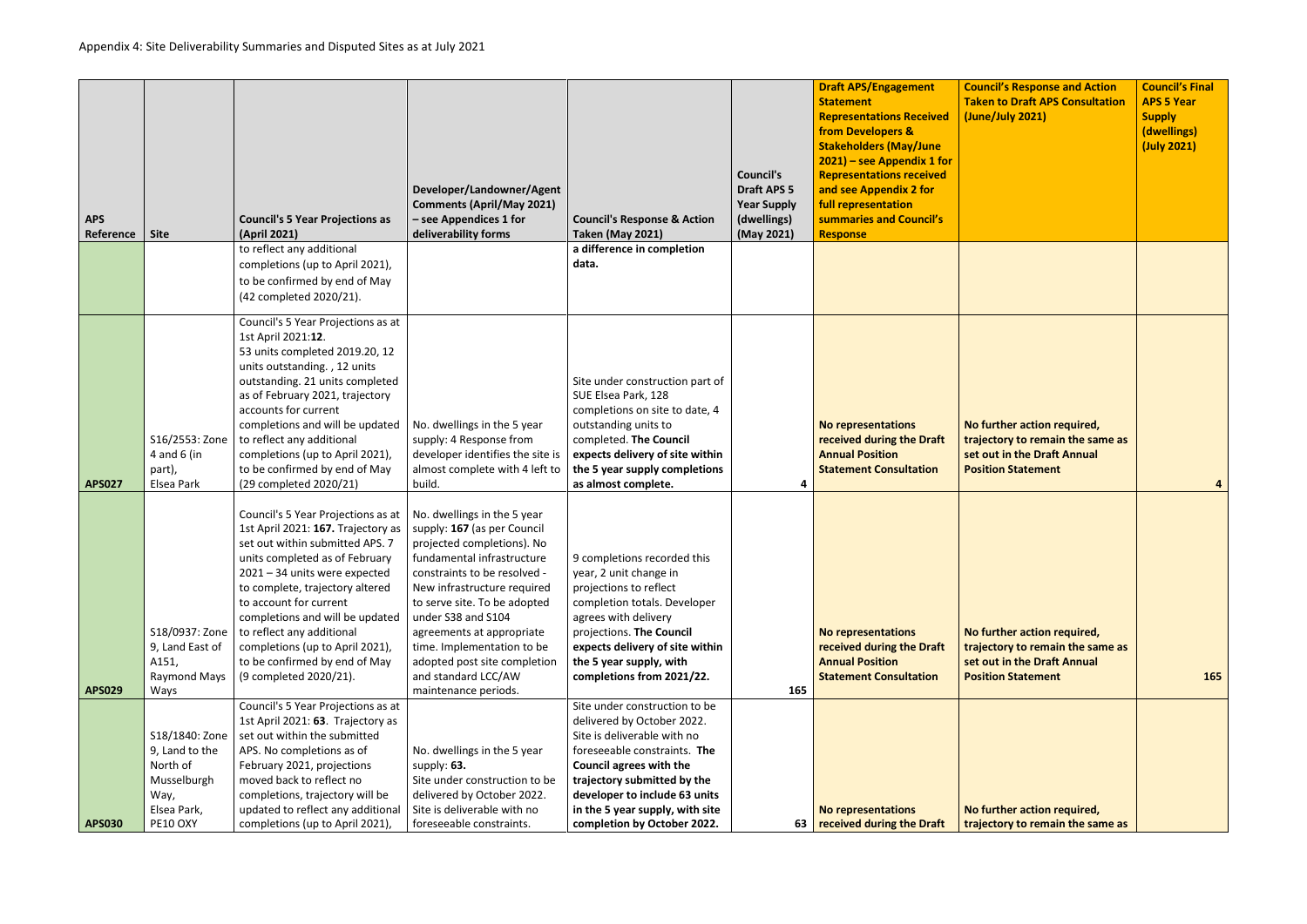Appendix 4: Site Deliverability Summaries and Disputed Sites as at July 2021

| APS Reference | Site | Council's 5 Year Projections as (April 2021) | Developer/Landowner/Agent Comments (April/May 2021) – see Appendices 1 for deliverability forms | Council's Response & Action Taken (May 2021) | Council's Draft APS 5 Year Supply (dwellings) (May 2021) | Draft APS/Engagement Statement Representations Received from Developers & Stakeholders (May/June 2021) – see Appendix 1 for Representations received and see Appendix 2 for full representation summaries and Council's Response | Council's Response and Action Taken to Draft APS Consultation (June/July 2021) | Council's Final APS 5 Year Supply (dwellings) (July 2021) |
|---|---|---|---|---|---|---|---|---|
| | | to reflect any additional completions (up to April 2021), to be confirmed by end of May (42 completed 2020/21). | | **a difference in completion data.** | | | | |
| APS027 | S16/2553: Zone 4 and 6 (in part), Elsea Park | Council's 5 Year Projections as at 1st April 2021:**12**. 53 units completed 2019.20, 12 units outstanding. , 12 units outstanding. 21 units completed as of February 2021, trajectory accounts for current completions and will be updated to reflect any additional completions (up to April 2021), to be confirmed by end of May (29 completed 2020/21) | No. dwellings in the 5 year supply: 4 Response from developer identifies the site is almost complete with 4 left to build. | Site under construction part of SUE Elsea Park, 128 completions on site to date, 4 outstanding units to completed. **The Council expects delivery of site within the 5 year supply completions as almost complete.** | 4 | **No representations received during the Draft Annual Position Statement Consultation** | **No further action required, trajectory to remain the same as set out in the Draft Annual Position Statement** | 4 |
| APS029 | S18/0937: Zone 9, Land East of A151, Raymond Mays Ways | Council's 5 Year Projections as at 1st April 2021: **167.** Trajectory as set out within submitted APS. 7 units completed as of February 2021 – 34 units were expected to complete, trajectory altered to account for current completions and will be updated to reflect any additional completions (up to April 2021), to be confirmed by end of May (9 completed 2020/21). | No. dwellings in the 5 year supply: **167** (as per Council projected completions). No fundamental infrastructure constraints to be resolved - New infrastructure required to serve site. To be adopted under S38 and S104 agreements at appropriate time. Implementation to be adopted post site completion and standard LCC/AW maintenance periods. | 9 completions recorded this year, 2 unit change in projections to reflect completion totals. Developer agrees with delivery projections. **The Council expects delivery of site within the 5 year supply, with completions from 2021/22.** | 165 | **No representations received during the Draft Annual Position Statement Consultation** | **No further action required, trajectory to remain the same as set out in the Draft Annual Position Statement** | 165 |
| APS030 | S18/1840: Zone 9, Land to the North of Musselburgh Way, Elsea Park, PE10 OXY | Council's 5 Year Projections as at 1st April 2021: **63**. Trajectory as set out within the submitted APS. No completions as of February 2021, projections moved back to reflect no completions, trajectory will be updated to reflect any additional completions (up to April 2021), | No. dwellings in the 5 year supply: **63.** Site under construction to be delivered by October 2022. Site is deliverable with no foreseeable constraints. | Site under construction to be delivered by October 2022. Site is deliverable with no foreseeable constraints. **The Council agrees with the trajectory submitted by the developer to include 63 units in the 5 year supply, with site completion by October 2022.** | 63 | **No representations received during the Draft** | **No further action required, trajectory to remain the same as** | |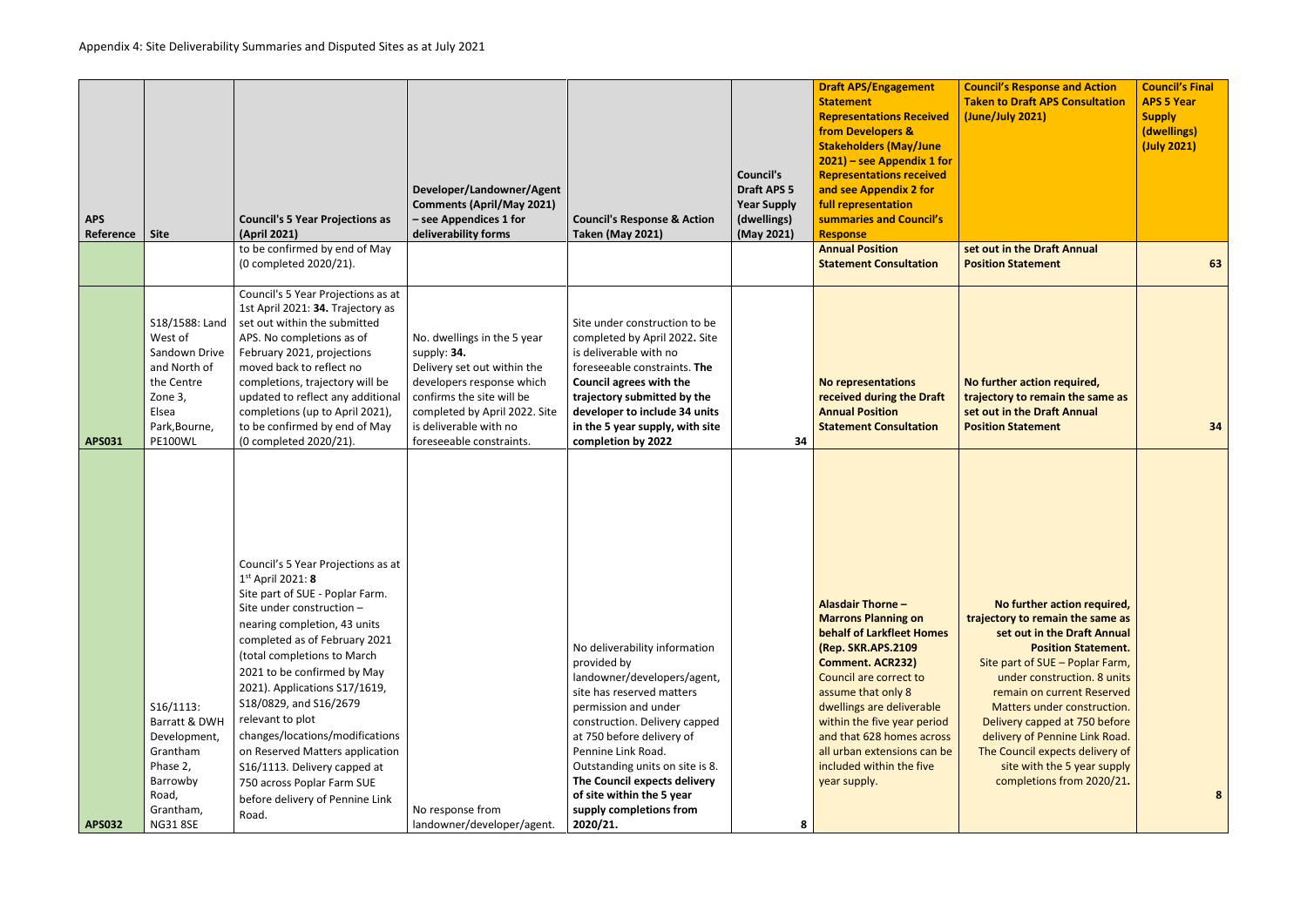Appendix 4: Site Deliverability Summaries and Disputed Sites as at July 2021

| APS Reference | Site | Council's 5 Year Projections as (April 2021) | Developer/Landowner/Agent Comments (April/May 2021) – see Appendices 1 for deliverability forms | Council's Response & Action Taken (May 2021) | Council's Draft APS 5 Year Supply (dwellings) (May 2021) | Draft APS/Engagement Statement Representations Received from Developers & Stakeholders (May/June 2021) – see Appendix 1 for Representations received and see Appendix 2 for full representation summaries and Council's Response | Council's Response and Action Taken to Draft APS Consultation (June/July 2021) | Council's Final APS 5 Year Supply (dwellings) (July 2021) |
|---|---|---|---|---|---|---|---|---|
| | | to be confirmed by end of May (0 completed 2020/21). | | | | Annual Position Statement Consultation | set out in the Draft Annual Position Statement | 63 |
| APS031 | S18/1588: Land West of Sandown Drive and North of the Centre Zone 3, Elsea Park,Bourne, PE100WL | Council's 5 Year Projections as at 1st April 2021: **34.** Trajectory as set out within the submitted APS. No completions as of February 2021, projections moved back to reflect no completions, trajectory will be updated to reflect any additional completions (up to April 2021), to be confirmed by end of May (0 completed 2020/21). | No. dwellings in the 5 year supply: **34.** Delivery set out within the developers response which confirms the site will be completed by April 2022. Site is deliverable with no foreseeable constraints. | Site under construction to be completed by April 2022**.** Site is deliverable with no foreseeable constraints. **The Council agrees with the trajectory submitted by the developer to include 34 units in the 5 year supply, with site completion by 2022** | 34 | **No representations received during the Draft Annual Position Statement Consultation** | **No further action required, trajectory to remain the same as set out in the Draft Annual Position Statement** | 34 |
| APS032 | S16/1113: Barratt & DWH Development, Grantham Phase 2, Barrowby Road, Grantham, NG31 8SE | Council's 5 Year Projections as at 1st April 2021: **8** Site part of SUE - Poplar Farm. Site under construction – nearing completion, 43 units completed as of February 2021 (total completions to March 2021 to be confirmed by May 2021). Applications S17/1619, S18/0829, and S16/2679 relevant to plot changes/locations/modifications on Reserved Matters application S16/1113. Delivery capped at 750 across Poplar Farm SUE before delivery of Pennine Link Road. | No response from landowner/developer/agent. | No deliverability information provided by landowner/developers/agent, site has reserved matters permission and under construction. Delivery capped at 750 before delivery of Pennine Link Road. Outstanding units on site is 8. **The Council expects delivery of site within the 5 year supply completions from 2020/21.** | 8 | **Alasdair Thorne – Marrons Planning on behalf of Larkfleet Homes (Rep. SKR.APS.2109 Comment. ACR232)** Council are correct to assume that only 8 dwellings are deliverable within the five year period and that 628 homes across all urban extensions can be included within the five year supply. | **No further action required, trajectory to remain the same as set out in the Draft Annual Position Statement.** Site part of SUE – Poplar Farm, under construction. 8 units remain on current Reserved Matters under construction. Delivery capped at 750 before delivery of Pennine Link Road. The Council expects delivery of site with the 5 year supply completions from 2020/21**.** | 8 |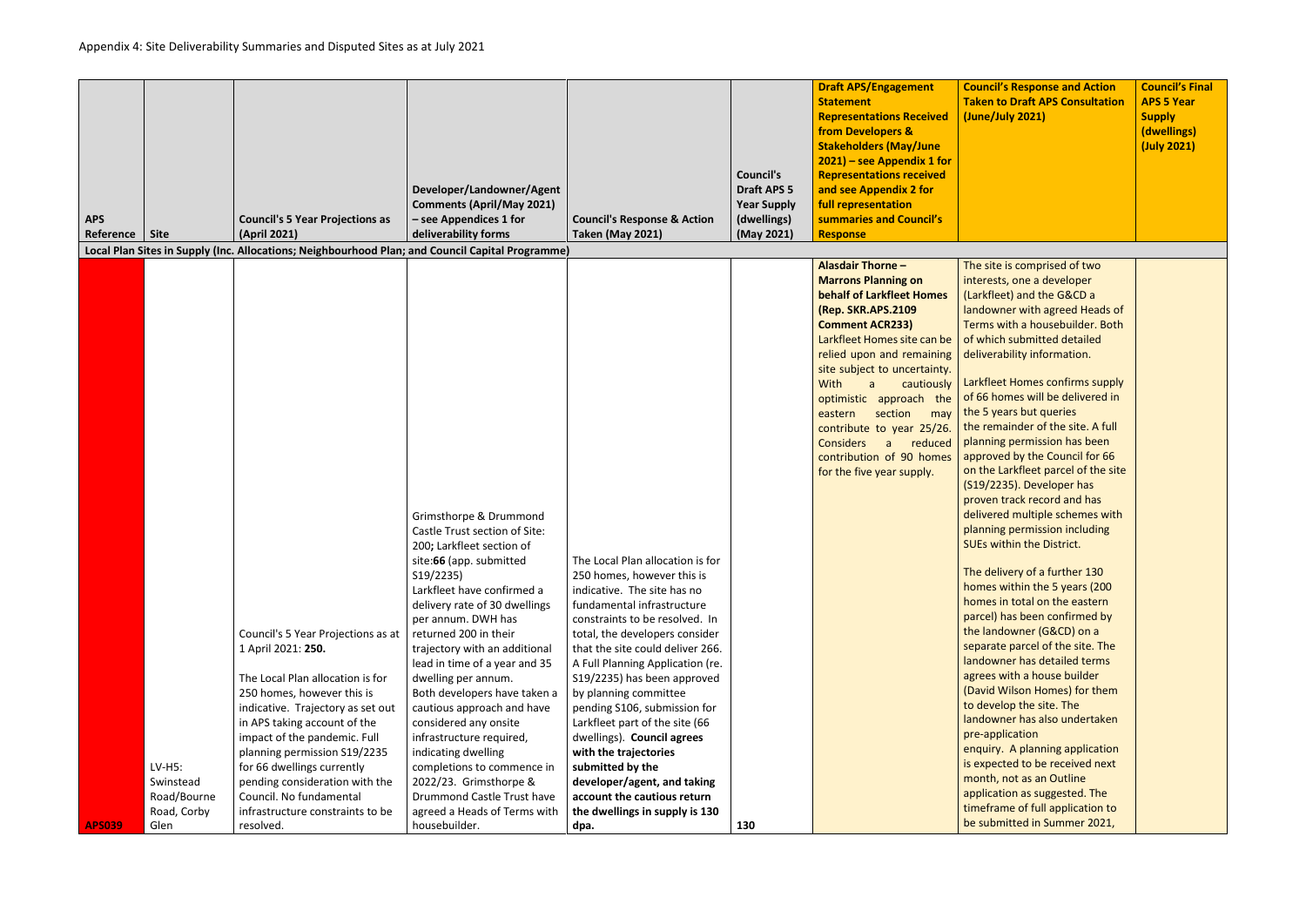Appendix 4: Site Deliverability Summaries and Disputed Sites as at July 2021

| APS Reference | Site | Council's 5 Year Projections as (April 2021) | Developer/Landowner/Agent Comments (April/May 2021) – see Appendices 1 for deliverability forms | Council's Response & Action Taken (May 2021) | Council's Draft APS 5 Year Supply (dwellings) (May 2021) | Draft APS/Engagement Statement Representations Received from Developers & Stakeholders (May/June 2021) – see Appendix 1 for Representations received and see Appendix 2 for full representation summaries and Council's Response | Council's Response and Action Taken to Draft APS Consultation (June/July 2021) | Council's Final APS 5 Year Supply (dwellings) (July 2021) |
|---|---|---|---|---|---|---|---|---|
| **Local Plan Sites in Supply (Inc. Allocations; Neighbourhood Plan; and Council Capital Programme)** | | | | | | | | |
| APS039 | LV-H5: Swinstead Road/Bourne Road, Corby Glen | Council's 5 Year Projections as at 1 April 2021: **250.** <br><br> The Local Plan allocation is for 250 homes, however this is indicative. Trajectory as set out in APS taking account of the impact of the pandemic. Full planning permission S19/2235 for 66 dwellings currently pending consideration with the Council. No fundamental infrastructure constraints to be resolved. | Grimsthorpe & Drummond Castle Trust section of Site: 200**;** Larkfleet section of site:**66** (app. submitted S19/2235) <br> Larkfleet have confirmed a delivery rate of 30 dwellings per annum. DWH has returned 200 in their trajectory with an additional lead in time of a year and 35 dwelling per annum. <br> Both developers have taken a cautious approach and have considered any onsite infrastructure required, indicating dwelling completions to commence in 2022/23. Grimsthorpe & Drummond Castle Trust have agreed a Heads of Terms with housebuilder. | The Local Plan allocation is for 250 homes, however this is indicative. The site has no fundamental infrastructure constraints to be resolved. In total, the developers consider that the site could deliver 266. A Full Planning Application (re. S19/2235) has been approved by planning committee pending S106, submission for Larkfleet part of the site (66 dwellings). **Council agrees with the trajectories submitted by the developer/agent, and taking account the cautious return the dwellings in supply is 130 dpa.** | 130 | **Alasdair Thorne – Marrons Planning on behalf of Larkfleet Homes (Rep. SKR.APS.2109 Comment ACR233)** <br> Larkfleet Homes site can be relied upon and remaining site subject to uncertainty. With a cautiously optimistic approach the eastern section may contribute to year 25/26. Considers a reduced contribution of 90 homes for the five year supply. | The site is comprised of two interests, one a developer (Larkfleet) and the G&CD a landowner with agreed Heads of Terms with a housebuilder. Both of which submitted detailed deliverability information. <br><br> Larkfleet Homes confirms supply of 66 homes will be delivered in the 5 years but queries the remainder of the site. A full planning permission has been approved by the Council for 66 on the Larkfleet parcel of the site (S19/2235). Developer has proven track record and has delivered multiple schemes with planning permission including SUEs within the District. <br><br> The delivery of a further 130 homes within the 5 years (200 homes in total on the eastern parcel) has been confirmed by the landowner (G&CD) on a separate parcel of the site. The landowner has detailed terms agrees with a house builder (David Wilson Homes) for them to develop the site. The landowner has also undertaken pre-application enquiry. A planning application is expected to be received next month, not as an Outline application as suggested. The timeframe of full application to be submitted in Summer 2021, | |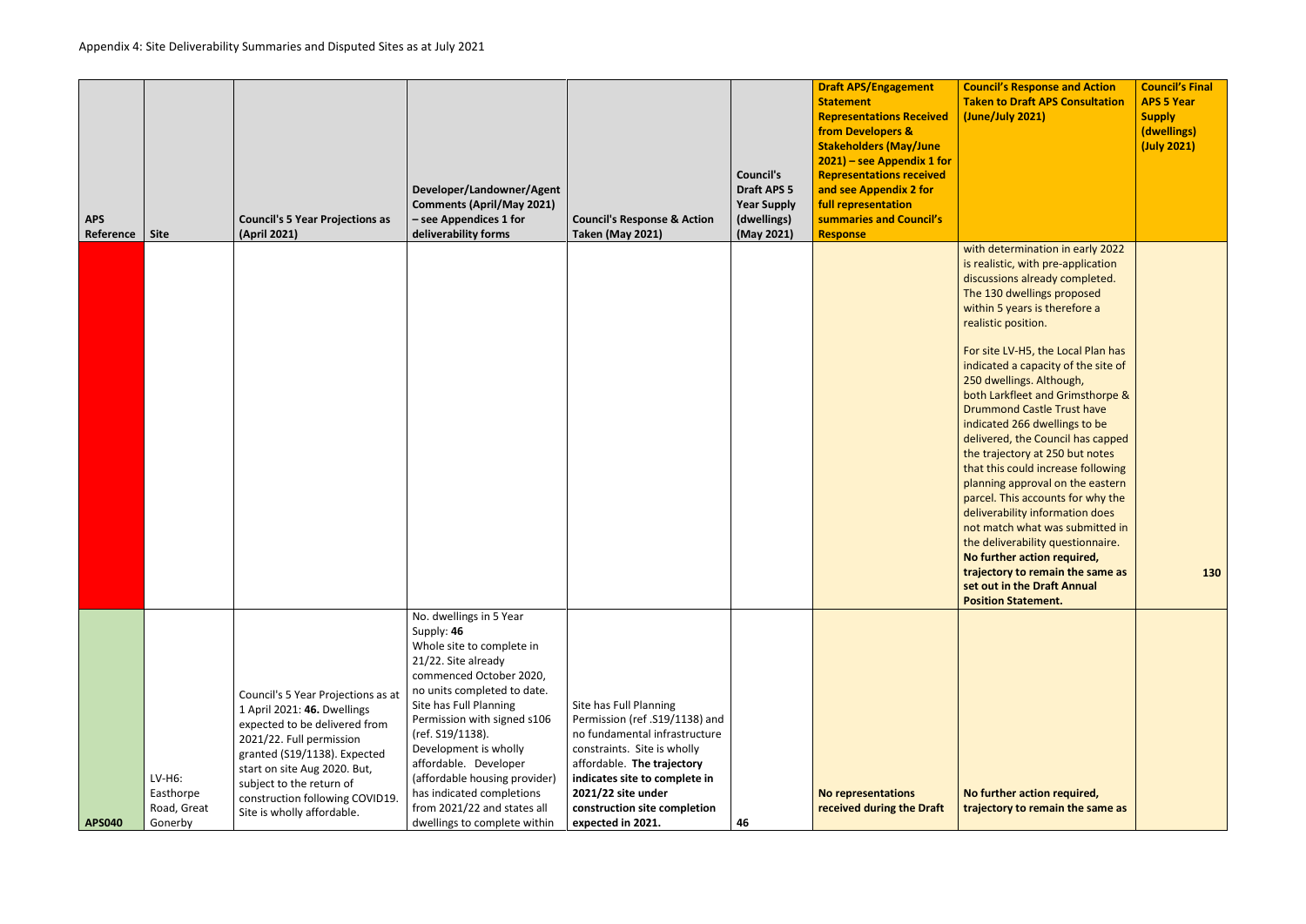Appendix 4: Site Deliverability Summaries and Disputed Sites as at July 2021

| APS Reference | Site | Council's 5 Year Projections as (April 2021) | Developer/Landowner/Agent Comments (April/May 2021) – see Appendices 1 for deliverability forms | Council's Response & Action Taken (May 2021) | Council's Draft APS 5 Year Supply (dwellings) (May 2021) | Draft APS/Engagement Statement Representations Received from Developers & Stakeholders (May/June 2021) – see Appendix 1 for Representations received and see Appendix 2 for full representation summaries and Council's Response | Council's Response and Action Taken to Draft APS Consultation (June/July 2021) | Council's Final APS 5 Year Supply (dwellings) (July 2021) |
|---|---|---|---|---|---|---|---|---|
| | | | | | | | with determination in early 2022 is realistic, with pre-application discussions already completed. The 130 dwellings proposed within 5 years is therefore a realistic position.<br><br>For site LV-H5, the Local Plan has indicated a capacity of the site of 250 dwellings. Although, both Larkfleet and Grimsthorpe & Drummond Castle Trust have indicated 266 dwellings to be delivered, the Council has capped the trajectory at 250 but notes that this could increase following planning approval on the eastern parcel. This accounts for why the deliverability information does not match what was submitted in the deliverability questionnaire. **No further action required, trajectory to remain the same as set out in the Draft Annual Position Statement.** | 130 |
| **APS040** | LV-H6: Easthorpe Road, Great Gonerby | Council's 5 Year Projections as at 1 April 2021: **46.** Dwellings expected to be delivered from 2021/22. Full permission granted (S19/1138). Expected start on site Aug 2020. But, subject to the return of construction following COVID19. Site is wholly affordable. | No. dwellings in 5 Year Supply: **46**<br>Whole site to complete in 21/22. Site already commenced October 2020, no units completed to date. Site has Full Planning Permission with signed s106 (ref. S19/1138). Development is wholly affordable. Developer (affordable housing provider) has indicated completions from 2021/22 and states all dwellings to complete within | Site has Full Planning Permission (ref .S19/1138) and no fundamental infrastructure constraints. Site is wholly affordable. **The trajectory indicates site to complete in 2021/22 site under construction site completion expected in 2021.** | 46 | **No representations received during the Draft** | **No further action required, trajectory to remain the same as** | |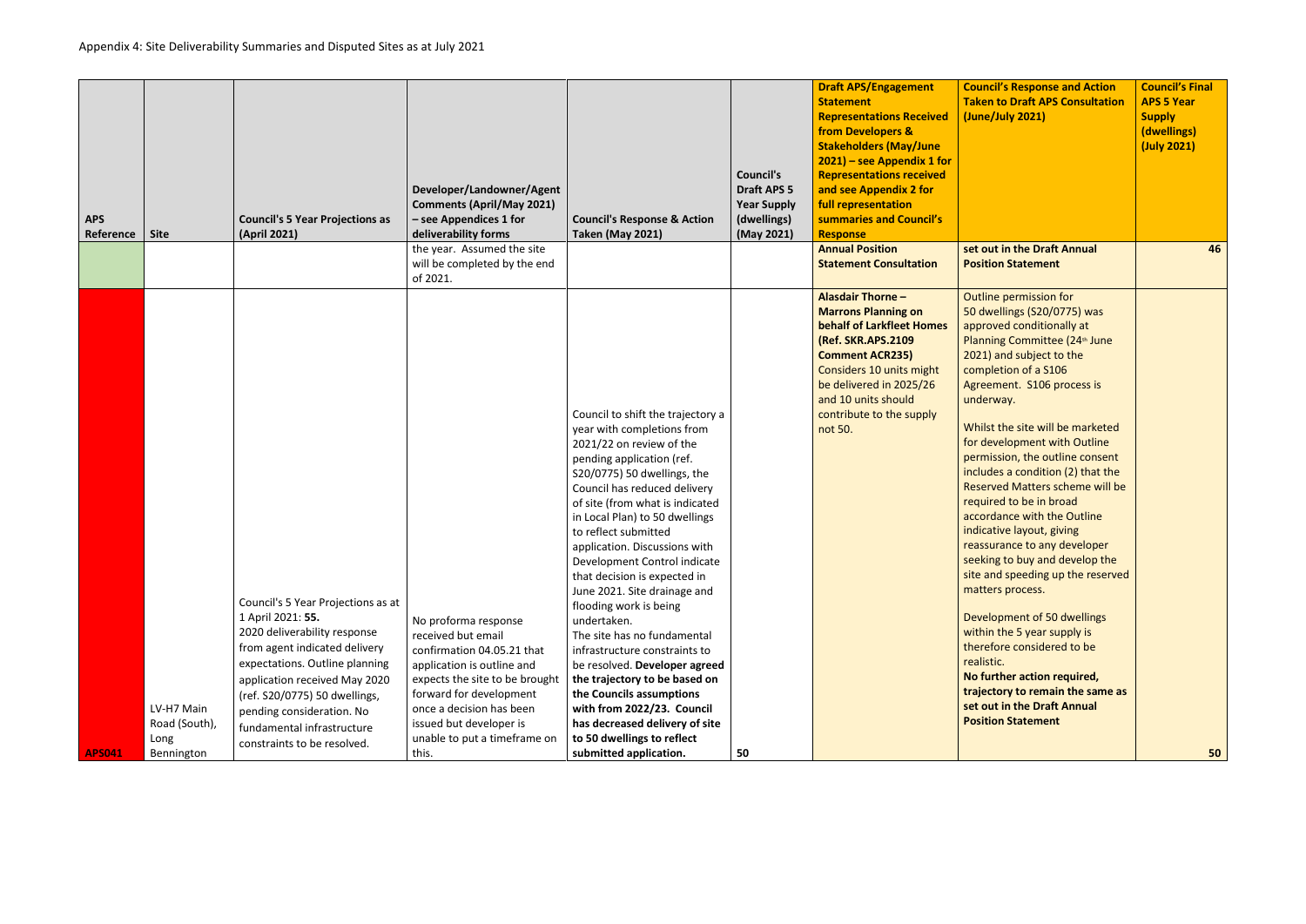Appendix 4: Site Deliverability Summaries and Disputed Sites as at July 2021

| APS Reference | Site | Council's 5 Year Projections as (April 2021) | Developer/Landowner/Agent Comments (April/May 2021) – see Appendices 1 for deliverability forms | Council's Response & Action Taken (May 2021) | Council's Draft APS 5 Year Supply (dwellings) (May 2021) | Draft APS/Engagement Statement Representations Received from Developers & Stakeholders (May/June 2021) – see Appendix 1 for Representations received and see Appendix 2 for full representation summaries and Council's Response | Council's Response and Action Taken to Draft APS Consultation (June/July 2021) | Council's Final APS 5 Year Supply (dwellings) (July 2021) |
|---|---|---|---|---|---|---|---|---|
| | | | the year. Assumed the site will be completed by the end of 2021. | | | **Annual Position Statement Consultation** | **set out in the Draft Annual Position Statement** | 46 |
| **APS041** | LV-H7 Main Road (South), Long Bennington | Council's 5 Year Projections as at 1 April 2021: **55.**<br>2020 deliverability response from agent indicated delivery expectations. Outline planning application received May 2020 (ref. S20/0775) 50 dwellings, pending consideration. No fundamental infrastructure constraints to be resolved. | No proforma response received but email confirmation 04.05.21 that application is outline and expects the site to be brought forward for development once a decision has been issued but developer is unable to put a timeframe on this. | Council to shift the trajectory a year with completions from 2021/22 on review of the pending application (ref. S20/0775) 50 dwellings, the Council has reduced delivery of site (from what is indicated in Local Plan) to 50 dwellings to reflect submitted application. Discussions with Development Control indicate that decision is expected in June 2021. Site drainage and flooding work is being undertaken.<br>The site has no fundamental infrastructure constraints to be resolved. **Developer agreed the trajectory to be based on the Councils assumptions with from 2022/23. Council has decreased delivery of site to 50 dwellings to reflect submitted application.** | 50 | **Alasdair Thorne – Marrons Planning on behalf of Larkfleet Homes (Ref. SKR.APS.2109 Comment ACR235)**<br>Considers 10 units might be delivered in 2025/26 and 10 units should contribute to the supply not 50. | Outline permission for 50 dwellings (S20/0775) was approved conditionally at Planning Committee (24th June 2021) and subject to the completion of a S106 Agreement. S106 process is underway.<br><br>Whilst the site will be marketed for development with Outline permission, the outline consent includes a condition (2) that the Reserved Matters scheme will be required to be in broad accordance with the Outline indicative layout, giving reassurance to any developer seeking to buy and develop the site and speeding up the reserved matters process.<br><br>Development of 50 dwellings within the 5 year supply is therefore considered to be realistic.<br>**No further action required, trajectory to remain the same as set out in the Draft Annual Position Statement** | 50 |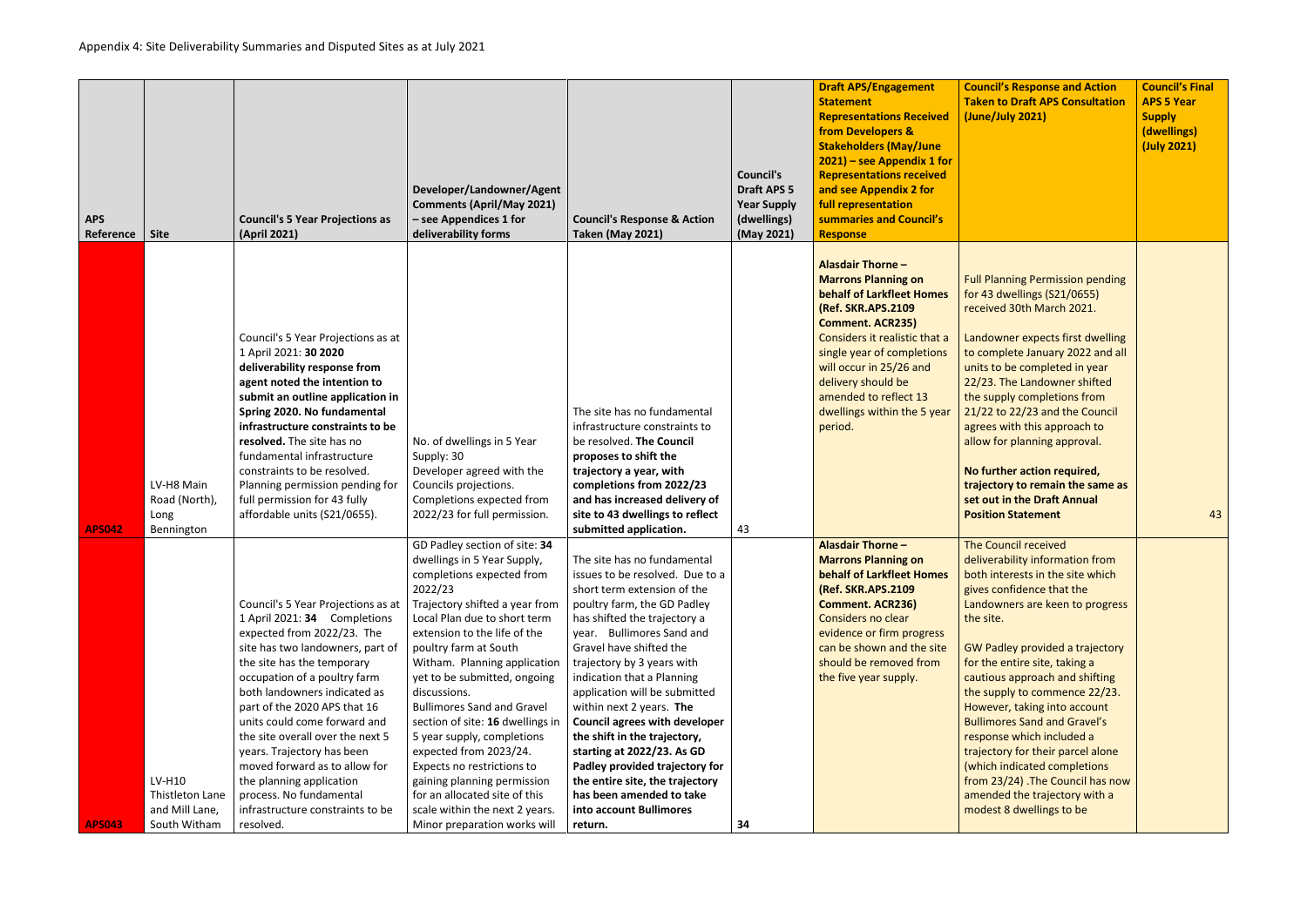Appendix 4: Site Deliverability Summaries and Disputed Sites as at July 2021

| APS Reference | Site | Council's 5 Year Projections as (April 2021) | Developer/Landowner/Agent Comments (April/May 2021) – see Appendices 1 for deliverability forms | Council's Response & Action Taken (May 2021) | Council's Draft APS 5 Year Supply (dwellings) (May 2021) | Draft APS/Engagement Statement Representations Received from Developers & Stakeholders (May/June 2021) – see Appendix 1 for Representations received and see Appendix 2 for full representation summaries and Council's Response | Council's Response and Action Taken to Draft APS Consultation (June/July 2021) | Council's Final APS 5 Year Supply (dwellings) (July 2021) |
|---|---|---|---|---|---|---|---|---|
| APS042 | LV-H8 Main Road (North), Long Bennington | Council's 5 Year Projections as at 1 April 2021: **30 2020 deliverability response from agent noted the intention to submit an outline application in Spring 2020. No fundamental infrastructure constraints to be resolved.** The site has no fundamental infrastructure constraints to be resolved. Planning permission pending for full permission for 43 fully affordable units (S21/0655). | No. of dwellings in 5 Year Supply: 30<br>Developer agreed with the Councils projections. Completions expected from 2022/23 for full permission. | The site has no fundamental infrastructure constraints to be resolved. **The Council proposes to shift the trajectory a year, with completions from 2022/23 and has increased delivery of site to 43 dwellings to reflect submitted application.** | 43 | **Alasdair Thorne – Marrons Planning on behalf of Larkfleet Homes (Ref. SKR.APS.2109 Comment. ACR235)** Considers it realistic that a single year of completions will occur in 25/26 and delivery should be amended to reflect 13 dwellings within the 5 year period. | Full Planning Permission pending for 43 dwellings (S21/0655) received 30th March 2021.<br><br>Landowner expects first dwelling to complete January 2022 and all units to be completed in year 22/23. The Landowner shifted the supply completions from 21/22 to 22/23 and the Council agrees with this approach to allow for planning approval.<br><br>**No further action required, trajectory to remain the same as set out in the Draft Annual Position Statement** | 43 |
| APS043 | LV-H10 Thistleton Lane and Mill Lane, South Witham | Council's 5 Year Projections as at 1 April 2021: **34** Completions expected from 2022/23. The site has two landowners, part of the site has the temporary occupation of a poultry farm both landowners indicated as part of the 2020 APS that 16 units could come forward and the site overall over the next 5 years. Trajectory has been moved forward as to allow for the planning application process. No fundamental infrastructure constraints to be resolved. | GD Padley section of site: **34** dwellings in 5 Year Supply, completions expected from 2022/23<br>Trajectory shifted a year from Local Plan due to short term extension to the life of the poultry farm at South Witham. Planning application yet to be submitted, ongoing discussions.<br>Bullimores Sand and Gravel section of site: **16** dwellings in 5 year supply, completions expected from 2023/24.<br>Expects no restrictions to gaining planning permission for an allocated site of this scale within the next 2 years. Minor preparation works will | The site has no fundamental issues to be resolved. Due to a short term extension of the poultry farm, the GD Padley has shifted the trajectory a year. Bullimores Sand and Gravel have shifted the trajectory by 3 years with indication that a Planning application will be submitted within next 2 years. **The Council agrees with developer the shift in the trajectory, starting at 2022/23. As GD Padley provided trajectory for the entire site, the trajectory has been amended to take into account Bullimores return.** | 34 | **Alasdair Thorne – Marrons Planning on behalf of Larkfleet Homes (Ref. SKR.APS.2109 Comment. ACR236)** Considers no clear evidence or firm progress can be shown and the site should be removed from the five year supply. | The Council received deliverability information from both interests in the site which gives confidence that the Landowners are keen to progress the site.<br><br>GW Padley provided a trajectory for the entire site, taking a cautious approach and shifting the supply to commence 22/23. However, taking into account Bullimores Sand and Gravel's response which included a trajectory for their parcel alone (which indicated completions from 23/24) .The Council has now amended the trajectory with a modest 8 dwellings to be | |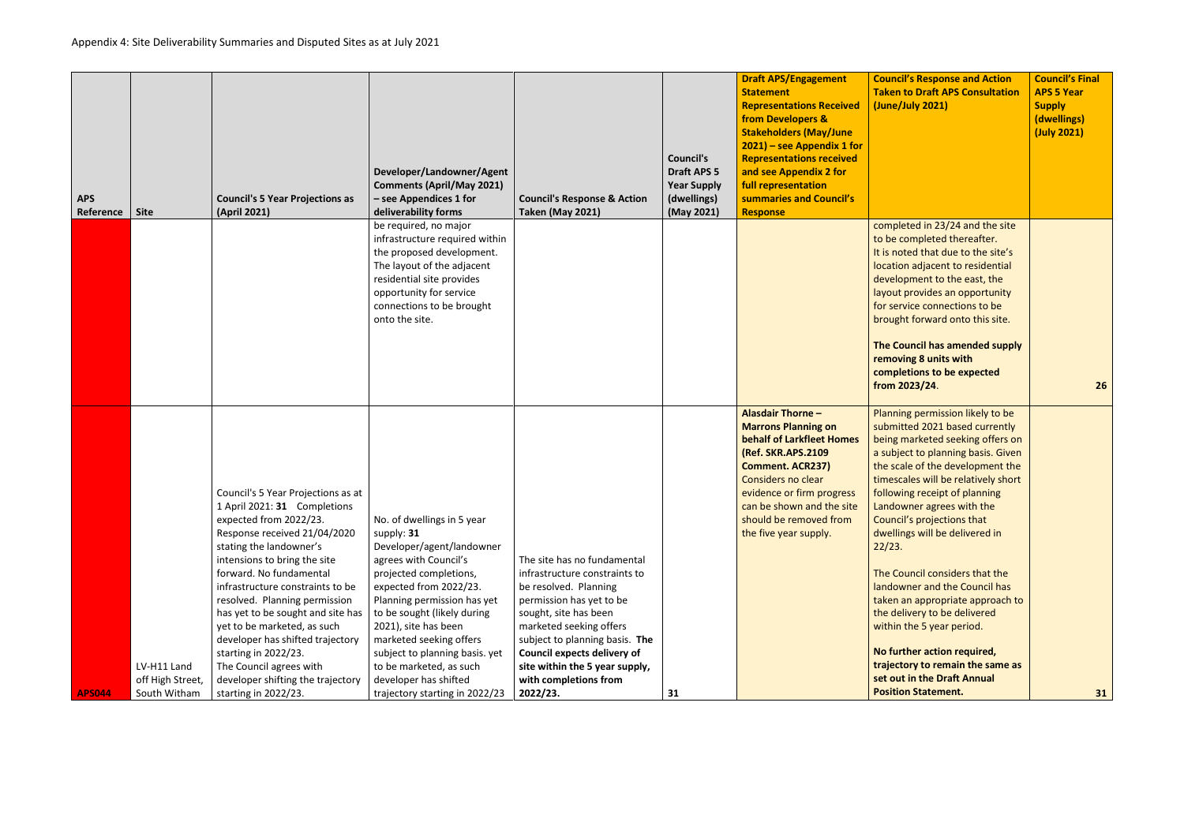Appendix 4: Site Deliverability Summaries and Disputed Sites as at July 2021

| APS Reference | Site | Council's 5 Year Projections as (April 2021) | Developer/Landowner/Agent Comments (April/May 2021) – see Appendices 1 for deliverability forms | Council's Response & Action Taken (May 2021) | Council's Draft APS 5 Year Supply (dwellings) (May 2021) | Draft APS/Engagement Statement Representations Received from Developers & Stakeholders (May/June 2021) – see Appendix 1 for Representations received and see Appendix 2 for full representation summaries and Council's Response | Council's Response and Action Taken to Draft APS Consultation (June/July 2021) | Council's Final APS 5 Year Supply (dwellings) (July 2021) |
|---|---|---|---|---|---|---|---|---|
| | | | be required, no major infrastructure required within the proposed development. The layout of the adjacent residential site provides opportunity for service connections to be brought onto the site. | | | | completed in 23/24 and the site to be completed thereafter. It is noted that due to the site's location adjacent to residential development to the east, the layout provides an opportunity for service connections to be brought forward onto this site.<br><br>**The Council has amended supply removing 8 units with completions to be expected from 2023/24**. | 26 |
| APS044 | LV-H11 Land off High Street, South Witham | Council's 5 Year Projections as at 1 April 2021: **31** Completions expected from 2022/23. Response received 21/04/2020 stating the landowner's intensions to bring the site forward. No fundamental infrastructure constraints to be resolved. Planning permission has yet to be sought and site has yet to be marketed, as such developer has shifted trajectory starting in 2022/23. The Council agrees with developer shifting the trajectory starting in 2022/23. | No. of dwellings in 5 year supply: **31** Developer/agent/landowner agrees with Council's projected completions, expected from 2022/23. Planning permission has yet to be sought (likely during 2021), site has been marketed seeking offers subject to planning basis. yet to be marketed, as such developer has shifted trajectory starting in 2022/23 | The site has no fundamental infrastructure constraints to be resolved. Planning permission has yet to be sought, site has been marketed seeking offers subject to planning basis. **The Council expects delivery of site within the 5 year supply, with completions from 2022/23.** | 31 | **Alasdair Thorne – Marrons Planning on behalf of Larkfleet Homes (Ref. SKR.APS.2109 Comment. ACR237)** Considers no clear evidence or firm progress can be shown and the site should be removed from the five year supply. | Planning permission likely to be submitted 2021 based currently being marketed seeking offers on a subject to planning basis. Given the scale of the development the timescales will be relatively short following receipt of planning Landowner agrees with the Council's projections that dwellings will be delivered in 22/23.<br><br>The Council considers that the landowner and the Council has taken an appropriate approach to the delivery to be delivered within the 5 year period.<br><br>**No further action required, trajectory to remain the same as set out in the Draft Annual Position Statement.** | 31 |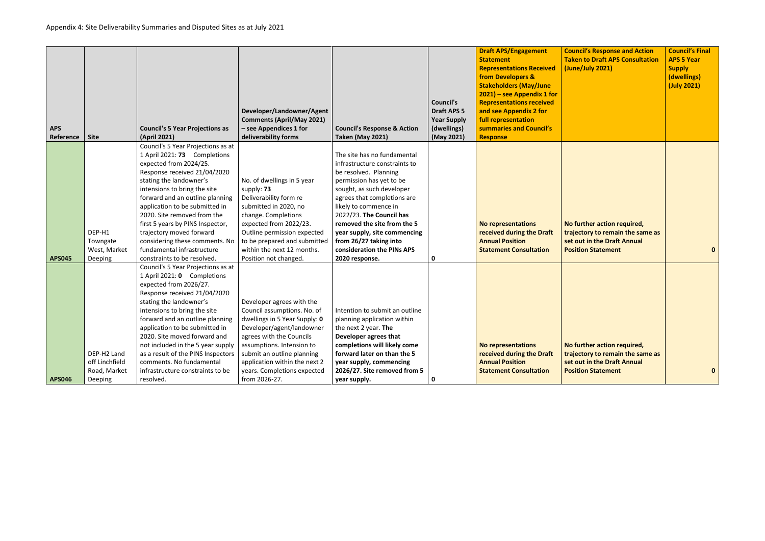Appendix 4: Site Deliverability Summaries and Disputed Sites as at July 2021

| APS Reference | Site | Council's 5 Year Projections as (April 2021) | Developer/Landowner/Agent Comments (April/May 2021) – see Appendices 1 for deliverability forms | Council's Response & Action Taken (May 2021) | Council's Draft APS 5 Year Supply (dwellings) (May 2021) | Draft APS/Engagement Statement Representations Received from Developers & Stakeholders (May/June 2021) – see Appendix 1 for Representations received and see Appendix 2 for full representation summaries and Council's Response | Council's Response and Action Taken to Draft APS Consultation (June/July 2021) | Council's Final APS 5 Year Supply (dwellings) (July 2021) |
|---|---|---|---|---|---|---|---|---|
| APS045 | DEP-H1 Towngate West, Market Deeping | Council's 5 Year Projections as at 1 April 2021: **73** Completions expected from 2024/25. Response received 21/04/2020 stating the landowner's intensions to bring the site forward and an outline planning application to be submitted in 2020. Site removed from the first 5 years by PINS Inspector, trajectory moved forward considering these comments. No fundamental infrastructure constraints to be resolved. | No. of dwellings in 5 year supply: **73** Deliverability form re submitted in 2020, no change. Completions expected from 2022/23. Outline permission expected to be prepared and submitted within the next 12 months. Position not changed. | The site has no fundamental infrastructure constraints to be resolved. Planning permission has yet to be sought, as such developer agrees that completions are likely to commence in 2022/23. **The Council has removed the site from the 5 year supply, site commencing from 26/27 taking into consideration the PINs APS 2020 response.** | **0** | **No representations received during the Draft Annual Position Statement Consultation** | **No further action required, trajectory to remain the same as set out in the Draft Annual Position Statement** | **0** |
| APS046 | DEP-H2 Land off Linchfield Road, Market Deeping | Council's 5 Year Projections as at 1 April 2021: **0** Completions expected from 2026/27. Response received 21/04/2020 stating the landowner's intensions to bring the site forward and an outline planning application to be submitted in 2020. Site moved forward and not included in the 5 year supply as a result of the PINS Inspectors comments. No fundamental infrastructure constraints to be resolved. | Developer agrees with the Council assumptions. No. of dwellings in 5 Year Supply: **0** Developer/agent/landowner agrees with the Councils assumptions. Intension to submit an outline planning application within the next 2 years. Completions expected from 2026-27. | Intention to submit an outline planning application within the next 2 year. **The Developer agrees that completions will likely come forward later on than the 5 year supply, commencing 2026/27. Site removed from 5 year supply.** | **0** | **No representations received during the Draft Annual Position Statement Consultation** | **No further action required, trajectory to remain the same as set out in the Draft Annual Position Statement** | **0** |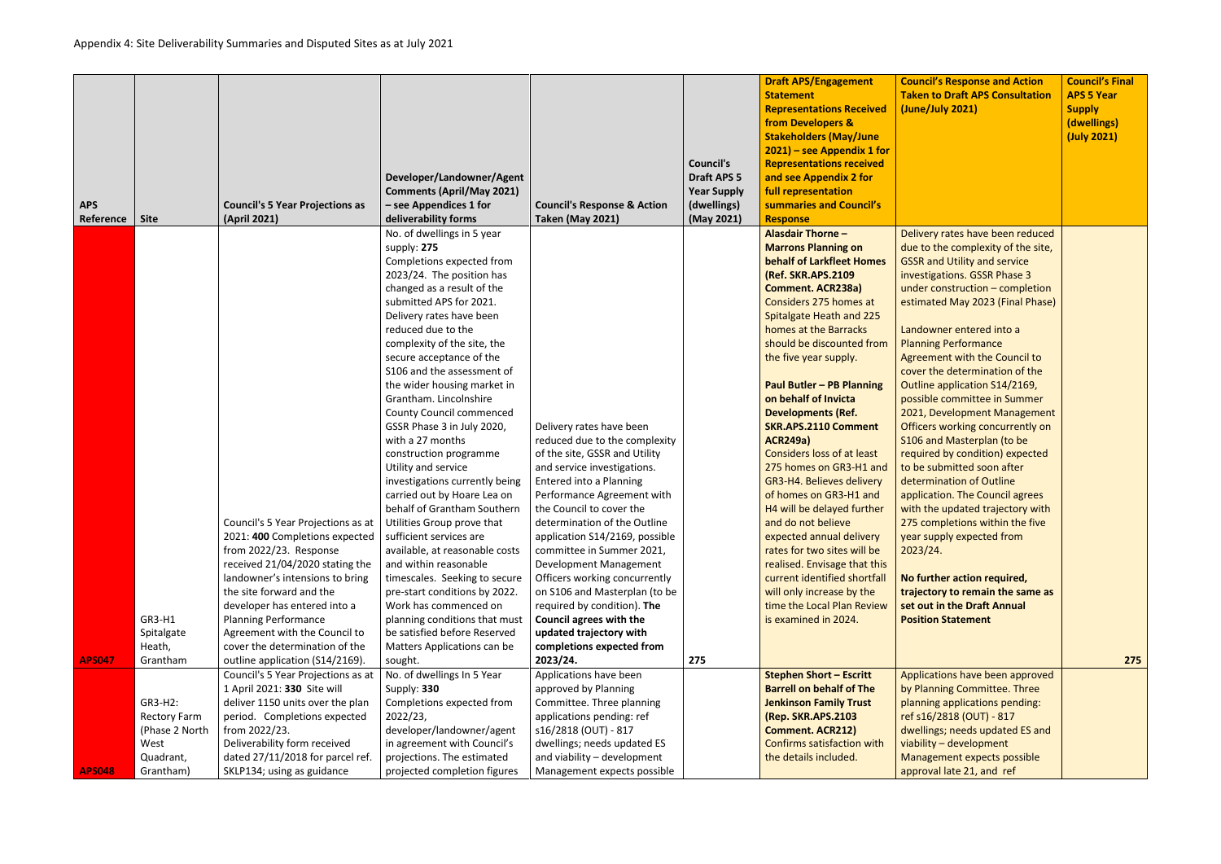Appendix 4: Site Deliverability Summaries and Disputed Sites as at July 2021

| APS Reference | Site | Council's 5 Year Projections as (April 2021) | Developer/Landowner/Agent Comments (April/May 2021) – see Appendices 1 for deliverability forms | Council's Response & Action Taken (May 2021) | Council's Draft APS 5 Year Supply (dwellings) (May 2021) | Draft APS/Engagement Statement Representations Received from Developers & Stakeholders (May/June 2021) – see Appendix 1 for Representations received and see Appendix 2 for full representation summaries and Council's Response | Council's Response and Action Taken to Draft APS Consultation (June/July 2021) | Council's Final APS 5 Year Supply (dwellings) (July 2021) |
|---|---|---|---|---|---|---|---|---|
| APS047 | GR3-H1 Spitalgate Heath, Grantham | Council's 5 Year Projections as at 2021: **400** Completions expected from 2022/23. Response received 21/04/2020 stating the landowner's intensions to bring the site forward and the developer has entered into a Planning Performance Agreement with the Council to cover the determination of the outline application (S14/2169). | No. of dwellings in 5 year supply: **275** Completions expected from 2023/24. The position has changed as a result of the submitted APS for 2021. Delivery rates have been reduced due to the complexity of the site, the secure acceptance of the S106 and the assessment of the wider housing market in Grantham. Lincolnshire County Council commenced GSSR Phase 3 in July 2020, with a 27 months construction programme Utility and service investigations currently being carried out by Hoare Lea on behalf of Grantham Southern Utilities Group prove that sufficient services are available, at reasonable costs and within reasonable timescales. Seeking to secure pre-start conditions by 2022. Work has commenced on planning conditions that must be satisfied before Reserved Matters Applications can be sought. | Delivery rates have been reduced due to the complexity of the site, GSSR and Utility and service investigations. Entered into a Planning Performance Agreement with the Council to cover the determination of the Outline application S14/2169, possible committee in Summer 2021, Development Management Officers working concurrently on S106 and Masterplan (to be required by condition). **The Council agrees with the updated trajectory with completions expected from 2023/24.** | 275 | **Alasdair Thorne – Marrons Planning on behalf of Larkfleet Homes (Ref. SKR.APS.2109 Comment. ACR238a)** Considers 275 homes at Spitalgate Heath and 225 homes at the Barracks should be discounted from the five year supply. **Paul Butler – PB Planning on behalf of Invicta Developments (Ref. SKR.APS.2110 Comment ACR249a)** Considers loss of at least 275 homes on GR3-H1 and GR3-H4. Believes delivery of homes on GR3-H1 and H4 will be delayed further and do not believe expected annual delivery rates for two sites will be realised. Envisage that this current identified shortfall will only increase by the time the Local Plan Review is examined in 2024. | Delivery rates have been reduced due to the complexity of the site, GSSR and Utility and service investigations. GSSR Phase 3 under construction – completion estimated May 2023 (Final Phase) Landowner entered into a Planning Performance Agreement with the Council to cover the determination of the Outline application S14/2169, possible committee in Summer 2021, Development Management Officers working concurrently on S106 and Masterplan (to be required by condition) expected to be submitted soon after determination of Outline application. The Council agrees with the updated trajectory with 275 completions within the five year supply expected from 2023/24. **No further action required, trajectory to remain the same as set out in the Draft Annual Position Statement** | 275 |
| APS048 | GR3-H2: Rectory Farm (Phase 2 North West Quadrant, Grantham) | Council's 5 Year Projections as at 1 April 2021: **330** Site will deliver 1150 units over the plan period. Completions expected from 2022/23. Deliverability form received dated 27/11/2018 for parcel ref. SKLP134; using as guidance | No. of dwellings In 5 Year Supply: **330** Completions expected from 2022/23, developer/landowner/agent in agreement with Council's projections. The estimated projected completion figures | Applications have been approved by Planning Committee. Three planning applications pending: ref s16/2818 (OUT) - 817 dwellings; needs updated ES and viability – development Management expects possible | | **Stephen Short – Escritt Barrell on behalf of The Jenkinson Family Trust (Rep. SKR.APS.2103 Comment. ACR212)** Confirms satisfaction with the details included. | Applications have been approved by Planning Committee. Three planning applications pending: ref s16/2818 (OUT) - 817 dwellings; needs updated ES and viability – development Management expects possible approval late 21, and ref | |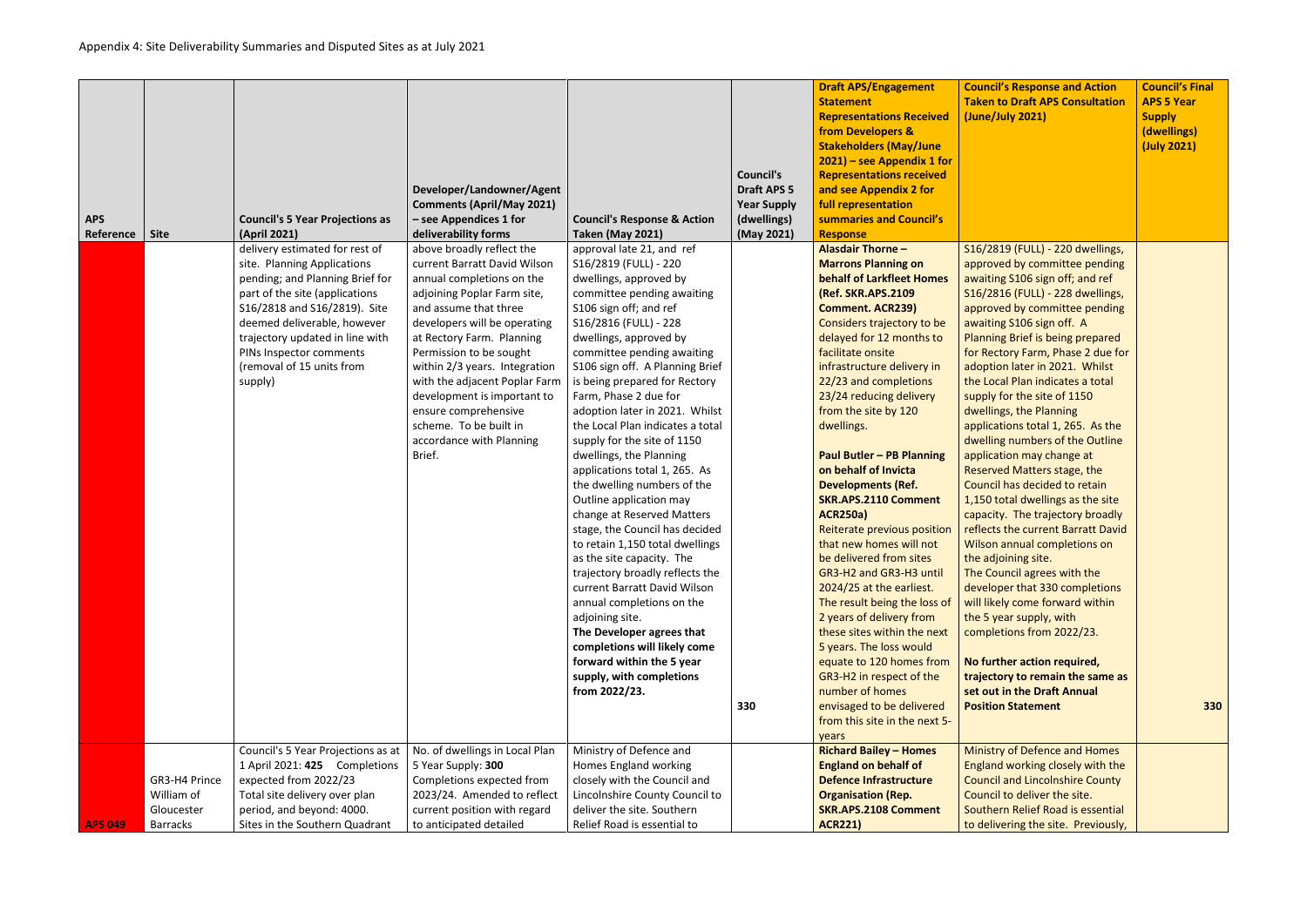Appendix 4: Site Deliverability Summaries and Disputed Sites as at July 2021

| APS Reference | Site | Council's 5 Year Projections as (April 2021) | Developer/Landowner/Agent Comments (April/May 2021) – see Appendices 1 for deliverability forms | Council's Response & Action Taken (May 2021) | Council's Draft APS 5 Year Supply (dwellings) (May 2021) | Draft APS/Engagement Statement Representations Received from Developers & Stakeholders (May/June 2021) – see Appendix 1 for Council's Representations received and see Appendix 2 for full representation summaries and Council's Response | Council's Response and Action Taken to Draft APS Consultation (June/July 2021) | Council's Final APS 5 Year Supply (dwellings) (July 2021) |
|---|---|---|---|---|---|---|---|---|
| | | delivery estimated for rest of site. Planning Applications pending; and Planning Brief for part of the site (applications S16/2818 and S16/2819). Site deemed deliverable, however trajectory updated in line with PINs Inspector comments (removal of 15 units from supply) | above broadly reflect the current Barratt David Wilson annual completions on the adjoining Poplar Farm site, and assume that three developers will be operating at Rectory Farm. Planning Permission to be sought within 2/3 years. Integration with the adjacent Poplar Farm development is important to ensure comprehensive scheme. To be built in accordance with Planning Brief. | approval late 21, and ref S16/2819 (FULL) - 220 dwellings, approved by committee pending awaiting S106 sign off; and ref S16/2816 (FULL) - 228 dwellings, approved by committee pending awaiting S106 sign off. A Planning Brief is being prepared for Rectory Farm, Phase 2 due for adoption later in 2021. Whilst the Local Plan indicates a total supply for the site of 1150 dwellings, the Planning applications total 1, 265. As the dwelling numbers of the Outline application may change at Reserved Matters stage, the Council has decided to retain 1,150 total dwellings as the site capacity. The trajectory broadly reflects the current Barratt David Wilson annual completions on the adjoining site. **The Developer agrees that completions will likely come forward within the 5 year supply, with completions from 2022/23.** | 330 | **Alasdair Thorne – Marrons Planning on behalf of Larkfleet Homes (Ref. SKR.APS.2109 Comment. ACR239)** Considers trajectory to be delayed for 12 months to facilitate onsite infrastructure delivery in 22/23 and completions 23/24 reducing delivery from the site by 120 dwellings. **Paul Butler – PB Planning on behalf of Invicta Developments (Ref. SKR.APS.2110 Comment ACR250a)** Reiterate previous position that new homes will not be delivered from sites GR3-H2 and GR3-H3 until 2024/25 at the earliest. The result being the loss of 2 years of delivery from these sites within the next 5 years. The loss would equate to 120 homes from GR3-H2 in respect of the number of homes envisaged to be delivered from this site in the next 5-years | S16/2819 (FULL) - 220 dwellings, approved by committee pending awaiting S106 sign off; and ref S16/2816 (FULL) - 228 dwellings, approved by committee pending awaiting S106 sign off. A Planning Brief is being prepared for Rectory Farm, Phase 2 due for adoption later in 2021. Whilst the Local Plan indicates a total supply for the site of 1150 dwellings, the Planning applications total 1, 265. As the dwelling numbers of the Outline application may change at Reserved Matters stage, the Council has decided to retain 1,150 total dwellings as the site capacity. The trajectory broadly reflects the current Barratt David Wilson annual completions on the adjoining site. The Council agrees with the developer that 330 completions will likely come forward within the 5 year supply, with completions from 2022/23. **No further action required, trajectory to remain the same as set out in the Draft Annual Position Statement** | 330 |
| APS 049 | GR3-H4 Prince William of Gloucester Barracks | Council's 5 Year Projections as at 1 April 2021: **425** Completions expected from 2022/23 Total site delivery over plan period, and beyond: 4000. Sites in the Southern Quadrant | No. of dwellings in Local Plan 5 Year Supply: **300** Completions expected from 2023/24. Amended to reflect current position with regard to anticipated detailed | Ministry of Defence and Homes England working closely with the Council and Lincolnshire County Council to deliver the site. Southern Relief Road is essential to | | **Richard Bailey – Homes England on behalf of Defence Infrastructure Organisation (Rep. SKR.APS.2108 Comment ACR221)** | Ministry of Defence and Homes England working closely with the Council and Lincolnshire County Council to deliver the site. Southern Relief Road is essential to delivering the site. Previously, | |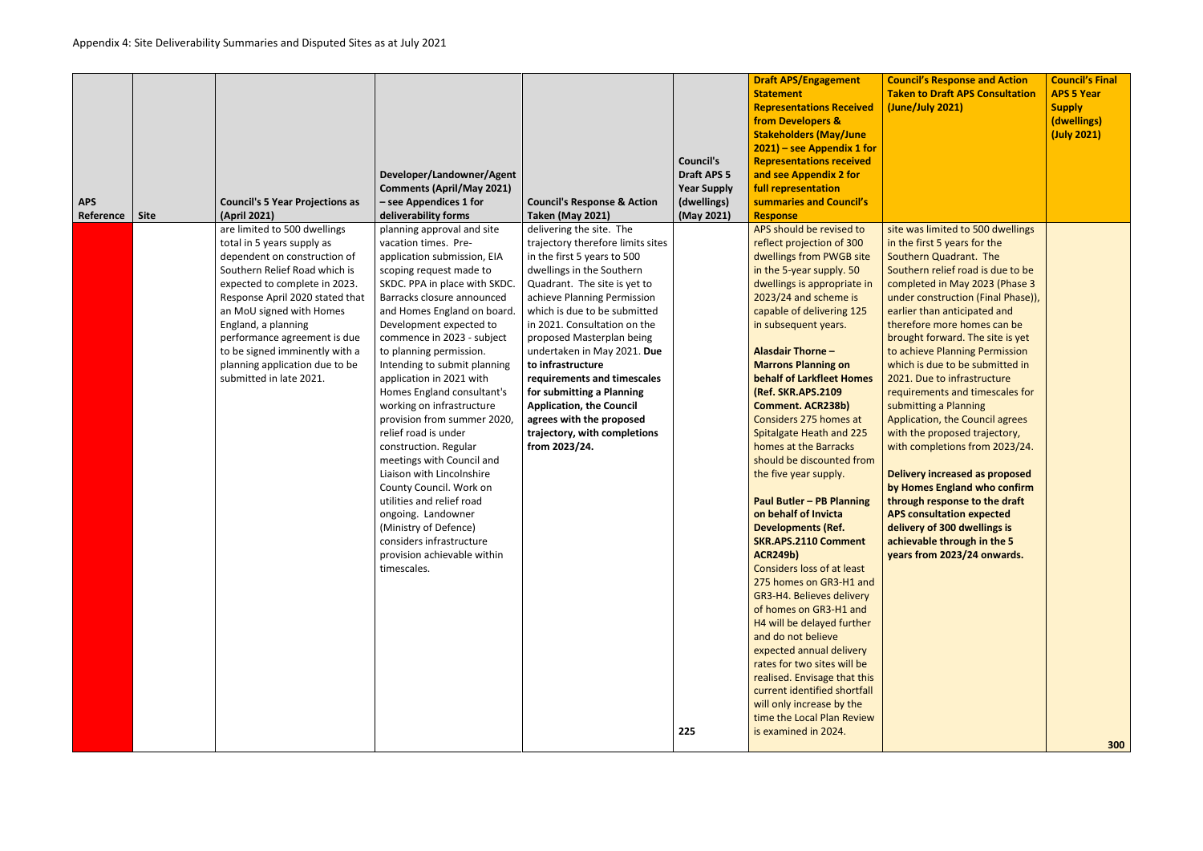Appendix 4: Site Deliverability Summaries and Disputed Sites as at July 2021

| APS Reference | Site | Council's 5 Year Projections as (April 2021) | Developer/Landowner/Agent Comments (April/May 2021) – see Appendices 1 for deliverability forms | Council's Response & Action Taken (May 2021) | Council's Draft APS 5 Year Supply (dwellings) (May 2021) | Draft APS/Engagement Statement Representations Received from Developers & Stakeholders (May/June 2021) – see Appendix 1 for Representations received and see Appendix 2 for full representation summaries and Council's Response | Council's Response and Action Taken to Draft APS Consultation (June/July 2021) | Council's Final APS 5 Year Supply (dwellings) (July 2021) |
|---|---|---|---|---|---|---|---|---|
| | | are limited to 500 dwellings total in 5 years supply as dependent on construction of Southern Relief Road which is expected to complete in 2023. Response April 2020 stated that an MoU signed with Homes England, a planning performance agreement is due to be signed imminently with a planning application due to be submitted in late 2021. | planning approval and site vacation times. Pre-application submission, EIA scoping request made to SKDC. PPA in place with SKDC. Barracks closure announced and Homes England on board. Development expected to commence in 2023 - subject to planning permission. Intending to submit planning application in 2021 with Homes England consultant's working on infrastructure provision from summer 2020, relief road is under construction. Regular meetings with Council and Liaison with Lincolnshire County Council. Work on utilities and relief road ongoing. Landowner (Ministry of Defence) considers infrastructure provision achievable within timescales. | delivering the site. The trajectory therefore limits sites in the first 5 years to 500 dwellings in the Southern Quadrant. The site is yet to achieve Planning Permission which is due to be submitted in 2021. Consultation on the proposed Masterplan being undertaken in May 2021. **Due to infrastructure requirements and timescales for submitting a Planning Application, the Council agrees with the proposed trajectory, with completions from 2023/24.** | 225 | APS should be revised to reflect projection of 300 dwellings from PWGB site in the 5-year supply. 50 dwellings is appropriate in 2023/24 and scheme is capable of delivering 125 in subsequent years.<br><br>**Alasdair Thorne – Marrons Planning on behalf of Larkfleet Homes (Ref. SKR.APS.2109 Comment. ACR238b)**<br>Considers 275 homes at Spitalgate Heath and 225 homes at the Barracks should be discounted from the five year supply.<br><br>**Paul Butler – PB Planning on behalf of Invicta Developments (Ref. SKR.APS.2110 Comment ACR249b)**<br>Considers loss of at least 275 homes on GR3-H1 and GR3-H4. Believes delivery of homes on GR3-H1 and H4 will be delayed further and do not believe expected annual delivery rates for two sites will be realised. Envisage that this current identified shortfall will only increase by the time the Local Plan Review is examined in 2024. | site was limited to 500 dwellings in the first 5 years for the Southern Quadrant. The Southern relief road is due to be completed in May 2023 (Phase 3 under construction (Final Phase)), earlier than anticipated and therefore more homes can be brought forward. The site is yet to achieve Planning Permission which is due to be submitted in 2021. Due to infrastructure requirements and timescales for submitting a Planning Application, the Council agrees with the proposed trajectory, with completions from 2023/24.<br><br>**Delivery increased as proposed by Homes England who confirm through response to the draft APS consultation expected delivery of 300 dwellings is achievable through in the 5 years from 2023/24 onwards.** | 300 |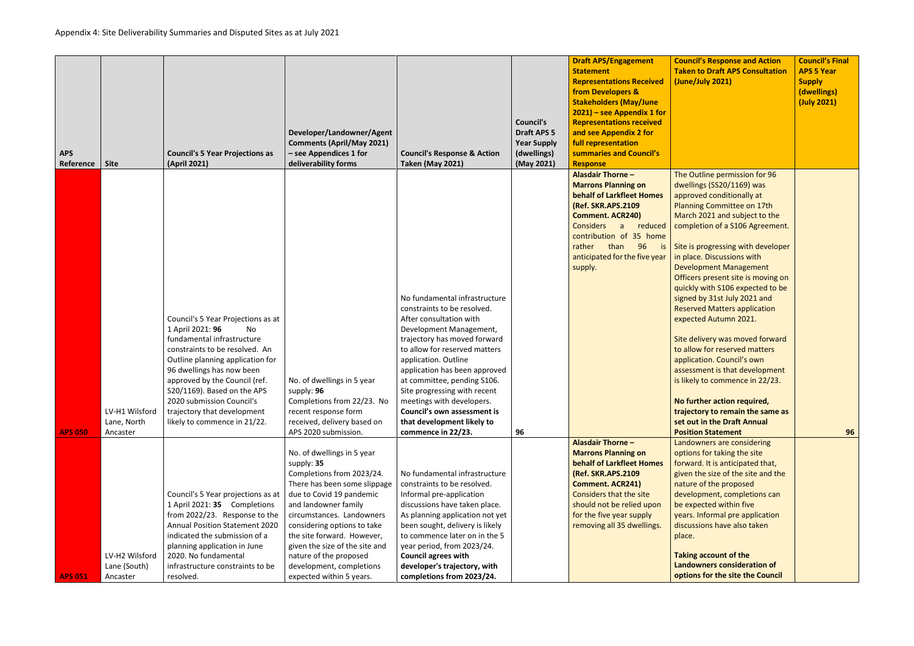Appendix 4: Site Deliverability Summaries and Disputed Sites as at July 2021

| APS Reference | Site | Council's 5 Year Projections as (April 2021) | Developer/Landowner/Agent Comments (April/May 2021) – see Appendices 1 for deliverability forms | Council's Response & Action Taken (May 2021) | Council's Draft APS 5 Year Supply (dwellings) (May 2021) | Draft APS/Engagement Statement Representations Received from Developers & Stakeholders (May/June 2021) – see Appendix 1 for Representations received and see Appendix 2 for full representation summaries and Council's Response | Council's Response and Action Taken to Draft APS Consultation (June/July 2021) | Council's Final APS 5 Year Supply (dwellings) (July 2021) |
|---|---|---|---|---|---|---|---|---|
| APS 050 | LV-H1 Wilsford Lane, North Ancaster | Council's 5 Year Projections as at 1 April 2021: **96** No fundamental infrastructure constraints to be resolved. An Outline planning application for 96 dwellings has now been approved by the Council (ref. S20/1169). Based on the APS 2020 submission Council's trajectory that development likely to commence in 21/22. | No. of dwellings in 5 year supply: **96** Completions from 22/23. No recent response form received, delivery based on APS 2020 submission. | No fundamental infrastructure constraints to be resolved. After consultation with Development Management, trajectory has moved forward to allow for reserved matters application. Outline application has been approved at committee, pending S106. Site progressing with recent meetings with developers. **Council's own assessment is that development likely to commence in 22/23.** | 96 | **Alasdair Thorne – Marrons Planning on behalf of Larkfleet Homes (Ref. SKR.APS.2109 Comment. ACR240)** Considers a reduced contribution of 35 home rather than 96 is anticipated for the five year supply. | The Outline permission for 96 dwellings (SS20/1169) was approved conditionally at Planning Committee on 17th March 2021 and subject to the completion of a S106 Agreement.<br><br>Site is progressing with developer in place. Discussions with Development Management Officers present site is moving on quickly with S106 expected to be signed by 31st July 2021 and Reserved Matters application expected Autumn 2021.<br><br>Site delivery was moved forward to allow for reserved matters application. Council's own assessment is that development is likely to commence in 22/23.<br><br>**No further action required, trajectory to remain the same as set out in the Draft Annual Position Statement** | 96 |
| APS 051 | LV-H2 Wilsford Lane (South) Ancaster | Council's 5 Year projections as at 1 April 2021: **35** Completions from 2022/23. Response to the Annual Position Statement 2020 indicated the submission of a planning application in June 2020. No fundamental infrastructure constraints to be resolved. | No. of dwellings in 5 year supply: **35** Completions from 2023/24. There has been some slippage due to Covid 19 pandemic and landowner family circumstances. Landowners considering options to take the site forward. However, given the size of the site and nature of the proposed development, completions expected within 5 years. | No fundamental infrastructure constraints to be resolved. Informal pre-application discussions have taken place. As planning application not yet been sought, delivery is likely to commence later on in the 5 year period, from 2023/24. **Council agrees with developer's trajectory, with completions from 2023/24.** | | **Alasdair Thorne – Marrons Planning on behalf of Larkfleet Homes (Ref. SKR.APS.2109 Comment. ACR241)** Considers that the site should not be relied upon for the five year supply removing all 35 dwellings. | Landowners are considering options for taking the site forward. It is anticipated that, given the size of the site and the nature of the proposed development, completions can be expected within five years. Informal pre application discussions have also taken place.<br><br>**Taking account of the Landowners consideration of options for the site the Council** | |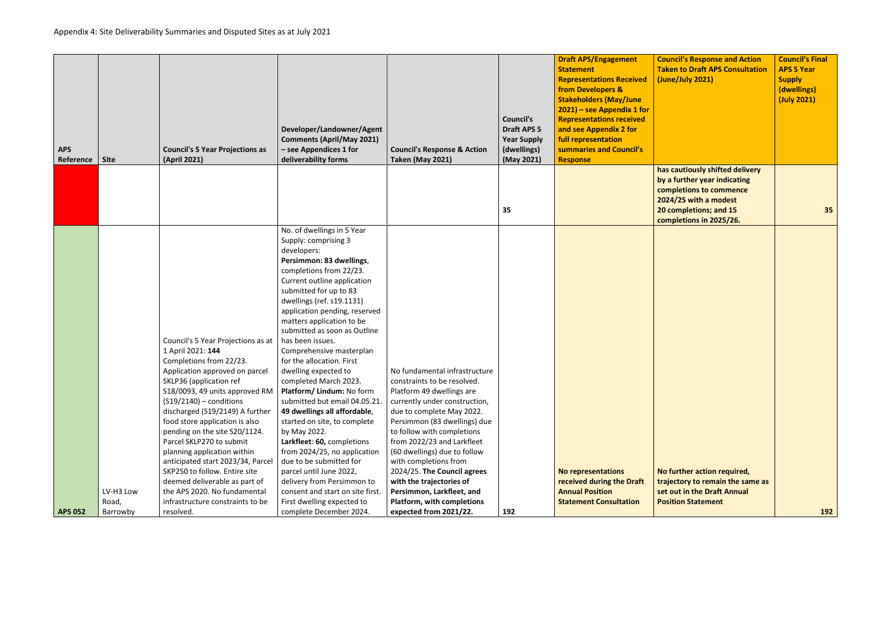Appendix 4: Site Deliverability Summaries and Disputed Sites as at July 2021

| APS Reference | Site | Council's 5 Year Projections as at (April 2021) | Developer/Landowner/Agent Comments (April/May 2021) – see Appendices 1 for deliverability forms | Council's Response & Action Taken (May 2021) | Council's Draft APS 5 Year Supply (dwellings) (May 2021) | Draft APS/Engagement Statement Representations Received from Developers & Stakeholders (May/June 2021) – see Appendix 1 for Representations received and see Appendix 2 for full representation summaries and Council's Response | Council's Response and Action Taken to Draft APS Consultation (June/July 2021) | Council's Final APS 5 Year Supply (dwellings) (July 2021) |
|---|---|---|---|---|---|---|---|---|
| | | | | | 35 | | **has cautiously shifted delivery by a further year indicating completions to commence 2024/25 with a modest 20 completions; and 15 completions in 2025/26.** | 35 |
| APS 052 | LV-H3 Low Road, Barrowby | Council's 5 Year Projections as at 1 April 2021: **144** Completions from 22/23. Application approved on parcel SKLP36 (application ref S18/0093, 49 units approved RM (S19/2140) – conditions discharged (S19/2149) A further food store application is also pending on the site S20/1124. Parcel SKLP270 to submit planning application within anticipated start 2023/34, Parcel SKP250 to follow. Entire site deemed deliverable as part of the APS 2020. No fundamental infrastructure constraints to be resolved. | No. of dwellings in 5 Year Supply: comprising 3 developers: **Persimmon: 83 dwellings**, completions from 22/23. Current outline application submitted for up to 83 dwellings (ref. s19.1131) application pending, reserved matters application to be submitted as soon as Outline has been issues. Comprehensive masterplan for the allocation. First dwelling expected to completed March 2023. **Platform/ Lindum:** No form submitted but email 04.05.21. **49 dwellings all affordable**, started on site, to complete by May 2022. **Larkfleet**: **60,** completions from 2024/25, no application due to be submitted for parcel until June 2022, delivery from Persimmon to consent and start on site first. First dwelling expected to complete December 2024. | No fundamental infrastructure constraints to be resolved. Platform 49 dwellings are currently under construction, due to complete May 2022. Persimmon (83 dwellings) due to follow with completions from 2022/23 and Larkfleet (60 dwellings) due to follow with completions from 2024/25. **The Council agrees with the trajectories of Persimmon, Larkfleet, and Platform, with completions expected from 2021/22.** | 192 | **No representations received during the Draft Annual Position Statement Consultation** | **No further action required, trajectory to remain the same as set out in the Draft Annual Position Statement** | 192 |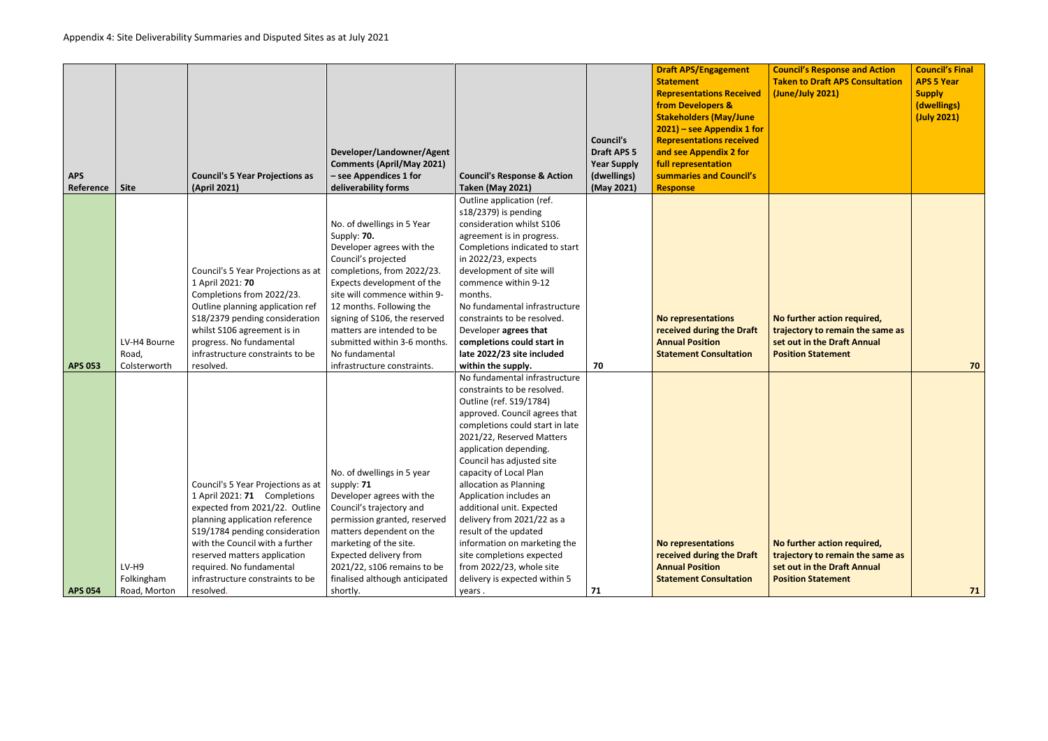Appendix 4: Site Deliverability Summaries and Disputed Sites as at July 2021

| APS Reference | Site | Council's 5 Year Projections as (April 2021) | Developer/Landowner/Agent Comments (April/May 2021) – see Appendices 1 for deliverability forms | Council's Response & Action Taken (May 2021) | Council's Draft APS 5 Year Supply (dwellings) (May 2021) | Draft APS/Engagement Statement Representations Received from Developers & Stakeholders (May/June 2021) – see Appendix 1 for Representations received and see Appendix 2 for full representation summaries and Council's Response | Council's Response and Action Taken to Draft APS Consultation (June/July 2021) | Council's Final APS 5 Year Supply (dwellings) (July 2021) |
|---|---|---|---|---|---|---|---|---|
| APS 053 | LV-H4 Bourne Road, Colsterworth | Council's 5 Year Projections as at 1 April 2021: **70** Completions from 2022/23. Outline planning application ref S18/2379 pending consideration whilst S106 agreement is in progress. No fundamental infrastructure constraints to be resolved. | No. of dwellings in 5 Year Supply: **70.** Developer agrees with the Council's projected completions, from 2022/23. Expects development of the site will commence within 9-12 months. Following the signing of S106, the reserved matters are intended to be submitted within 3-6 months. No fundamental infrastructure constraints. | Outline application (ref. s18/2379) is pending consideration whilst S106 agreement is in progress. Completions indicated to start in 2022/23, expects development of site will commence within 9-12 months. No fundamental infrastructure constraints to be resolved. Developer **agrees that completions could start in late 2022/23 site included within the supply.** | 70 | **No representations received during the Draft Annual Position Statement Consultation** | **No further action required, trajectory to remain the same as set out in the Draft Annual Position Statement** | 70 |
| APS 054 | LV-H9 Folkingham Road, Morton | Council's 5 Year Projections as at 1 April 2021: **71** Completions expected from 2021/22. Outline planning application reference S19/1784 pending consideration with the Council with a further reserved matters application required. No fundamental infrastructure constraints to be resolved. | No. of dwellings in 5 year supply: **71** Developer agrees with the Council's trajectory and permission granted, reserved matters dependent on the marketing of the site. Expected delivery from 2021/22, s106 remains to be finalised although anticipated shortly. | No fundamental infrastructure constraints to be resolved. Outline (ref. S19/1784) approved. Council agrees that completions could start in late 2021/22, Reserved Matters application depending. Council has adjusted site capacity of Local Plan allocation as Planning Application includes an additional unit. Expected delivery from 2021/22 as a result of the updated information on marketing the site completions expected from 2022/23, whole site delivery is expected within 5 years . | 71 | **No representations received during the Draft Annual Position Statement Consultation** | **No further action required, trajectory to remain the same as set out in the Draft Annual Position Statement** | 71 |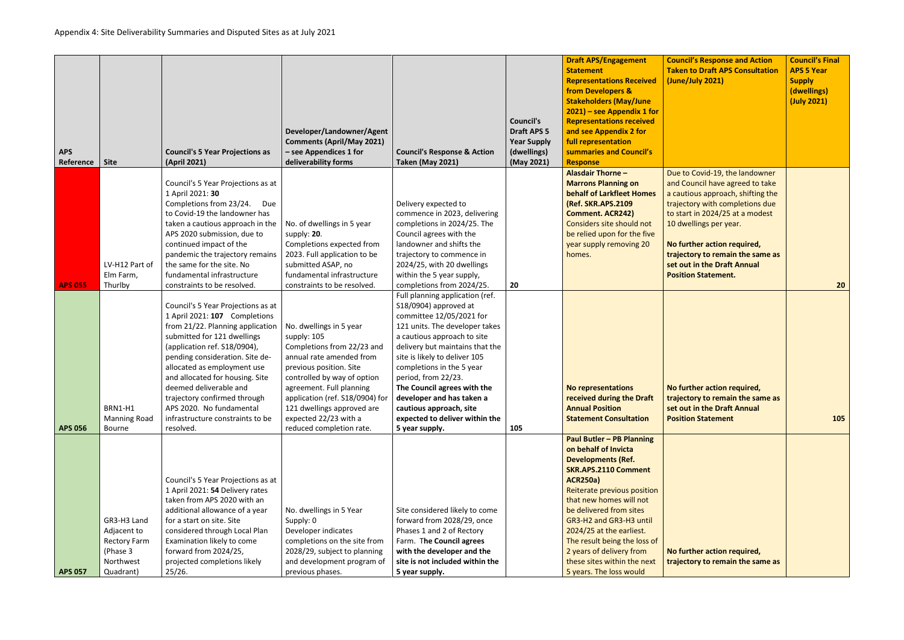Appendix 4: Site Deliverability Summaries and Disputed Sites as at July 2021

| APS Reference | Site | Council's 5 Year Projections as (April 2021) | Developer/Landowner/Agent Comments (April/May 2021) – see Appendices 1 for deliverability forms | Council's Response & Action Taken (May 2021) | Council's Draft APS 5 Year Supply (dwellings) (May 2021) | Draft APS/Engagement Statement Representations Received from Developers & Stakeholders (May/June 2021) – see Appendix 1 for Representations received and see Appendix 2 for full representation summaries and Council's Response | Council's Response and Action Taken to Draft APS Consultation (June/July 2021) | Council's Final APS 5 Year Supply (dwellings) (July 2021) |
|---|---|---|---|---|---|---|---|---|
| APS 055 | LV-H12 Part of Elm Farm, Thurlby | Council's 5 Year Projections as at 1 April 2021: **30** Completions from 23/24. Due to Covid-19 the landowner has taken a cautious approach in the APS 2020 submission, due to continued impact of the pandemic the trajectory remains the same for the site. No fundamental infrastructure constraints to be resolved. | No. of dwellings in 5 year supply: **20**. Completions expected from 2023. Full application to be submitted ASAP, no fundamental infrastructure constraints to be resolved. | Delivery expected to commence in 2023, delivering completions in 2024/25. The Council agrees with the landowner and shifts the trajectory to commence in 2024/25, with 20 dwellings within the 5 year supply, completions from 2024/25. | 20 | **Alasdair Thorne – Marrons Planning on behalf of Larkfleet Homes (Ref. SKR.APS.2109 Comment. ACR242)** Considers site should not be relied upon for the five year supply removing 20 homes. | Due to Covid-19, the landowner and Council have agreed to take a cautious approach, shifting the trajectory with completions due to start in 2024/25 at a modest 10 dwellings per year. **No further action required, trajectory to remain the same as set out in the Draft Annual Position Statement.** | **20** |
| APS 056 | BRN1-H1 Manning Road Bourne | Council's 5 Year Projections as at 1 April 2021: **107** Completions from 21/22. Planning application submitted for 121 dwellings (application ref. S18/0904), pending consideration. Site de-allocated as employment use and allocated for housing. Site deemed deliverable and trajectory confirmed through APS 2020. No fundamental infrastructure constraints to be resolved. | No. dwellings in 5 year supply: 105 Completions from 22/23 and annual rate amended from previous position. Site controlled by way of option agreement. Full planning application (ref. S18/0904) for 121 dwellings approved are expected 22/23 with a reduced completion rate. | Full planning application (ref. S18/0904) approved at committee 12/05/2021 for 121 units. The developer takes a cautious approach to site delivery but maintains that the site is likely to deliver 105 completions in the 5 year period, from 22/23. **The Council agrees with the developer and has taken a cautious approach, site expected to deliver within the 5 year supply.** | 105 | **No representations received during the Draft Annual Position Statement Consultation** | **No further action required, trajectory to remain the same as set out in the Draft Annual Position Statement** | **105** |
| APS 057 | GR3-H3 Land Adjacent to Rectory Farm (Phase 3 Northwest Quadrant) | Council's 5 Year Projections as at 1 April 2021: **54** Delivery rates taken from APS 2020 with an additional allowance of a year for a start on site. Site considered through Local Plan Examination likely to come forward from 2024/25, projected completions likely 25/26. | No. dwellings in 5 Year Supply: 0 Developer indicates completions on the site from 2028/29, subject to planning and development program of previous phases. | Site considered likely to come forward from 2028/29, once Phases 1 and 2 of Rectory Farm. **The Council agrees with the developer and the site is not included within the 5 year supply.** | | **Paul Butler – PB Planning on behalf of Invicta Developments (Ref. SKR.APS.2110 Comment ACR250a)** Reiterate previous position that new homes will not be delivered from sites GR3-H2 and GR3-H3 until 2024/25 at the earliest. The result being the loss of 2 years of delivery from these sites within the next 5 years. The loss would | **No further action required, trajectory to remain the same as** | |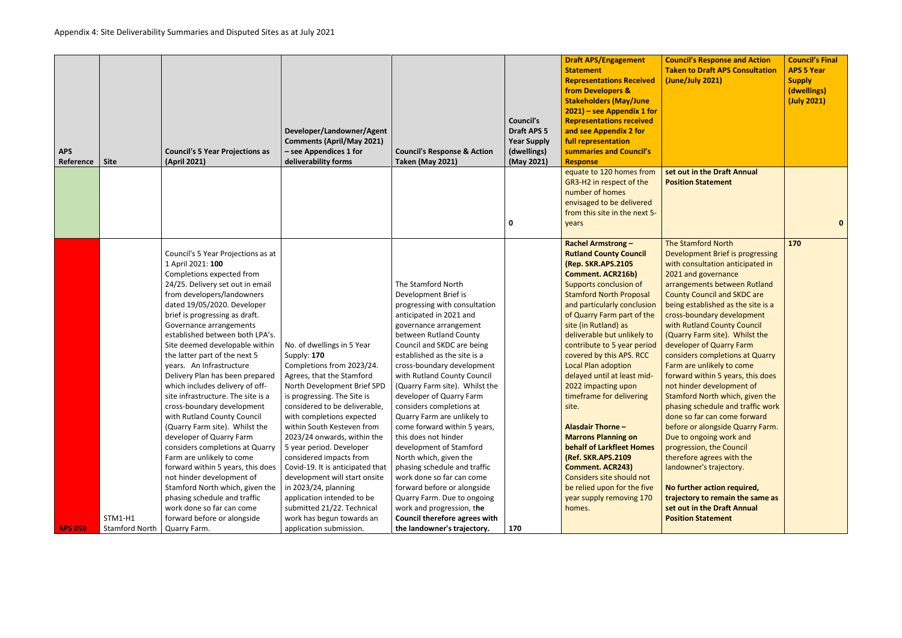Appendix 4: Site Deliverability Summaries and Disputed Sites as at July 2021

| APS Reference | Site | Council's 5 Year Projections as (April 2021) | Developer/Landowner/Agent Comments (April/May 2021) – see Appendices 1 for deliverability forms | Council's Response & Action Taken (May 2021) | Council's Draft APS 5 Year Supply (dwellings) (May 2021) | Draft APS/Engagement Statement Representations Received from Developers & Stakeholders (May/June 2021) – see Appendix 1 for Representations received and see Appendix 2 for full representation summaries and Council's Response | Council's Response and Action Taken to Draft APS Consultation (June/July 2021) | Council's Final APS 5 Year Supply (dwellings) (July 2021) |
|---|---|---|---|---|---|---|---|---|
| | | | | | 0 | equate to 120 homes from GR3-H2 in respect of the number of homes envisaged to be delivered from this site in the next 5-years | **set out in the Draft Annual Position Statement** | 0 |
| APS 058 | STM1-H1 Stamford North | Council's 5 Year Projections as at 1 April 2021: **100** Completions expected from 24/25. Delivery set out in email from developers/landowners dated 19/05/2020. Developer brief is progressing as draft. Governance arrangements established between both LPA's. Site deemed developable within the latter part of the next 5 years. An Infrastructure Delivery Plan has been prepared which includes delivery of off-site infrastructure. The site is a cross-boundary development with Rutland County Council (Quarry Farm site). Whilst the developer of Quarry Farm considers completions at Quarry Farm are unlikely to come forward within 5 years, this does not hinder development of Stamford North which, given the phasing schedule and traffic work done so far can come forward before or alongside Quarry Farm. | No. of dwellings in 5 Year Supply: **170** Completions from 2023/24. Agrees, that the Stamford North Development Brief SPD is progressing. The Site is considered to be deliverable, with completions expected within South Kesteven from 2023/24 onwards, within the 5 year period. Developer considered impacts from Covid-19. It is anticipated that development will start onsite in 2023/24, planning application intended to be submitted 21/22. Technical work has begun towards an application submission. | The Stamford North Development Brief is progressing with consultation anticipated in 2021 and governance arrangement between Rutland County Council and SKDC are being established as the site is a cross-boundary development with Rutland County Council (Quarry Farm site). Whilst the developer of Quarry Farm considers completions at Quarry Farm are unlikely to come forward within 5 years, this does not hinder development of Stamford North which, given the phasing schedule and traffic work done so far can come forward before or alongside Quarry Farm. Due to ongoing work and progression, t**he Council therefore agrees with the landowner's trajectory.** | 170 | **Rachel Armstrong – Rutland County Council (Rep. SKR.APS.2105 Comment. ACR216b)** Supports conclusion of Stamford North Proposal and particularly conclusion of Quarry Farm part of the site (in Rutland) as deliverable but unlikely to contribute to 5 year period covered by this APS. RCC Local Plan adoption delayed until at least mid-2022 impacting upon timeframe for delivering site.<br><br>**Alasdair Thorne – Marrons Planning on behalf of Larkfleet Homes (Ref. SKR.APS.2109 Comment. ACR243)** Considers site should not be relied upon for the five year supply removing 170 homes. | The Stamford North Development Brief is progressing with consultation anticipated in 2021 and governance arrangements between Rutland County Council and SKDC are being established as the site is a cross-boundary development with Rutland County Council (Quarry Farm site). Whilst the developer of Quarry Farm considers completions at Quarry Farm are unlikely to come forward within 5 years, this does not hinder development of Stamford North which, given the phasing schedule and traffic work done so far can come forward before or alongside Quarry Farm. Due to ongoing work and progression, the Council therefore agrees with the landowner's trajectory.<br><br>**No further action required, trajectory to remain the same as set out in the Draft Annual Position Statement** | 170 |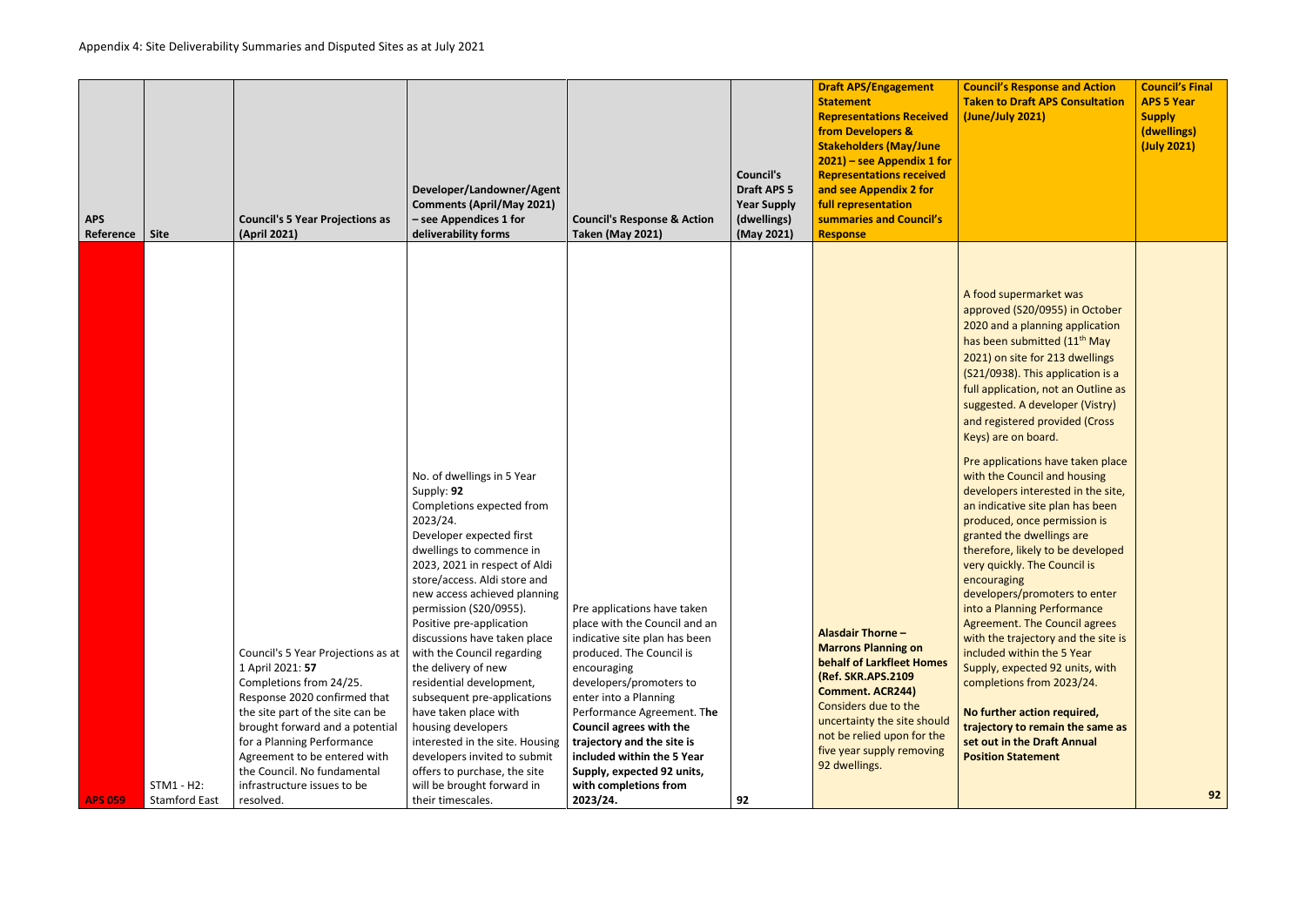Appendix 4: Site Deliverability Summaries and Disputed Sites as at July 2021

| APS Reference | Site | Council's 5 Year Projections as (April 2021) | Developer/Landowner/Agent Comments (April/May 2021) – see Appendices 1 for deliverability forms | Council's Response & Action Taken (May 2021) | Council's Draft APS 5 Year Supply (dwellings) (May 2021) | Draft APS/Engagement Statement Representations Received from Developers & Stakeholders (May/June 2021) – see Appendix 1 for Representations received and see Appendix 2 for full representation summaries and Council's Response | Council's Response and Action Taken to Draft APS Consultation (June/July 2021) | Council's Final APS 5 Year Supply (dwellings) (July 2021) |
|---|---|---|---|---|---|---|---|---|
| APS 059 | STM1 - H2: Stamford East | Council's 5 Year Projections as at 1 April 2021: **57**<br>Completions from 24/25.<br>Response 2020 confirmed that the site part of the site can be brought forward and a potential for a Planning Performance Agreement to be entered with the Council. No fundamental infrastructure issues to be resolved. | No. of dwellings in 5 Year Supply: **92**<br>Completions expected from 2023/24.<br>Developer expected first dwellings to commence in 2023, 2021 in respect of Aldi store/access. Aldi store and new access achieved planning permission (S20/0955).<br>Positive pre-application discussions have taken place with the Council regarding the delivery of new residential development, subsequent pre-applications have taken place with housing developers interested in the site. Housing developers invited to submit offers to purchase, the site will be brought forward in their timescales. | Pre applications have taken place with the Council and an indicative site plan has been produced. The Council is encouraging developers/promoters to enter into a Planning Performance Agreement. **The Council agrees with the trajectory and the site is included within the 5 Year Supply, expected 92 units, with completions from 2023/24.** | 92 | **Alasdair Thorne – Marrons Planning on behalf of Larkfleet Homes (Ref. SKR.APS.2109 Comment. ACR244)**<br>Considers due to the uncertainty the site should not be relied upon for the five year supply removing 92 dwellings. | A food supermarket was approved (S20/0955) in October 2020 and a planning application has been submitted (11th May 2021) on site for 213 dwellings (S21/0938). This application is a full application, not an Outline as suggested. A developer (Vistry) and registered provided (Cross Keys) are on board.<br><br>Pre applications have taken place with the Council and housing developers interested in the site, an indicative site plan has been produced, once permission is granted the dwellings are therefore, likely to be developed very quickly. The Council is encouraging developers/promoters to enter into a Planning Performance Agreement. The Council agrees with the trajectory and the site is included within the 5 Year Supply, expected 92 units, with completions from 2023/24.<br><br>**No further action required, trajectory to remain the same as set out in the Draft Annual Position Statement** | 92 |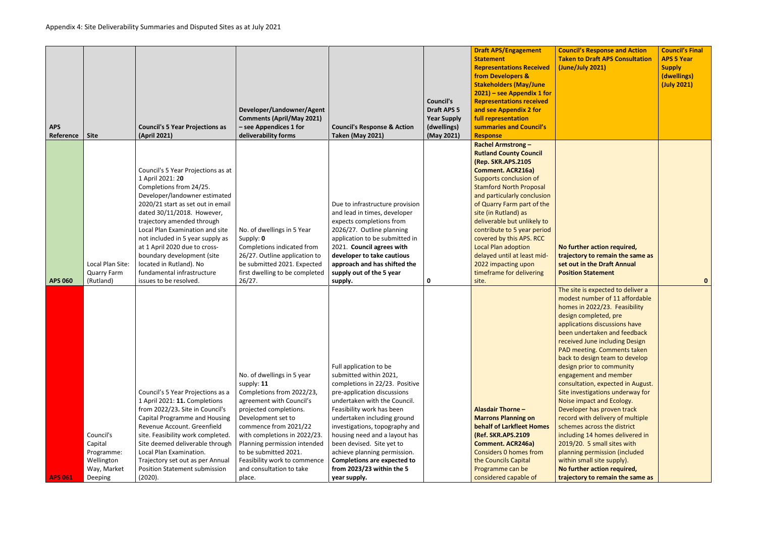Appendix 4: Site Deliverability Summaries and Disputed Sites as at July 2021

| APS Reference | Site | Council's 5 Year Projections as (April 2021) | Developer/Landowner/Agent Comments (April/May 2021) – see Appendices 1 for deliverability forms | Council's Response & Action Taken (May 2021) | Council's Draft APS 5 Year Supply (dwellings) (May 2021) | Draft APS/Engagement Statement Representations Received from Developers & Stakeholders (May/June 2021) – see Appendix 1 for Representations received and see Appendix 2 for full representation summaries and Council's Response | Council's Response and Action Taken to Draft APS Consultation (June/July 2021) | Council's Final APS 5 Year Supply (dwellings) (July 2021) |
|---|---|---|---|---|---|---|---|---|
| APS 060 | Local Plan Site: Quarry Farm (Rutland) | Council's 5 Year Projections as at 1 April 2021: 20 Completions from 24/25. Developer/landowner estimated 2020/21 start as set out in email dated 30/11/2018. However, trajectory amended through Local Plan Examination and site not included in 5 year supply as at 1 April 2020 due to cross-boundary development (site located in Rutland). No fundamental infrastructure issues to be resolved. | No. of dwellings in 5 Year Supply: **0** Completions indicated from 26/27. Outline application to be submitted 2021. Expected first dwelling to be completed 26/27. | Due to infrastructure provision and lead in times, developer expects completions from 2026/27. Outline planning application to be submitted in 2021. **Council agrees with developer to take cautious approach and has shifted the supply out of the 5 year supply.** | 0 | **Rachel Armstrong – Rutland County Council (Rep. SKR.APS.2105 Comment. ACR216a)** Supports conclusion of Stamford North Proposal and particularly conclusion of Quarry Farm part of the site (in Rutland) as deliverable but unlikely to contribute to 5 year period covered by this APS. RCC Local Plan adoption delayed until at least mid-2022 impacting upon timeframe for delivering site. | **No further action required, trajectory to remain the same as set out in the Draft Annual Position Statement** | **0** |
| APS 061 | Council's Capital Programme: Wellington Way, Market Deeping | Council's 5 Year Projections as a 1 April 2021: **11.** Completions from 2022/23**.** Site in Council's Capital Programme and Housing Revenue Account. Greenfield site. Feasibility work completed. Site deemed deliverable through Local Plan Examination. Trajectory set out as per Annual Position Statement submission (2020). | No. of dwellings in 5 year supply: **11** Completions from 2022/23, agreement with Council's projected completions. Development set to commence from 2021/22 with completions in 2022/23. Planning permission intended to be submitted 2021. Feasibility work to commence and consultation to take place. | Full application to be submitted within 2021, completions in 22/23. Positive pre-application discussions undertaken with the Council. Feasibility work has been undertaken including ground investigations, topography and housing need and a layout has been devised. Site yet to achieve planning permission. **Completions are expected to from 2023/23 within the 5 year supply.** | | **Alasdair Thorne – Marrons Planning on behalf of Larkfleet Homes (Ref. SKR.APS.2109 Comment. ACR246a)** Considers 0 homes from the Councils Capital Programme can be considered capable of | The site is expected to deliver a modest number of 11 affordable homes in 2022/23. Feasibility design completed, pre applications discussions have been undertaken and feedback received June including Design PAD meeting. Comments taken back to design team to develop design prior to community engagement and member consultation, expected in August. Site investigations underway for Noise impact and Ecology. Developer has proven track record with delivery of multiple schemes across the district including 14 homes delivered in 2019/20. 5 small sites with planning permission (included within small site supply). **No further action required, trajectory to remain the same as** | |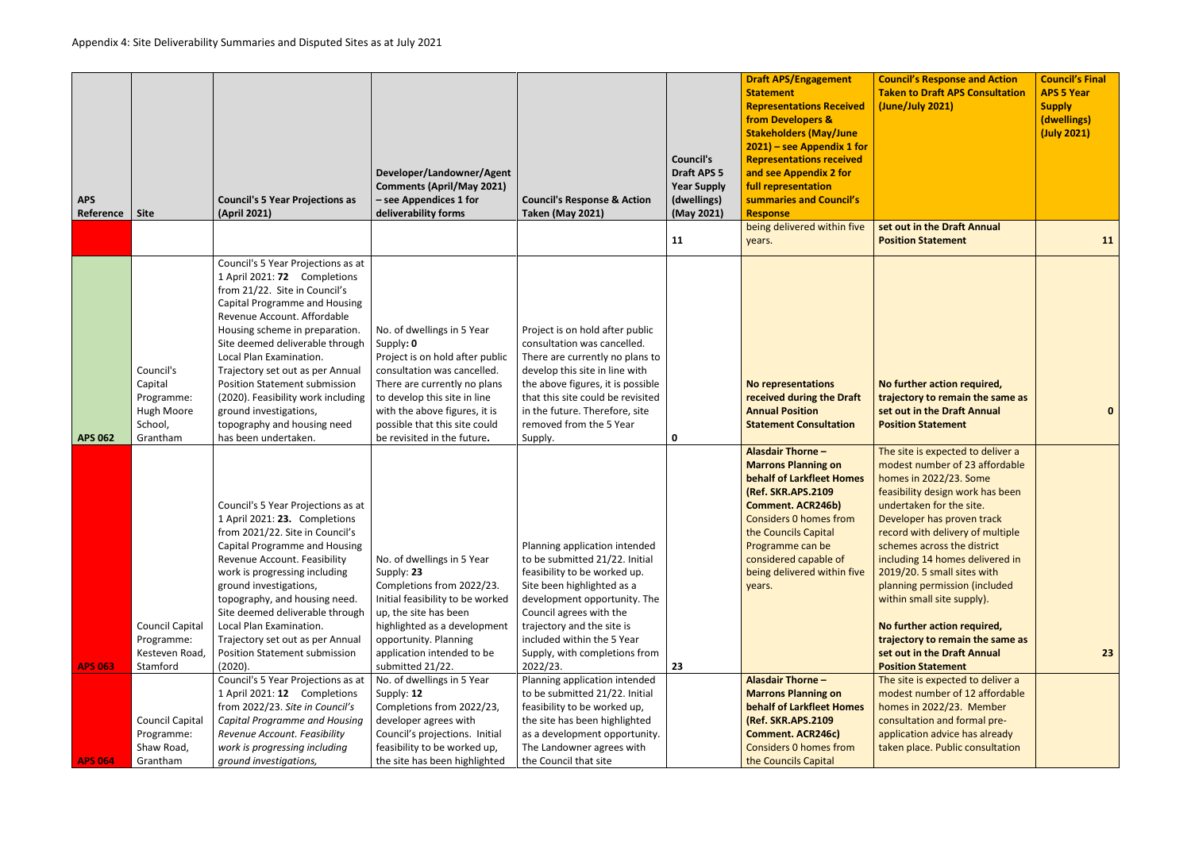Appendix 4: Site Deliverability Summaries and Disputed Sites as at July 2021

| APS Reference | Site | Council's 5 Year Projections as (April 2021) | Developer/Landowner/Agent Comments (April/May 2021) – see Appendices 1 for deliverability forms | Council's Response & Action Taken (May 2021) | Council's Draft APS 5 Year Supply (dwellings) (May 2021) | Draft APS/Engagement Statement Representations Received from Developers & Stakeholders (May/June 2021) – see Appendix 1 for Representations received and see Appendix 2 for full representation summaries and Council's Response | Council's Response and Action Taken to Draft APS Consultation (June/July 2021) | Council's Final APS 5 Year Supply (dwellings) (July 2021) |
|---|---|---|---|---|---|---|---|---|
| | | | | | 11 | being delivered within five years. | **set out in the Draft Annual Position Statement** | 11 |
| APS 062 | Council's Capital Programme: Hugh Moore School, Grantham | Council's 5 Year Projections as at 1 April 2021: **72** Completions from 21/22. Site in Council's Capital Programme and Housing Revenue Account. Affordable Housing scheme in preparation. Site deemed deliverable through Local Plan Examination. Trajectory set out as per Annual Position Statement submission (2020). Feasibility work including ground investigations, topography and housing need has been undertaken. | No. of dwellings in 5 Year Supply**: 0** Project is on hold after public consultation was cancelled. There are currently no plans to develop this site in line with the above figures, it is possible that this site could be revisited in the future**.** | Project is on hold after public consultation was cancelled. There are currently no plans to develop this site in line with the above figures, it is possible that this site could be revisited in the future. Therefore, site removed from the 5 Year Supply. | 0 | **No representations received during the Draft Annual Position Statement Consultation** | **No further action required, trajectory to remain the same as set out in the Draft Annual Position Statement** | 0 |
| APS 063 | Council Capital Programme: Kesteven Road, Stamford | Council's 5 Year Projections as at 1 April 2021: **23.** Completions from 2021/22. Site in Council's Capital Programme and Housing Revenue Account. Feasibility work is progressing including ground investigations, topography, and housing need. Site deemed deliverable through Local Plan Examination. Trajectory set out as per Annual Position Statement submission (2020). | No. of dwellings in 5 Year Supply: 23 Completions from 2022/23. Initial feasibility to be worked up, the site has been highlighted as a development opportunity. Planning application intended to be submitted 21/22. | Planning application intended to be submitted 21/22. Initial feasibility to be worked up. Site been highlighted as a development opportunity. The Council agrees with the trajectory and the site is included within the 5 Year Supply, with completions from 2022/23. | 23 | **Alasdair Thorne – Marrons Planning on behalf of Larkfleet Homes (Ref. SKR.APS.2109 Comment. ACR246b)** Considers 0 homes from the Councils Capital Programme can be considered capable of being delivered within five years. | The site is expected to deliver a modest number of 23 affordable homes in 2022/23. Some feasibility design work has been undertaken for the site. Developer has proven track record with delivery of multiple schemes across the district including 14 homes delivered in 2019/20. 5 small sites with planning permission (included within small site supply).<br><br>**No further action required, trajectory to remain the same as set out in the Draft Annual Position Statement** | 23 |
| APS 064 | Council Capital Programme: Shaw Road, Grantham | Council's 5 Year Projections as at 1 April 2021: **12** Completions from 2022/23. *Site in Council's Capital Programme and Housing Revenue Account. Feasibility work is progressing including ground investigations,* | No. of dwellings in 5 Year Supply: **12** Completions from 2022/23, developer agrees with Council's projections. Initial feasibility to be worked up, the site has been highlighted | Planning application intended to be submitted 21/22. Initial feasibility to be worked up, the site has been highlighted as a development opportunity. The Landowner agrees with the Council that site | | **Alasdair Thorne – Marrons Planning on behalf of Larkfleet Homes (Ref. SKR.APS.2109 Comment. ACR246c)** Considers 0 homes from the Councils Capital | The site is expected to deliver a modest number of 12 affordable homes in 2022/23. Member consultation and formal pre-application advice has already taken place. Public consultation | |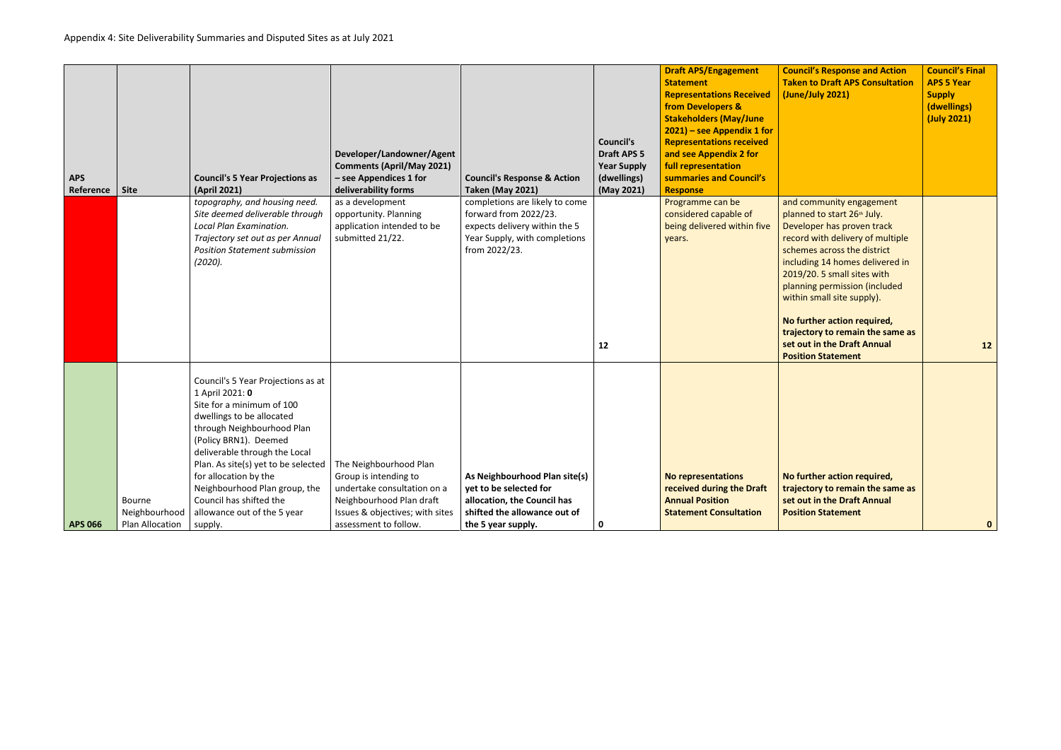Appendix 4: Site Deliverability Summaries and Disputed Sites as at July 2021

| APS Reference | Site | Council's 5 Year Projections as (April 2021) | Developer/Landowner/Agent Comments (April/May 2021) – see Appendices 1 for deliverability forms | Council's Response & Action Taken (May 2021) | Council's Draft APS 5 Year Supply (dwellings) (May 2021) | Draft APS/Engagement Statement Representations Received from Developers & Stakeholders (May/June 2021) – see Appendix 1 for Representations received and see Appendix 2 for full representation summaries and Council's Response | Council's Response and Action Taken to Draft APS Consultation (June/July 2021) | Council's Final APS 5 Year Supply (dwellings) (July 2021) |
|---|---|---|---|---|---|---|---|---|
| | | *topography, and housing need. Site deemed deliverable through Local Plan Examination. Trajectory set out as per Annual Position Statement submission (2020).* | as a development opportunity. Planning application intended to be submitted 21/22. | completions are likely to come forward from 2022/23. expects delivery within the 5 Year Supply, with completions from 2022/23. | 12 | Programme can be considered capable of being delivered within five years. | and community engagement planned to start 26th July. Developer has proven track record with delivery of multiple schemes across the district including 14 homes delivered in 2019/20. 5 small sites with planning permission (included within small site supply).<br><br>**No further action required, trajectory to remain the same as set out in the Draft Annual Position Statement** | 12 |
| **APS 066** | Bourne Neighbourhood Plan Allocation | Council's 5 Year Projections as at 1 April 2021: **0**<br>Site for a minimum of 100 dwellings to be allocated through Neighbourhood Plan (Policy BRN1). Deemed deliverable through the Local Plan. As site(s) yet to be selected for allocation by the Neighbourhood Plan group, the Council has shifted the allowance out of the 5 year supply. | The Neighbourhood Plan Group is intending to undertake consultation on a Neighbourhood Plan draft Issues & objectives; with sites assessment to follow. | **As Neighbourhood Plan site(s) yet to be selected for allocation, the Council has shifted the allowance out of the 5 year supply.** | 0 | **No representations received during the Draft Annual Position Statement Consultation** | **No further action required, trajectory to remain the same as set out in the Draft Annual Position Statement** | **0** |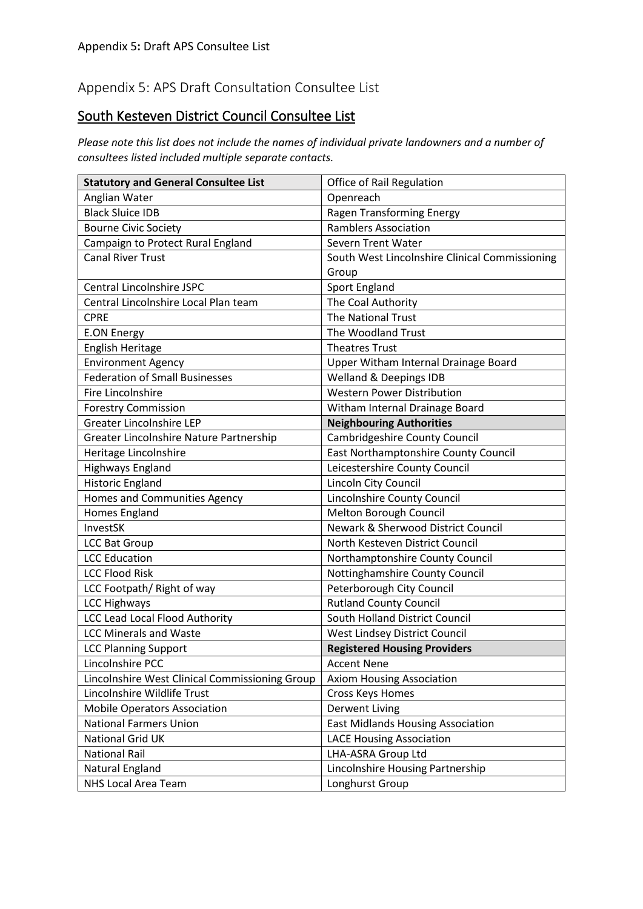## Appendix 5: APS Draft Consultation Consultee List

## <u>South Kesteven District Council Consultee List</u>

*Please note this list does not include the names of individual private landowners and a number of consultees listed included multiple separate contacts.*

| **Statutory and General Consultee List** | Office of Rail Regulation |
|---|---|
| Anglian Water | Openreach |
| Black Sluice IDB | Ragen Transforming Energy |
| Bourne Civic Society | Ramblers Association |
| Campaign to Protect Rural England | Severn Trent Water |
| Canal River Trust | South West Lincolnshire Clinical Commissioning Group |
| Central Lincolnshire JSPC | Sport England |
| Central Lincolnshire Local Plan team | The Coal Authority |
| CPRE | The National Trust |
| E.ON Energy | The Woodland Trust |
| English Heritage | Theatres Trust |
| Environment Agency | Upper Witham Internal Drainage Board |
| Federation of Small Businesses | Welland & Deepings IDB |
| Fire Lincolnshire | Western Power Distribution |
| Forestry Commission | Witham Internal Drainage Board |
| Greater Lincolnshire LEP | **Neighbouring Authorities** |
| Greater Lincolnshire Nature Partnership | Cambridgeshire County Council |
| Heritage Lincolnshire | East Northamptonshire County Council |
| Highways England | Leicestershire County Council |
| Historic England | Lincoln City Council |
| Homes and Communities Agency | Lincolnshire County Council |
| Homes England | Melton Borough Council |
| InvestSK | Newark & Sherwood District Council |
| LCC Bat Group | North Kesteven District Council |
| LCC Education | Northamptonshire County Council |
| LCC Flood Risk | Nottinghamshire County Council |
| LCC Footpath/ Right of way | Peterborough City Council |
| LCC Highways | Rutland County Council |
| LCC Lead Local Flood Authority | South Holland District Council |
| LCC Minerals and Waste | West Lindsey District Council |
| LCC Planning Support | **Registered Housing Providers** |
| Lincolnshire PCC | Accent Nene |
| Lincolnshire West Clinical Commissioning Group | Axiom Housing Association |
| Lincolnshire Wildlife Trust | Cross Keys Homes |
| Mobile Operators Association | Derwent Living |
| National Farmers Union | East Midlands Housing Association |
| National Grid UK | LACE Housing Association |
| National Rail | LHA-ASRA Group Ltd |
| Natural England | Lincolnshire Housing Partnership |
| NHS Local Area Team | Longhurst Group |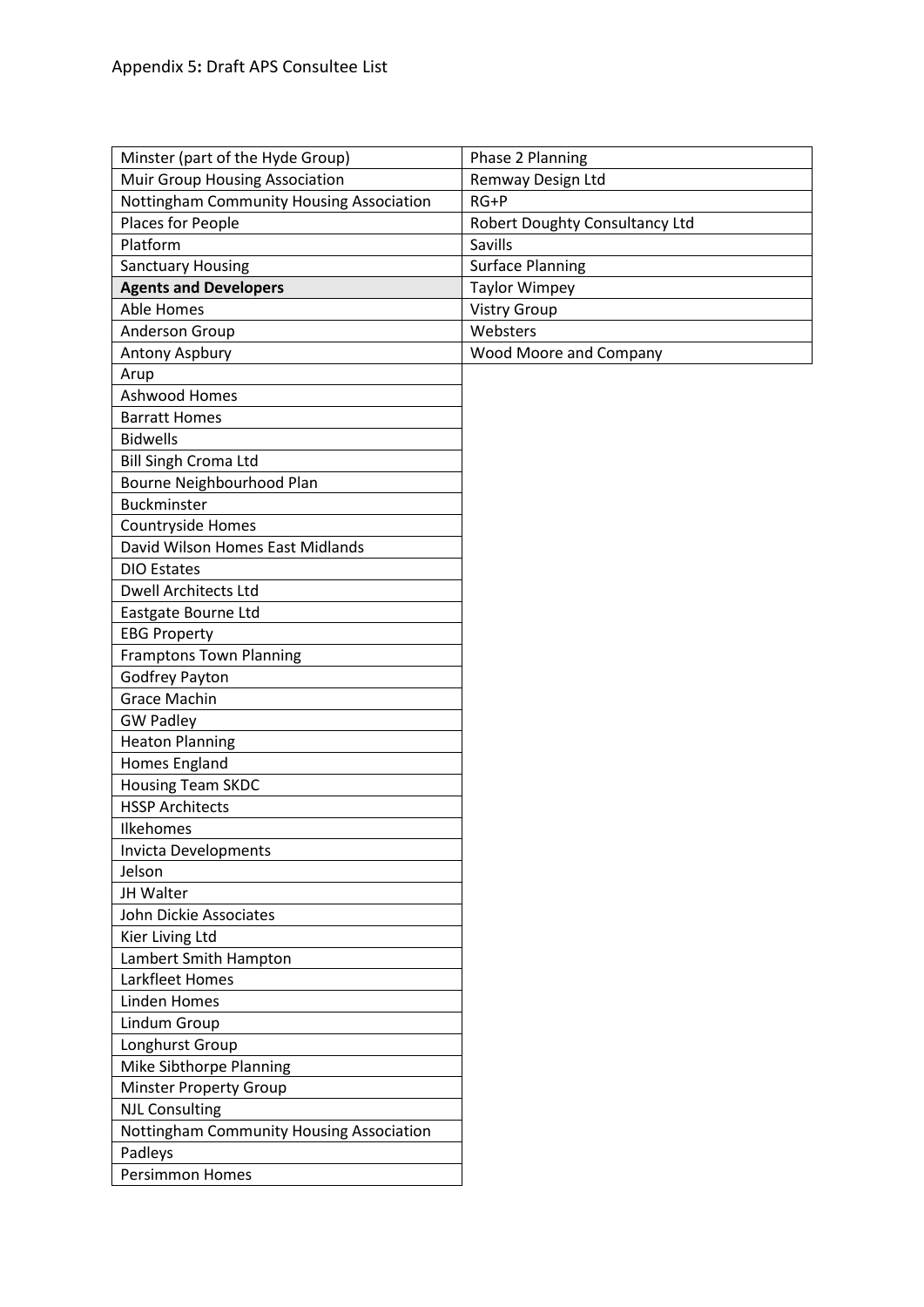Appendix 5: Draft APS Consultee List

| | |
|---|---|
| Minster (part of the Hyde Group) | Phase 2 Planning |
| Muir Group Housing Association | Remway Design Ltd |
| Nottingham Community Housing Association | RG+P |
| Places for People | Robert Doughty Consultancy Ltd |
| Platform | Savills |
| Sanctuary Housing | Surface Planning |
| **Agents and Developers** | Taylor Wimpey |
| Able Homes | Vistry Group |
| Anderson Group | Websters |
| Antony Aspbury | Wood Moore and Company |
| Arup | |
| Ashwood Homes | |
| Barratt Homes | |
| Bidwells | |
| Bill Singh Croma Ltd | |
| Bourne Neighbourhood Plan | |
| Buckminster | |
| Countryside Homes | |
| David Wilson Homes East Midlands | |
| DIO Estates | |
| Dwell Architects Ltd | |
| Eastgate Bourne Ltd | |
| EBG Property | |
| Framptons Town Planning | |
| Godfrey Payton | |
| Grace Machin | |
| GW Padley | |
| Heaton Planning | |
| Homes England | |
| Housing Team SKDC | |
| HSSP Architects | |
| Ilkehomes | |
| Invicta Developments | |
| Jelson | |
| JH Walter | |
| John Dickie Associates | |
| Kier Living Ltd | |
| Lambert Smith Hampton | |
| Larkfleet Homes | |
| Linden Homes | |
| Lindum Group | |
| Longhurst Group | |
| Mike Sibthorpe Planning | |
| Minster Property Group | |
| NJL Consulting | |
| Nottingham Community Housing Association | |
| Padleys | |
| Persimmon Homes | |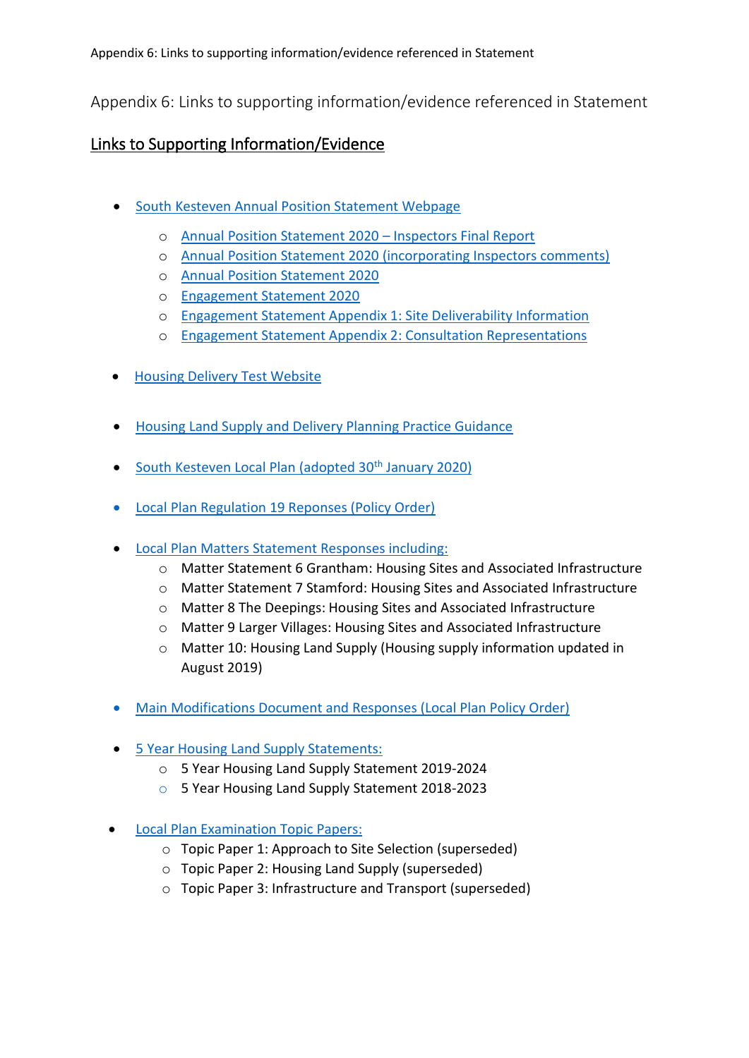# Appendix 6: Links to supporting information/evidence referenced in Statement

## Links to Supporting Information/Evidence

- South Kesteven Annual Position Statement Webpage
  - Annual Position Statement 2020 – Inspectors Final Report
  - Annual Position Statement 2020 (incorporating Inspectors comments)
  - Annual Position Statement 2020
  - Engagement Statement 2020
  - Engagement Statement Appendix 1: Site Deliverability Information
  - Engagement Statement Appendix 2: Consultation Representations
- Housing Delivery Test Website
- Housing Land Supply and Delivery Planning Practice Guidance
- South Kesteven Local Plan (adopted 30th January 2020)
- Local Plan Regulation 19 Reponses (Policy Order)
- Local Plan Matters Statement Responses including:
  - Matter Statement 6 Grantham: Housing Sites and Associated Infrastructure
  - Matter Statement 7 Stamford: Housing Sites and Associated Infrastructure
  - Matter 8 The Deepings: Housing Sites and Associated Infrastructure
  - Matter 9 Larger Villages: Housing Sites and Associated Infrastructure
  - Matter 10: Housing Land Supply (Housing supply information updated in August 2019)
- Main Modifications Document and Responses (Local Plan Policy Order)
- 5 Year Housing Land Supply Statements:
  - 5 Year Housing Land Supply Statement 2019-2024
  - 5 Year Housing Land Supply Statement 2018-2023
- Local Plan Examination Topic Papers:
  - Topic Paper 1: Approach to Site Selection (superseded)
  - Topic Paper 2: Housing Land Supply (superseded)
  - Topic Paper 3: Infrastructure and Transport (superseded)